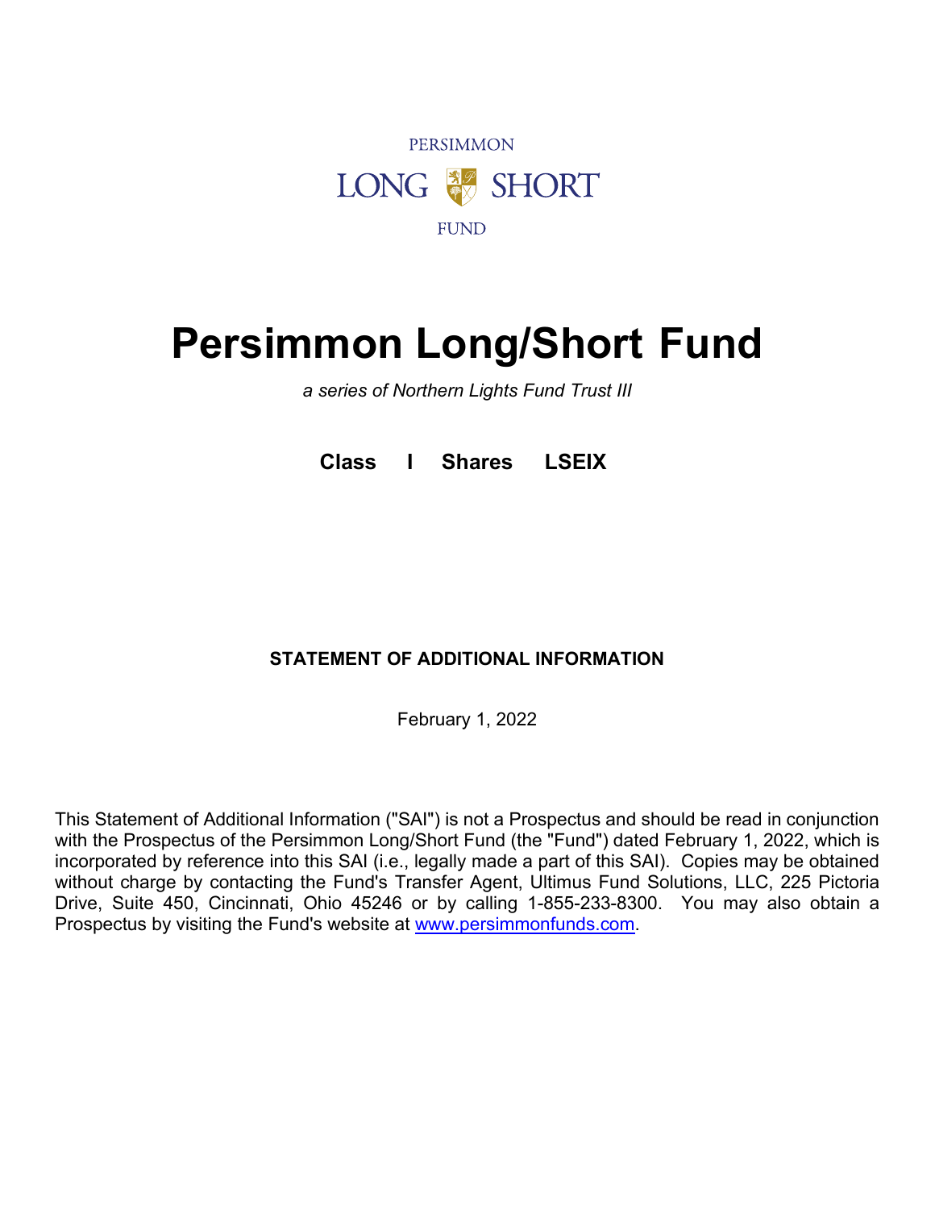PERSIMMON

LONG SHORT

FUND

# Persimmon Long/Short Fund

*a series of Northern Lights Fund Trust III*

**Class I Shares LSEIX**

**STATEMENT OF ADDITIONAL INFORMATION**

February 1, 2022

This Statement of Additional Information ("SAI") is not a Prospectus and should be read in conjunction with the Prospectus of the Persimmon Long/Short Fund (the "Fund") dated February 1, 2022, which is incorporated by reference into this SAI (i.e., legally made a part of this SAI). Copies may be obtained without charge by contacting the Fund's Transfer Agent, Ultimus Fund Solutions, LLC, 225 Pictoria Drive, Suite 450, Cincinnati, Ohio 45246 or by calling 1-855-233-8300. You may also obtain a Prospectus by visiting the Fund's website at www.persimmonfunds.com.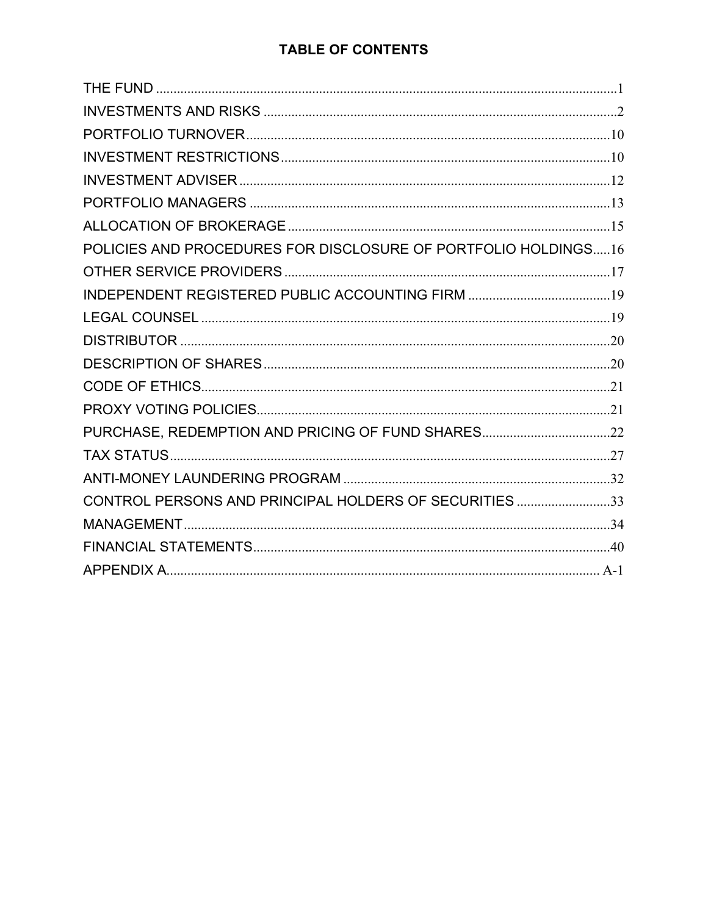# TABLE OF CONTENTS

| Section | Page |
| --- | --- |
| THE FUND | 1 |
| INVESTMENTS AND RISKS | 2 |
| PORTFOLIO TURNOVER | 10 |
| INVESTMENT RESTRICTIONS | 10 |
| INVESTMENT ADVISER | 12 |
| PORTFOLIO MANAGERS | 13 |
| ALLOCATION OF BROKERAGE | 15 |
| POLICIES AND PROCEDURES FOR DISCLOSURE OF PORTFOLIO HOLDINGS | 16 |
| OTHER SERVICE PROVIDERS | 17 |
| INDEPENDENT REGISTERED PUBLIC ACCOUNTING FIRM | 19 |
| LEGAL COUNSEL | 19 |
| DISTRIBUTOR | 20 |
| DESCRIPTION OF SHARES | 20 |
| CODE OF ETHICS | 21 |
| PROXY VOTING POLICIES | 21 |
| PURCHASE, REDEMPTION AND PRICING OF FUND SHARES | 22 |
| TAX STATUS | 27 |
| ANTI-MONEY LAUNDERING PROGRAM | 32 |
| CONTROL PERSONS AND PRINCIPAL HOLDERS OF SECURITIES | 33 |
| MANAGEMENT | 34 |
| FINANCIAL STATEMENTS | 40 |
| APPENDIX A | A-1 |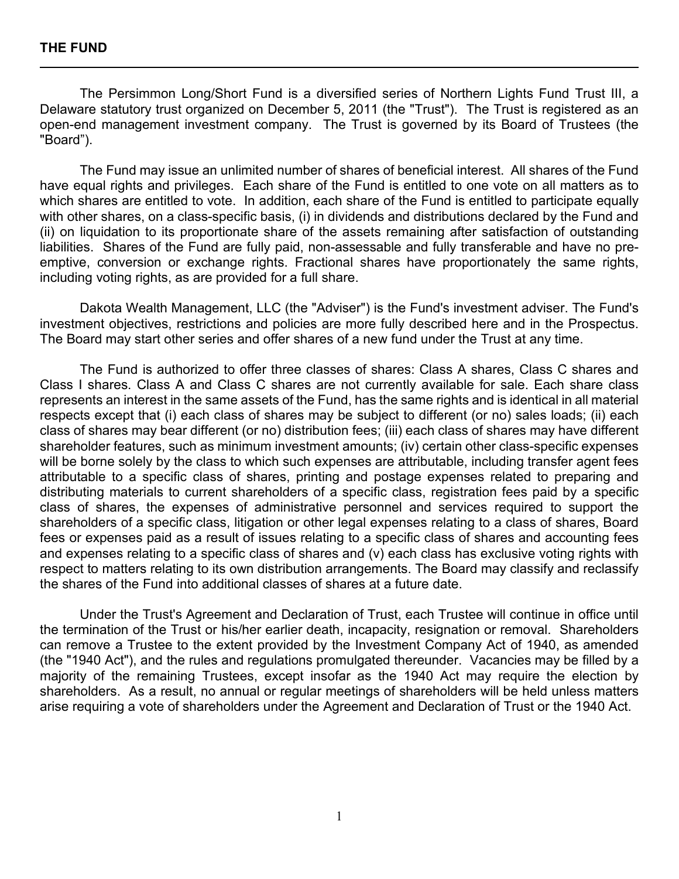## THE FUND

The Persimmon Long/Short Fund is a diversified series of Northern Lights Fund Trust III, a Delaware statutory trust organized on December 5, 2011 (the "Trust"). The Trust is registered as an open-end management investment company. The Trust is governed by its Board of Trustees (the "Board").

The Fund may issue an unlimited number of shares of beneficial interest. All shares of the Fund have equal rights and privileges. Each share of the Fund is entitled to one vote on all matters as to which shares are entitled to vote. In addition, each share of the Fund is entitled to participate equally with other shares, on a class-specific basis, (i) in dividends and distributions declared by the Fund and (ii) on liquidation to its proportionate share of the assets remaining after satisfaction of outstanding liabilities. Shares of the Fund are fully paid, non-assessable and fully transferable and have no pre-emptive, conversion or exchange rights. Fractional shares have proportionately the same rights, including voting rights, as are provided for a full share.

Dakota Wealth Management, LLC (the "Adviser") is the Fund's investment adviser. The Fund's investment objectives, restrictions and policies are more fully described here and in the Prospectus. The Board may start other series and offer shares of a new fund under the Trust at any time.

The Fund is authorized to offer three classes of shares: Class A shares, Class C shares and Class I shares. Class A and Class C shares are not currently available for sale. Each share class represents an interest in the same assets of the Fund, has the same rights and is identical in all material respects except that (i) each class of shares may be subject to different (or no) sales loads; (ii) each class of shares may bear different (or no) distribution fees; (iii) each class of shares may have different shareholder features, such as minimum investment amounts; (iv) certain other class-specific expenses will be borne solely by the class to which such expenses are attributable, including transfer agent fees attributable to a specific class of shares, printing and postage expenses related to preparing and distributing materials to current shareholders of a specific class, registration fees paid by a specific class of shares, the expenses of administrative personnel and services required to support the shareholders of a specific class, litigation or other legal expenses relating to a class of shares, Board fees or expenses paid as a result of issues relating to a specific class of shares and accounting fees and expenses relating to a specific class of shares and (v) each class has exclusive voting rights with respect to matters relating to its own distribution arrangements. The Board may classify and reclassify the shares of the Fund into additional classes of shares at a future date.

Under the Trust's Agreement and Declaration of Trust, each Trustee will continue in office until the termination of the Trust or his/her earlier death, incapacity, resignation or removal. Shareholders can remove a Trustee to the extent provided by the Investment Company Act of 1940, as amended (the "1940 Act"), and the rules and regulations promulgated thereunder. Vacancies may be filled by a majority of the remaining Trustees, except insofar as the 1940 Act may require the election by shareholders. As a result, no annual or regular meetings of shareholders will be held unless matters arise requiring a vote of shareholders under the Agreement and Declaration of Trust or the 1940 Act.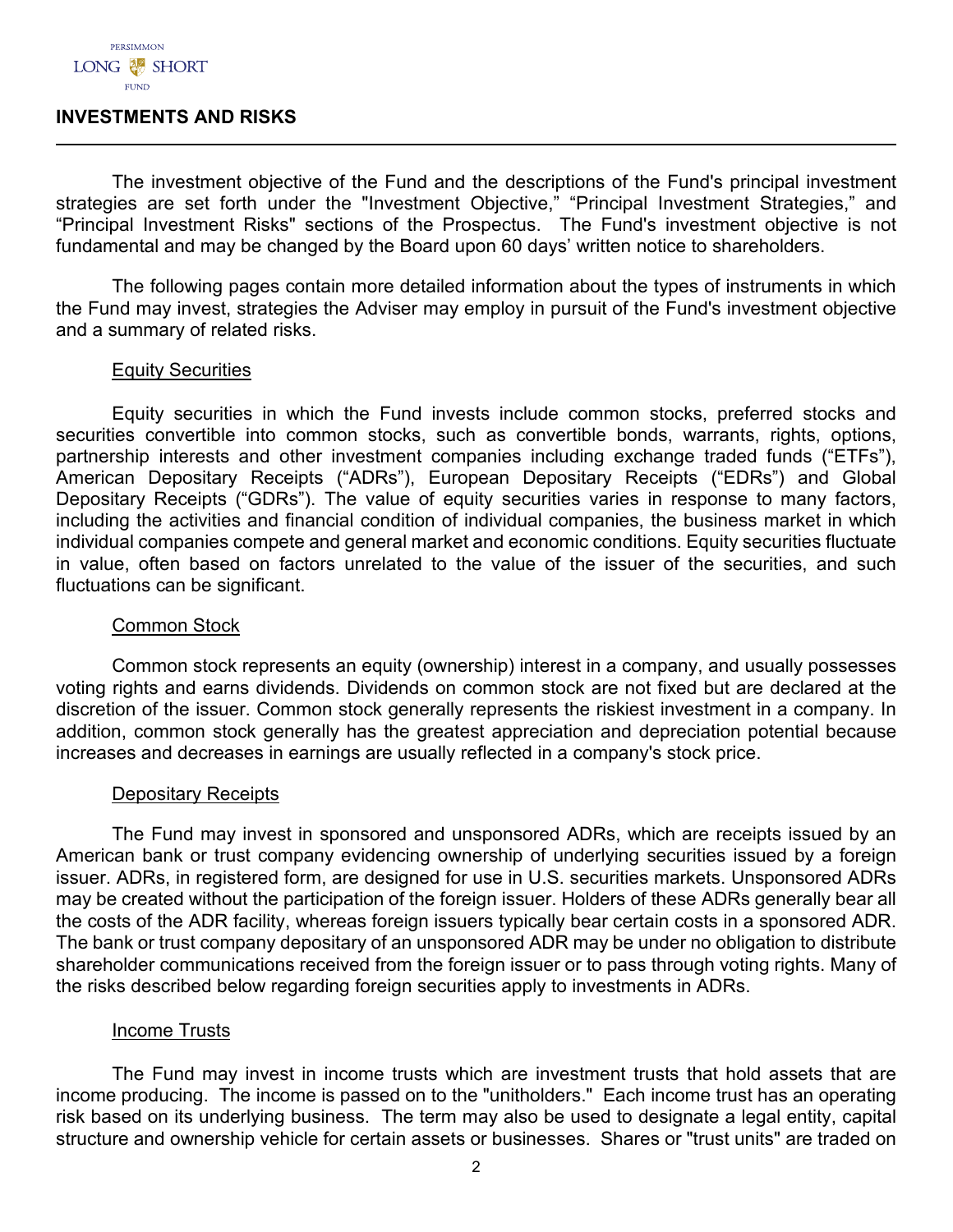## INVESTMENTS AND RISKS

The investment objective of the Fund and the descriptions of the Fund's principal investment strategies are set forth under the "Investment Objective," "Principal Investment Strategies," and "Principal Investment Risks" sections of the Prospectus. The Fund's investment objective is not fundamental and may be changed by the Board upon 60 days' written notice to shareholders.

The following pages contain more detailed information about the types of instruments in which the Fund may invest, strategies the Adviser may employ in pursuit of the Fund's investment objective and a summary of related risks.

### Equity Securities

Equity securities in which the Fund invests include common stocks, preferred stocks and securities convertible into common stocks, such as convertible bonds, warrants, rights, options, partnership interests and other investment companies including exchange traded funds ("ETFs"), American Depositary Receipts ("ADRs"), European Depositary Receipts ("EDRs") and Global Depositary Receipts ("GDRs"). The value of equity securities varies in response to many factors, including the activities and financial condition of individual companies, the business market in which individual companies compete and general market and economic conditions. Equity securities fluctuate in value, often based on factors unrelated to the value of the issuer of the securities, and such fluctuations can be significant.

### Common Stock

Common stock represents an equity (ownership) interest in a company, and usually possesses voting rights and earns dividends. Dividends on common stock are not fixed but are declared at the discretion of the issuer. Common stock generally represents the riskiest investment in a company. In addition, common stock generally has the greatest appreciation and depreciation potential because increases and decreases in earnings are usually reflected in a company's stock price.

### Depositary Receipts

The Fund may invest in sponsored and unsponsored ADRs, which are receipts issued by an American bank or trust company evidencing ownership of underlying securities issued by a foreign issuer. ADRs, in registered form, are designed for use in U.S. securities markets. Unsponsored ADRs may be created without the participation of the foreign issuer. Holders of these ADRs generally bear all the costs of the ADR facility, whereas foreign issuers typically bear certain costs in a sponsored ADR. The bank or trust company depositary of an unsponsored ADR may be under no obligation to distribute shareholder communications received from the foreign issuer or to pass through voting rights. Many of the risks described below regarding foreign securities apply to investments in ADRs.

### Income Trusts

The Fund may invest in income trusts which are investment trusts that hold assets that are income producing. The income is passed on to the "unitholders." Each income trust has an operating risk based on its underlying business. The term may also be used to designate a legal entity, capital structure and ownership vehicle for certain assets or businesses. Shares or "trust units" are traded on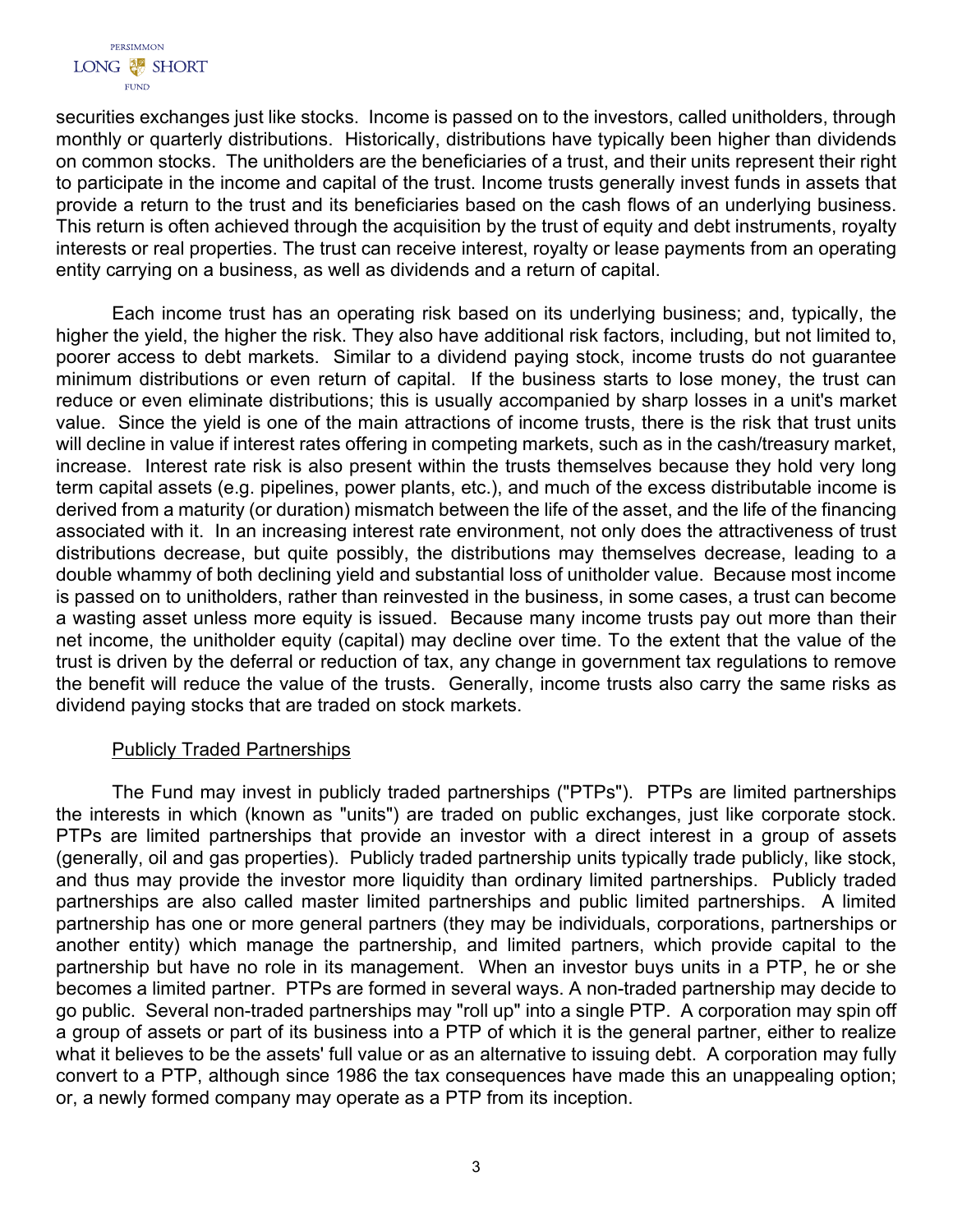securities exchanges just like stocks. Income is passed on to the investors, called unitholders, through monthly or quarterly distributions. Historically, distributions have typically been higher than dividends on common stocks. The unitholders are the beneficiaries of a trust, and their units represent their right to participate in the income and capital of the trust. Income trusts generally invest funds in assets that provide a return to the trust and its beneficiaries based on the cash flows of an underlying business. This return is often achieved through the acquisition by the trust of equity and debt instruments, royalty interests or real properties. The trust can receive interest, royalty or lease payments from an operating entity carrying on a business, as well as dividends and a return of capital.

Each income trust has an operating risk based on its underlying business; and, typically, the higher the yield, the higher the risk. They also have additional risk factors, including, but not limited to, poorer access to debt markets. Similar to a dividend paying stock, income trusts do not guarantee minimum distributions or even return of capital. If the business starts to lose money, the trust can reduce or even eliminate distributions; this is usually accompanied by sharp losses in a unit's market value. Since the yield is one of the main attractions of income trusts, there is the risk that trust units will decline in value if interest rates offering in competing markets, such as in the cash/treasury market, increase. Interest rate risk is also present within the trusts themselves because they hold very long term capital assets (e.g. pipelines, power plants, etc.), and much of the excess distributable income is derived from a maturity (or duration) mismatch between the life of the asset, and the life of the financing associated with it. In an increasing interest rate environment, not only does the attractiveness of trust distributions decrease, but quite possibly, the distributions may themselves decrease, leading to a double whammy of both declining yield and substantial loss of unitholder value. Because most income is passed on to unitholders, rather than reinvested in the business, in some cases, a trust can become a wasting asset unless more equity is issued. Because many income trusts pay out more than their net income, the unitholder equity (capital) may decline over time. To the extent that the value of the trust is driven by the deferral or reduction of tax, any change in government tax regulations to remove the benefit will reduce the value of the trusts. Generally, income trusts also carry the same risks as dividend paying stocks that are traded on stock markets.

Publicly Traded Partnerships

The Fund may invest in publicly traded partnerships ("PTPs"). PTPs are limited partnerships the interests in which (known as "units") are traded on public exchanges, just like corporate stock. PTPs are limited partnerships that provide an investor with a direct interest in a group of assets (generally, oil and gas properties). Publicly traded partnership units typically trade publicly, like stock, and thus may provide the investor more liquidity than ordinary limited partnerships. Publicly traded partnerships are also called master limited partnerships and public limited partnerships. A limited partnership has one or more general partners (they may be individuals, corporations, partnerships or another entity) which manage the partnership, and limited partners, which provide capital to the partnership but have no role in its management. When an investor buys units in a PTP, he or she becomes a limited partner. PTPs are formed in several ways. A non-traded partnership may decide to go public. Several non-traded partnerships may "roll up" into a single PTP. A corporation may spin off a group of assets or part of its business into a PTP of which it is the general partner, either to realize what it believes to be the assets' full value or as an alternative to issuing debt. A corporation may fully convert to a PTP, although since 1986 the tax consequences have made this an unappealing option; or, a newly formed company may operate as a PTP from its inception.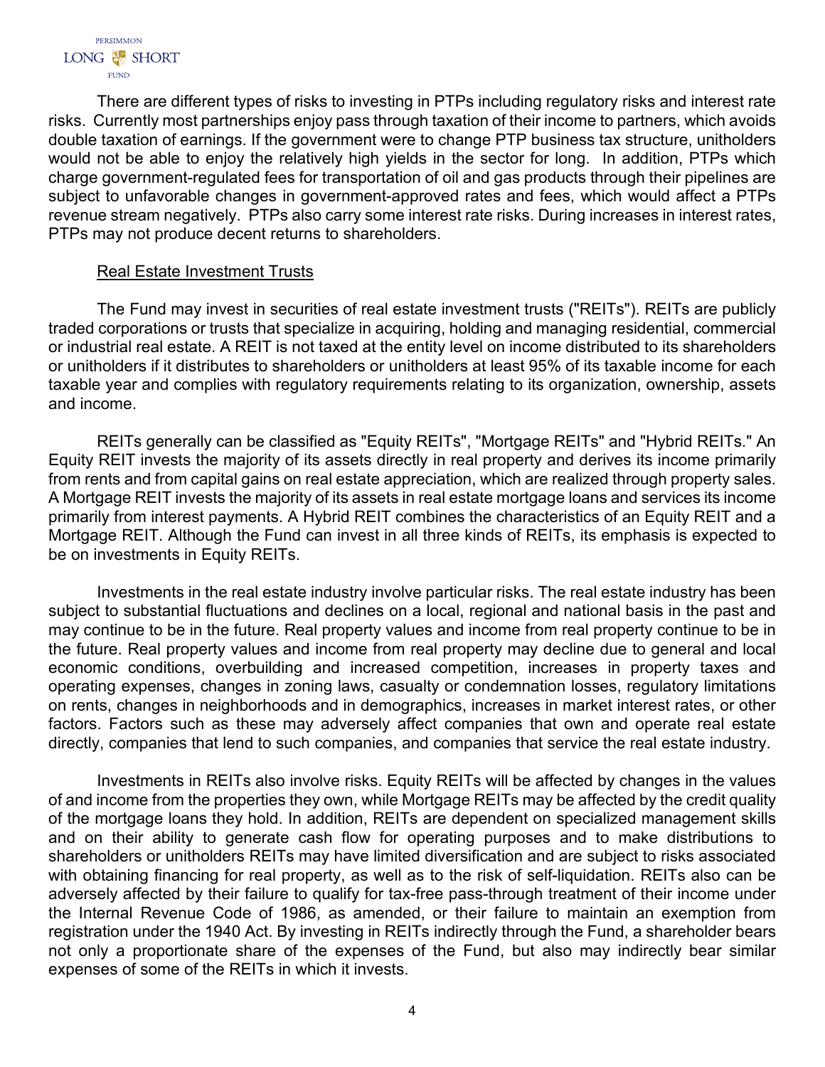There are different types of risks to investing in PTPs including regulatory risks and interest rate risks. Currently most partnerships enjoy pass through taxation of their income to partners, which avoids double taxation of earnings. If the government were to change PTP business tax structure, unitholders would not be able to enjoy the relatively high yields in the sector for long. In addition, PTPs which charge government-regulated fees for transportation of oil and gas products through their pipelines are subject to unfavorable changes in government-approved rates and fees, which would affect a PTPs revenue stream negatively. PTPs also carry some interest rate risks. During increases in interest rates, PTPs may not produce decent returns to shareholders.

Real Estate Investment Trusts

The Fund may invest in securities of real estate investment trusts ("REITs"). REITs are publicly traded corporations or trusts that specialize in acquiring, holding and managing residential, commercial or industrial real estate. A REIT is not taxed at the entity level on income distributed to its shareholders or unitholders if it distributes to shareholders or unitholders at least 95% of its taxable income for each taxable year and complies with regulatory requirements relating to its organization, ownership, assets and income.

REITs generally can be classified as "Equity REITs", "Mortgage REITs" and "Hybrid REITs." An Equity REIT invests the majority of its assets directly in real property and derives its income primarily from rents and from capital gains on real estate appreciation, which are realized through property sales. A Mortgage REIT invests the majority of its assets in real estate mortgage loans and services its income primarily from interest payments. A Hybrid REIT combines the characteristics of an Equity REIT and a Mortgage REIT. Although the Fund can invest in all three kinds of REITs, its emphasis is expected to be on investments in Equity REITs.

Investments in the real estate industry involve particular risks. The real estate industry has been subject to substantial fluctuations and declines on a local, regional and national basis in the past and may continue to be in the future. Real property values and income from real property continue to be in the future. Real property values and income from real property may decline due to general and local economic conditions, overbuilding and increased competition, increases in property taxes and operating expenses, changes in zoning laws, casualty or condemnation losses, regulatory limitations on rents, changes in neighborhoods and in demographics, increases in market interest rates, or other factors. Factors such as these may adversely affect companies that own and operate real estate directly, companies that lend to such companies, and companies that service the real estate industry.

Investments in REITs also involve risks. Equity REITs will be affected by changes in the values of and income from the properties they own, while Mortgage REITs may be affected by the credit quality of the mortgage loans they hold. In addition, REITs are dependent on specialized management skills and on their ability to generate cash flow for operating purposes and to make distributions to shareholders or unitholders REITs may have limited diversification and are subject to risks associated with obtaining financing for real property, as well as to the risk of self-liquidation. REITs also can be adversely affected by their failure to qualify for tax-free pass-through treatment of their income under the Internal Revenue Code of 1986, as amended, or their failure to maintain an exemption from registration under the 1940 Act. By investing in REITs indirectly through the Fund, a shareholder bears not only a proportionate share of the expenses of the Fund, but also may indirectly bear similar expenses of some of the REITs in which it invests.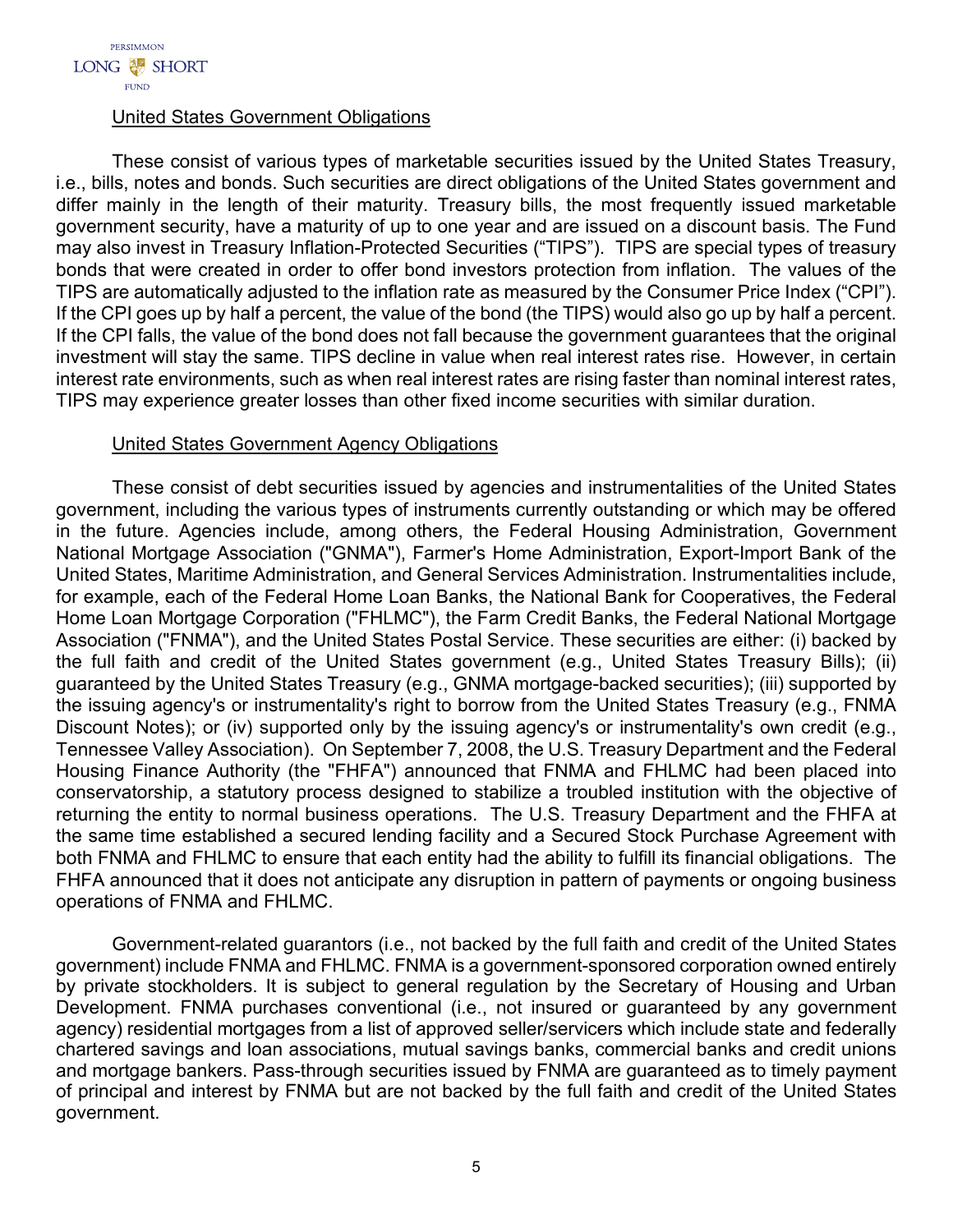United States Government Obligations

These consist of various types of marketable securities issued by the United States Treasury, i.e., bills, notes and bonds. Such securities are direct obligations of the United States government and differ mainly in the length of their maturity. Treasury bills, the most frequently issued marketable government security, have a maturity of up to one year and are issued on a discount basis. The Fund may also invest in Treasury Inflation-Protected Securities ("TIPS"). TIPS are special types of treasury bonds that were created in order to offer bond investors protection from inflation. The values of the TIPS are automatically adjusted to the inflation rate as measured by the Consumer Price Index ("CPI"). If the CPI goes up by half a percent, the value of the bond (the TIPS) would also go up by half a percent. If the CPI falls, the value of the bond does not fall because the government guarantees that the original investment will stay the same. TIPS decline in value when real interest rates rise. However, in certain interest rate environments, such as when real interest rates are rising faster than nominal interest rates, TIPS may experience greater losses than other fixed income securities with similar duration.

United States Government Agency Obligations

These consist of debt securities issued by agencies and instrumentalities of the United States government, including the various types of instruments currently outstanding or which may be offered in the future. Agencies include, among others, the Federal Housing Administration, Government National Mortgage Association ("GNMA"), Farmer's Home Administration, Export-Import Bank of the United States, Maritime Administration, and General Services Administration. Instrumentalities include, for example, each of the Federal Home Loan Banks, the National Bank for Cooperatives, the Federal Home Loan Mortgage Corporation ("FHLMC"), the Farm Credit Banks, the Federal National Mortgage Association ("FNMA"), and the United States Postal Service. These securities are either: (i) backed by the full faith and credit of the United States government (e.g., United States Treasury Bills); (ii) guaranteed by the United States Treasury (e.g., GNMA mortgage-backed securities); (iii) supported by the issuing agency's or instrumentality's right to borrow from the United States Treasury (e.g., FNMA Discount Notes); or (iv) supported only by the issuing agency's or instrumentality's own credit (e.g., Tennessee Valley Association). On September 7, 2008, the U.S. Treasury Department and the Federal Housing Finance Authority (the "FHFA") announced that FNMA and FHLMC had been placed into conservatorship, a statutory process designed to stabilize a troubled institution with the objective of returning the entity to normal business operations. The U.S. Treasury Department and the FHFA at the same time established a secured lending facility and a Secured Stock Purchase Agreement with both FNMA and FHLMC to ensure that each entity had the ability to fulfill its financial obligations. The FHFA announced that it does not anticipate any disruption in pattern of payments or ongoing business operations of FNMA and FHLMC.

Government-related guarantors (i.e., not backed by the full faith and credit of the United States government) include FNMA and FHLMC. FNMA is a government-sponsored corporation owned entirely by private stockholders. It is subject to general regulation by the Secretary of Housing and Urban Development. FNMA purchases conventional (i.e., not insured or guaranteed by any government agency) residential mortgages from a list of approved seller/servicers which include state and federally chartered savings and loan associations, mutual savings banks, commercial banks and credit unions and mortgage bankers. Pass-through securities issued by FNMA are guaranteed as to timely payment of principal and interest by FNMA but are not backed by the full faith and credit of the United States government.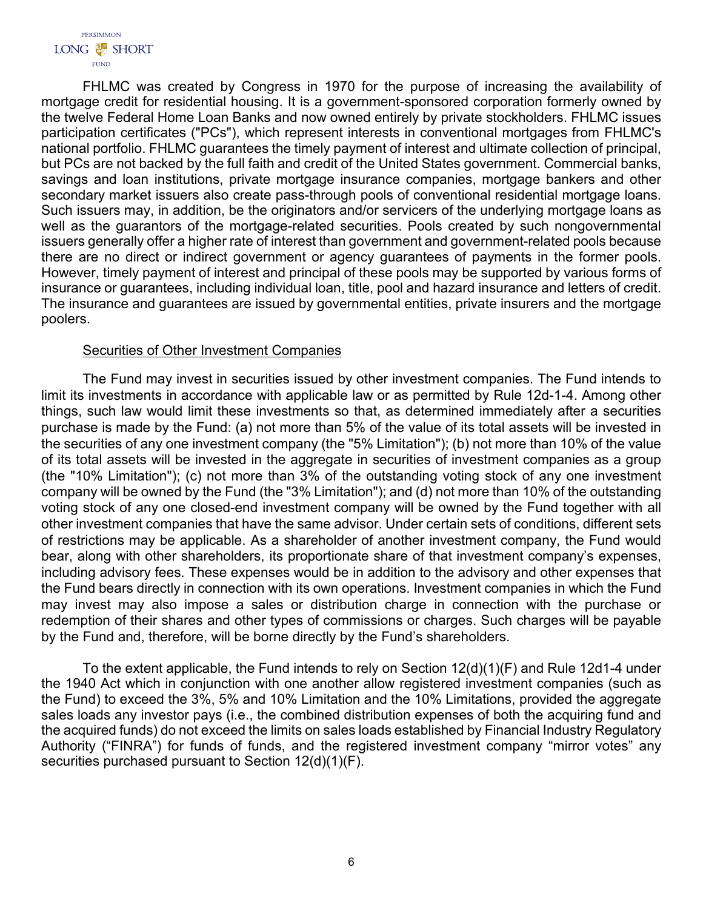FHLMC was created by Congress in 1970 for the purpose of increasing the availability of mortgage credit for residential housing. It is a government-sponsored corporation formerly owned by the twelve Federal Home Loan Banks and now owned entirely by private stockholders. FHLMC issues participation certificates ("PCs"), which represent interests in conventional mortgages from FHLMC's national portfolio. FHLMC guarantees the timely payment of interest and ultimate collection of principal, but PCs are not backed by the full faith and credit of the United States government. Commercial banks, savings and loan institutions, private mortgage insurance companies, mortgage bankers and other secondary market issuers also create pass-through pools of conventional residential mortgage loans. Such issuers may, in addition, be the originators and/or servicers of the underlying mortgage loans as well as the guarantors of the mortgage-related securities. Pools created by such nongovernmental issuers generally offer a higher rate of interest than government and government-related pools because there are no direct or indirect government or agency guarantees of payments in the former pools. However, timely payment of interest and principal of these pools may be supported by various forms of insurance or guarantees, including individual loan, title, pool and hazard insurance and letters of credit. The insurance and guarantees are issued by governmental entities, private insurers and the mortgage poolers.

### Securities of Other Investment Companies

The Fund may invest in securities issued by other investment companies. The Fund intends to limit its investments in accordance with applicable law or as permitted by Rule 12d-1-4. Among other things, such law would limit these investments so that, as determined immediately after a securities purchase is made by the Fund: (a) not more than 5% of the value of its total assets will be invested in the securities of any one investment company (the "5% Limitation"); (b) not more than 10% of the value of its total assets will be invested in the aggregate in securities of investment companies as a group (the "10% Limitation"); (c) not more than 3% of the outstanding voting stock of any one investment company will be owned by the Fund (the "3% Limitation"); and (d) not more than 10% of the outstanding voting stock of any one closed-end investment company will be owned by the Fund together with all other investment companies that have the same advisor. Under certain sets of conditions, different sets of restrictions may be applicable. As a shareholder of another investment company, the Fund would bear, along with other shareholders, its proportionate share of that investment company's expenses, including advisory fees. These expenses would be in addition to the advisory and other expenses that the Fund bears directly in connection with its own operations. Investment companies in which the Fund may invest may also impose a sales or distribution charge in connection with the purchase or redemption of their shares and other types of commissions or charges. Such charges will be payable by the Fund and, therefore, will be borne directly by the Fund's shareholders.

To the extent applicable, the Fund intends to rely on Section 12(d)(1)(F) and Rule 12d1-4 under the 1940 Act which in conjunction with one another allow registered investment companies (such as the Fund) to exceed the 3%, 5% and 10% Limitation and the 10% Limitations, provided the aggregate sales loads any investor pays (i.e., the combined distribution expenses of both the acquiring fund and the acquired funds) do not exceed the limits on sales loads established by Financial Industry Regulatory Authority ("FINRA") for funds of funds, and the registered investment company "mirror votes" any securities purchased pursuant to Section 12(d)(1)(F).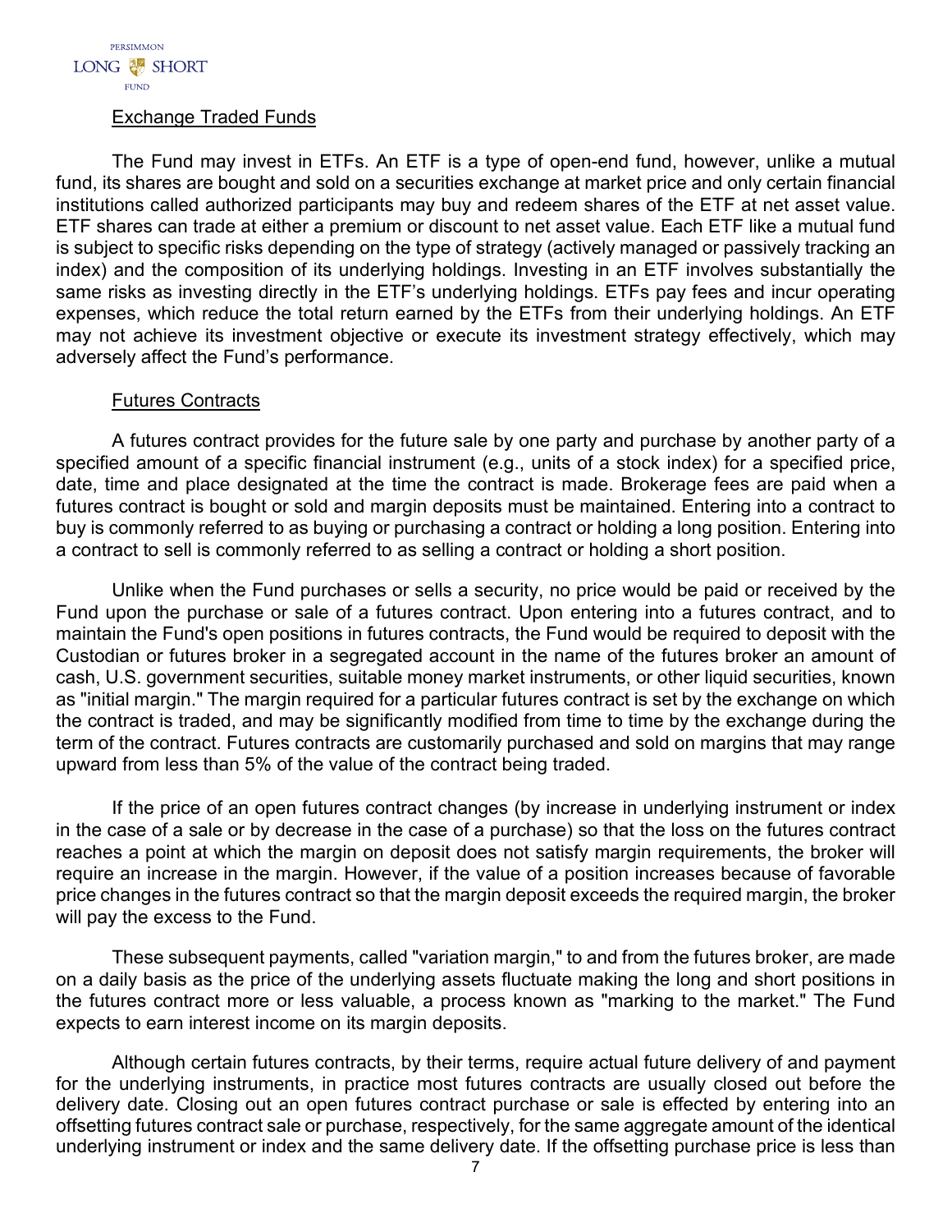### Exchange Traded Funds

The Fund may invest in ETFs. An ETF is a type of open-end fund, however, unlike a mutual fund, its shares are bought and sold on a securities exchange at market price and only certain financial institutions called authorized participants may buy and redeem shares of the ETF at net asset value. ETF shares can trade at either a premium or discount to net asset value. Each ETF like a mutual fund is subject to specific risks depending on the type of strategy (actively managed or passively tracking an index) and the composition of its underlying holdings. Investing in an ETF involves substantially the same risks as investing directly in the ETF's underlying holdings. ETFs pay fees and incur operating expenses, which reduce the total return earned by the ETFs from their underlying holdings. An ETF may not achieve its investment objective or execute its investment strategy effectively, which may adversely affect the Fund's performance.

### Futures Contracts

A futures contract provides for the future sale by one party and purchase by another party of a specified amount of a specific financial instrument (e.g., units of a stock index) for a specified price, date, time and place designated at the time the contract is made. Brokerage fees are paid when a futures contract is bought or sold and margin deposits must be maintained. Entering into a contract to buy is commonly referred to as buying or purchasing a contract or holding a long position. Entering into a contract to sell is commonly referred to as selling a contract or holding a short position.

Unlike when the Fund purchases or sells a security, no price would be paid or received by the Fund upon the purchase or sale of a futures contract. Upon entering into a futures contract, and to maintain the Fund's open positions in futures contracts, the Fund would be required to deposit with the Custodian or futures broker in a segregated account in the name of the futures broker an amount of cash, U.S. government securities, suitable money market instruments, or other liquid securities, known as "initial margin." The margin required for a particular futures contract is set by the exchange on which the contract is traded, and may be significantly modified from time to time by the exchange during the term of the contract. Futures contracts are customarily purchased and sold on margins that may range upward from less than 5% of the value of the contract being traded.

If the price of an open futures contract changes (by increase in underlying instrument or index in the case of a sale or by decrease in the case of a purchase) so that the loss on the futures contract reaches a point at which the margin on deposit does not satisfy margin requirements, the broker will require an increase in the margin. However, if the value of a position increases because of favorable price changes in the futures contract so that the margin deposit exceeds the required margin, the broker will pay the excess to the Fund.

These subsequent payments, called "variation margin," to and from the futures broker, are made on a daily basis as the price of the underlying assets fluctuate making the long and short positions in the futures contract more or less valuable, a process known as "marking to the market." The Fund expects to earn interest income on its margin deposits.

Although certain futures contracts, by their terms, require actual future delivery of and payment for the underlying instruments, in practice most futures contracts are usually closed out before the delivery date. Closing out an open futures contract purchase or sale is effected by entering into an offsetting futures contract sale or purchase, respectively, for the same aggregate amount of the identical underlying instrument or index and the same delivery date. If the offsetting purchase price is less than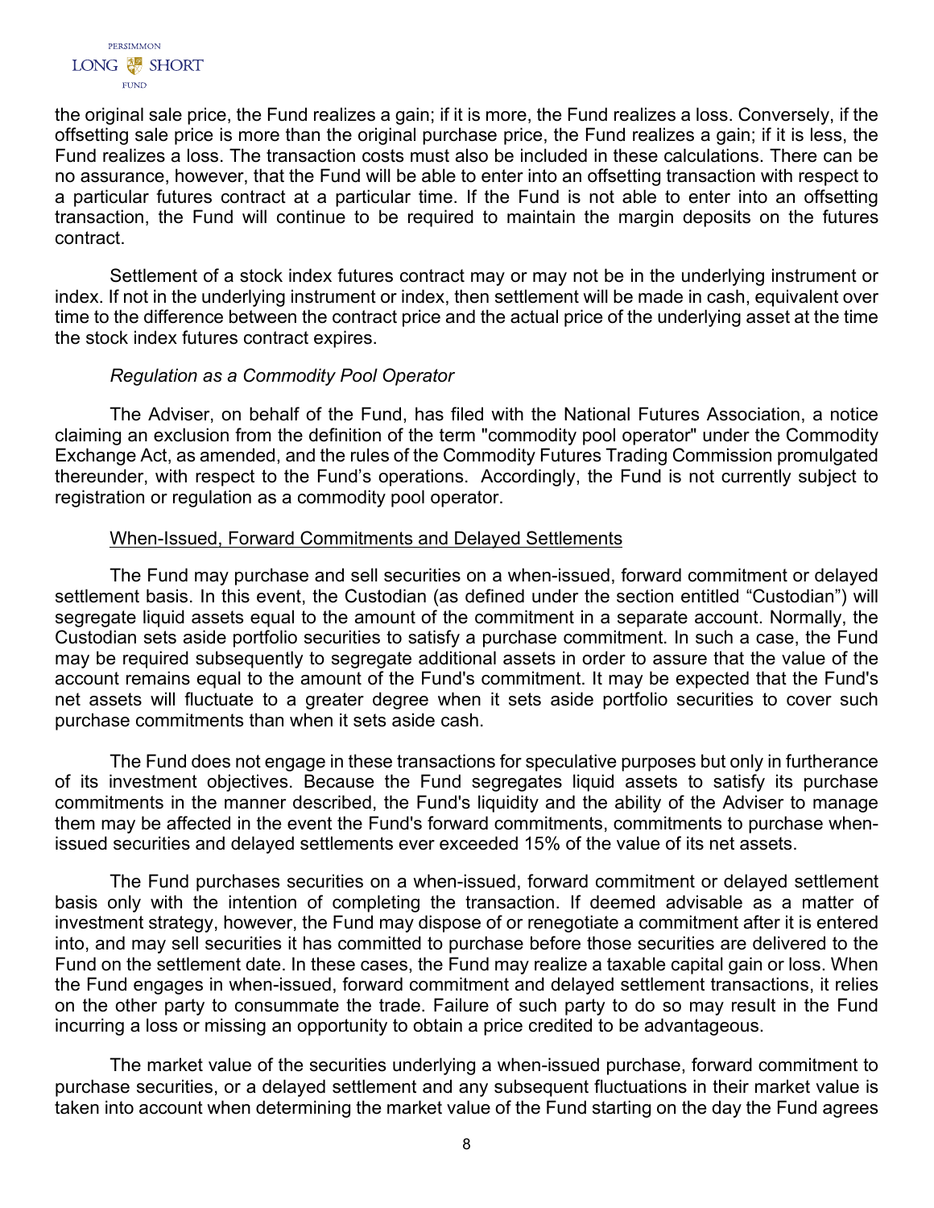the original sale price, the Fund realizes a gain; if it is more, the Fund realizes a loss. Conversely, if the offsetting sale price is more than the original purchase price, the Fund realizes a gain; if it is less, the Fund realizes a loss. The transaction costs must also be included in these calculations. There can be no assurance, however, that the Fund will be able to enter into an offsetting transaction with respect to a particular futures contract at a particular time. If the Fund is not able to enter into an offsetting transaction, the Fund will continue to be required to maintain the margin deposits on the futures contract.

Settlement of a stock index futures contract may or may not be in the underlying instrument or index. If not in the underlying instrument or index, then settlement will be made in cash, equivalent over time to the difference between the contract price and the actual price of the underlying asset at the time the stock index futures contract expires.

*Regulation as a Commodity Pool Operator*

The Adviser, on behalf of the Fund, has filed with the National Futures Association, a notice claiming an exclusion from the definition of the term "commodity pool operator" under the Commodity Exchange Act, as amended, and the rules of the Commodity Futures Trading Commission promulgated thereunder, with respect to the Fund's operations. Accordingly, the Fund is not currently subject to registration or regulation as a commodity pool operator.

<u>When-Issued, Forward Commitments and Delayed Settlements</u>

The Fund may purchase and sell securities on a when-issued, forward commitment or delayed settlement basis. In this event, the Custodian (as defined under the section entitled "Custodian") will segregate liquid assets equal to the amount of the commitment in a separate account. Normally, the Custodian sets aside portfolio securities to satisfy a purchase commitment. In such a case, the Fund may be required subsequently to segregate additional assets in order to assure that the value of the account remains equal to the amount of the Fund's commitment. It may be expected that the Fund's net assets will fluctuate to a greater degree when it sets aside portfolio securities to cover such purchase commitments than when it sets aside cash.

The Fund does not engage in these transactions for speculative purposes but only in furtherance of its investment objectives. Because the Fund segregates liquid assets to satisfy its purchase commitments in the manner described, the Fund's liquidity and the ability of the Adviser to manage them may be affected in the event the Fund's forward commitments, commitments to purchase when-issued securities and delayed settlements ever exceeded 15% of the value of its net assets.

The Fund purchases securities on a when-issued, forward commitment or delayed settlement basis only with the intention of completing the transaction. If deemed advisable as a matter of investment strategy, however, the Fund may dispose of or renegotiate a commitment after it is entered into, and may sell securities it has committed to purchase before those securities are delivered to the Fund on the settlement date. In these cases, the Fund may realize a taxable capital gain or loss. When the Fund engages in when-issued, forward commitment and delayed settlement transactions, it relies on the other party to consummate the trade. Failure of such party to do so may result in the Fund incurring a loss or missing an opportunity to obtain a price credited to be advantageous.

The market value of the securities underlying a when-issued purchase, forward commitment to purchase securities, or a delayed settlement and any subsequent fluctuations in their market value is taken into account when determining the market value of the Fund starting on the day the Fund agrees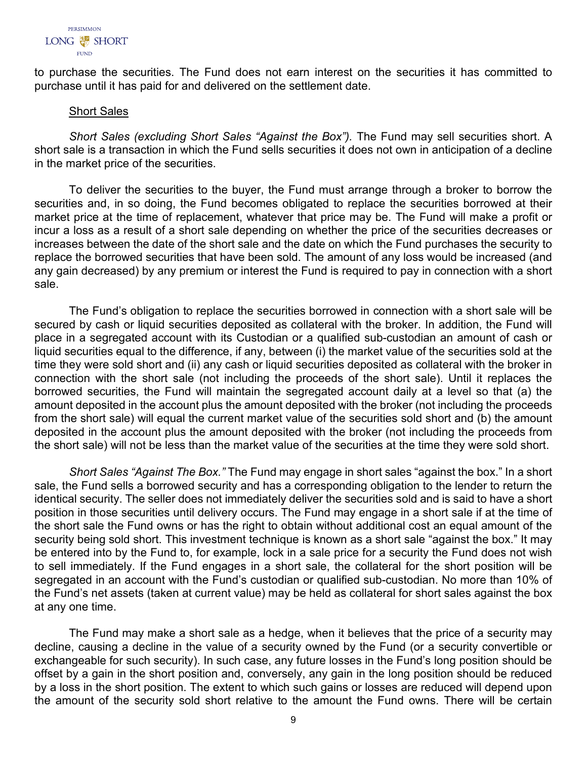to purchase the securities. The Fund does not earn interest on the securities it has committed to purchase until it has paid for and delivered on the settlement date.

Short Sales

*Short Sales (excluding Short Sales "Against the Box").* The Fund may sell securities short. A short sale is a transaction in which the Fund sells securities it does not own in anticipation of a decline in the market price of the securities.

To deliver the securities to the buyer, the Fund must arrange through a broker to borrow the securities and, in so doing, the Fund becomes obligated to replace the securities borrowed at their market price at the time of replacement, whatever that price may be. The Fund will make a profit or incur a loss as a result of a short sale depending on whether the price of the securities decreases or increases between the date of the short sale and the date on which the Fund purchases the security to replace the borrowed securities that have been sold. The amount of any loss would be increased (and any gain decreased) by any premium or interest the Fund is required to pay in connection with a short sale.

The Fund's obligation to replace the securities borrowed in connection with a short sale will be secured by cash or liquid securities deposited as collateral with the broker. In addition, the Fund will place in a segregated account with its Custodian or a qualified sub-custodian an amount of cash or liquid securities equal to the difference, if any, between (i) the market value of the securities sold at the time they were sold short and (ii) any cash or liquid securities deposited as collateral with the broker in connection with the short sale (not including the proceeds of the short sale). Until it replaces the borrowed securities, the Fund will maintain the segregated account daily at a level so that (a) the amount deposited in the account plus the amount deposited with the broker (not including the proceeds from the short sale) will equal the current market value of the securities sold short and (b) the amount deposited in the account plus the amount deposited with the broker (not including the proceeds from the short sale) will not be less than the market value of the securities at the time they were sold short.

*Short Sales "Against The Box."* The Fund may engage in short sales "against the box." In a short sale, the Fund sells a borrowed security and has a corresponding obligation to the lender to return the identical security. The seller does not immediately deliver the securities sold and is said to have a short position in those securities until delivery occurs. The Fund may engage in a short sale if at the time of the short sale the Fund owns or has the right to obtain without additional cost an equal amount of the security being sold short. This investment technique is known as a short sale "against the box." It may be entered into by the Fund to, for example, lock in a sale price for a security the Fund does not wish to sell immediately. If the Fund engages in a short sale, the collateral for the short position will be segregated in an account with the Fund's custodian or qualified sub-custodian. No more than 10% of the Fund's net assets (taken at current value) may be held as collateral for short sales against the box at any one time.

The Fund may make a short sale as a hedge, when it believes that the price of a security may decline, causing a decline in the value of a security owned by the Fund (or a security convertible or exchangeable for such security). In such case, any future losses in the Fund's long position should be offset by a gain in the short position and, conversely, any gain in the long position should be reduced by a loss in the short position. The extent to which such gains or losses are reduced will depend upon the amount of the security sold short relative to the amount the Fund owns. There will be certain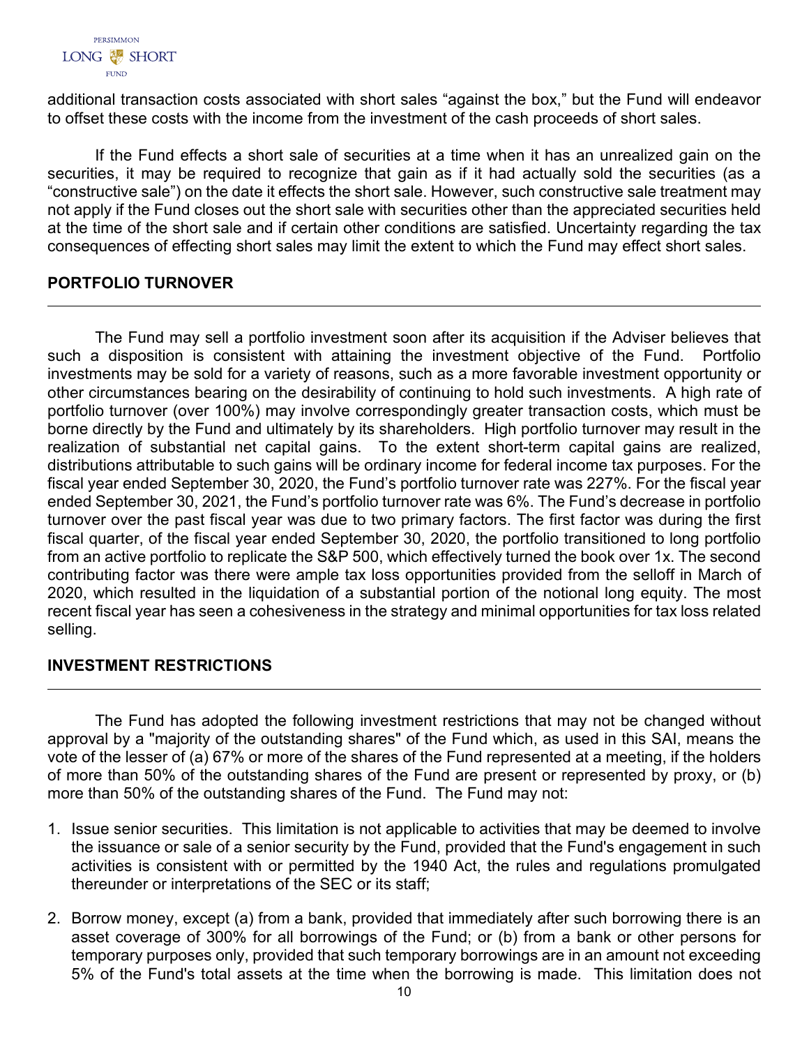additional transaction costs associated with short sales "against the box," but the Fund will endeavor to offset these costs with the income from the investment of the cash proceeds of short sales.

If the Fund effects a short sale of securities at a time when it has an unrealized gain on the securities, it may be required to recognize that gain as if it had actually sold the securities (as a "constructive sale") on the date it effects the short sale. However, such constructive sale treatment may not apply if the Fund closes out the short sale with securities other than the appreciated securities held at the time of the short sale and if certain other conditions are satisfied. Uncertainty regarding the tax consequences of effecting short sales may limit the extent to which the Fund may effect short sales.

## PORTFOLIO TURNOVER

The Fund may sell a portfolio investment soon after its acquisition if the Adviser believes that such a disposition is consistent with attaining the investment objective of the Fund. Portfolio investments may be sold for a variety of reasons, such as a more favorable investment opportunity or other circumstances bearing on the desirability of continuing to hold such investments. A high rate of portfolio turnover (over 100%) may involve correspondingly greater transaction costs, which must be borne directly by the Fund and ultimately by its shareholders. High portfolio turnover may result in the realization of substantial net capital gains. To the extent short-term capital gains are realized, distributions attributable to such gains will be ordinary income for federal income tax purposes. For the fiscal year ended September 30, 2020, the Fund's portfolio turnover rate was 227%. For the fiscal year ended September 30, 2021, the Fund's portfolio turnover rate was 6%. The Fund's decrease in portfolio turnover over the past fiscal year was due to two primary factors. The first factor was during the first fiscal quarter, of the fiscal year ended September 30, 2020, the portfolio transitioned to long portfolio from an active portfolio to replicate the S&P 500, which effectively turned the book over 1x. The second contributing factor was there were ample tax loss opportunities provided from the selloff in March of 2020, which resulted in the liquidation of a substantial portion of the notional long equity. The most recent fiscal year has seen a cohesiveness in the strategy and minimal opportunities for tax loss related selling.

## INVESTMENT RESTRICTIONS

The Fund has adopted the following investment restrictions that may not be changed without approval by a "majority of the outstanding shares" of the Fund which, as used in this SAI, means the vote of the lesser of (a) 67% or more of the shares of the Fund represented at a meeting, if the holders of more than 50% of the outstanding shares of the Fund are present or represented by proxy, or (b) more than 50% of the outstanding shares of the Fund. The Fund may not:

1. Issue senior securities. This limitation is not applicable to activities that may be deemed to involve the issuance or sale of a senior security by the Fund, provided that the Fund's engagement in such activities is consistent with or permitted by the 1940 Act, the rules and regulations promulgated thereunder or interpretations of the SEC or its staff;

2. Borrow money, except (a) from a bank, provided that immediately after such borrowing there is an asset coverage of 300% for all borrowings of the Fund; or (b) from a bank or other persons for temporary purposes only, provided that such temporary borrowings are in an amount not exceeding 5% of the Fund's total assets at the time when the borrowing is made. This limitation does not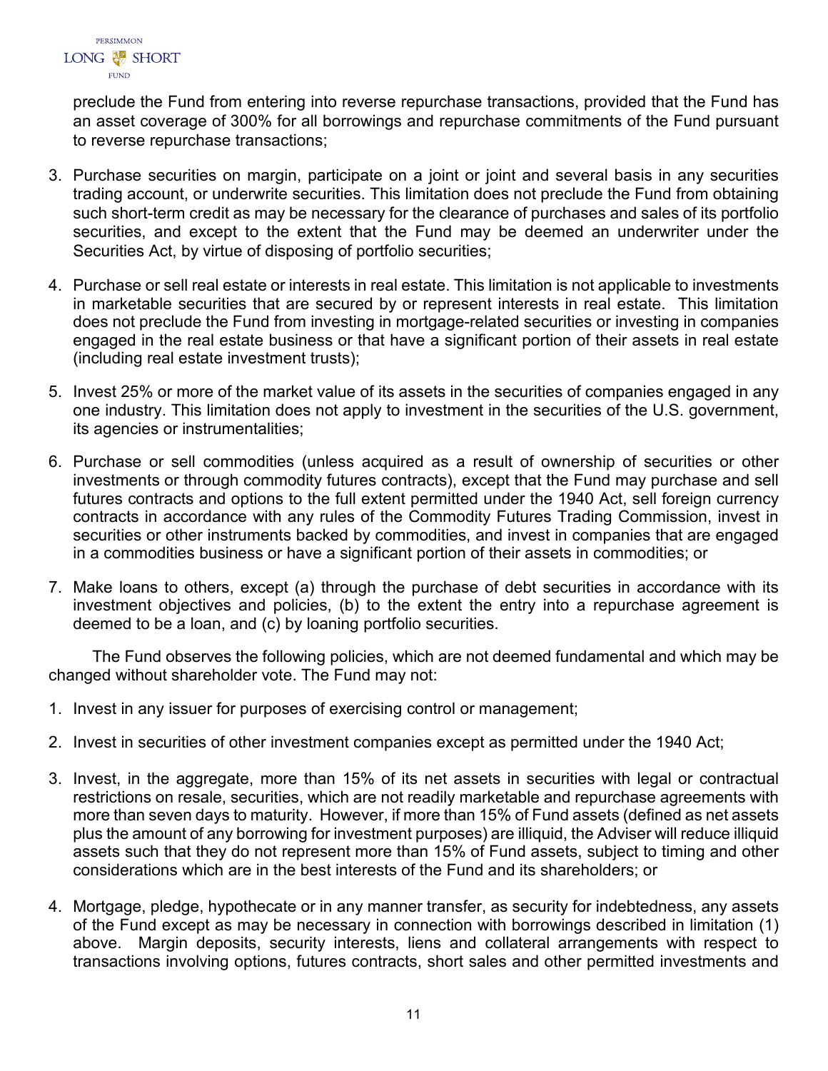preclude the Fund from entering into reverse repurchase transactions, provided that the Fund has an asset coverage of 300% for all borrowings and repurchase commitments of the Fund pursuant to reverse repurchase transactions;

3. Purchase securities on margin, participate on a joint or joint and several basis in any securities trading account, or underwrite securities. This limitation does not preclude the Fund from obtaining such short-term credit as may be necessary for the clearance of purchases and sales of its portfolio securities, and except to the extent that the Fund may be deemed an underwriter under the Securities Act, by virtue of disposing of portfolio securities;

4. Purchase or sell real estate or interests in real estate. This limitation is not applicable to investments in marketable securities that are secured by or represent interests in real estate. This limitation does not preclude the Fund from investing in mortgage-related securities or investing in companies engaged in the real estate business or that have a significant portion of their assets in real estate (including real estate investment trusts);

5. Invest 25% or more of the market value of its assets in the securities of companies engaged in any one industry. This limitation does not apply to investment in the securities of the U.S. government, its agencies or instrumentalities;

6. Purchase or sell commodities (unless acquired as a result of ownership of securities or other investments or through commodity futures contracts), except that the Fund may purchase and sell futures contracts and options to the full extent permitted under the 1940 Act, sell foreign currency contracts in accordance with any rules of the Commodity Futures Trading Commission, invest in securities or other instruments backed by commodities, and invest in companies that are engaged in a commodities business or have a significant portion of their assets in commodities; or

7. Make loans to others, except (a) through the purchase of debt securities in accordance with its investment objectives and policies, (b) to the extent the entry into a repurchase agreement is deemed to be a loan, and (c) by loaning portfolio securities.

The Fund observes the following policies, which are not deemed fundamental and which may be changed without shareholder vote. The Fund may not:

1. Invest in any issuer for purposes of exercising control or management;

2. Invest in securities of other investment companies except as permitted under the 1940 Act;

3. Invest, in the aggregate, more than 15% of its net assets in securities with legal or contractual restrictions on resale, securities, which are not readily marketable and repurchase agreements with more than seven days to maturity. However, if more than 15% of Fund assets (defined as net assets plus the amount of any borrowing for investment purposes) are illiquid, the Adviser will reduce illiquid assets such that they do not represent more than 15% of Fund assets, subject to timing and other considerations which are in the best interests of the Fund and its shareholders; or

4. Mortgage, pledge, hypothecate or in any manner transfer, as security for indebtedness, any assets of the Fund except as may be necessary in connection with borrowings described in limitation (1) above. Margin deposits, security interests, liens and collateral arrangements with respect to transactions involving options, futures contracts, short sales and other permitted investments and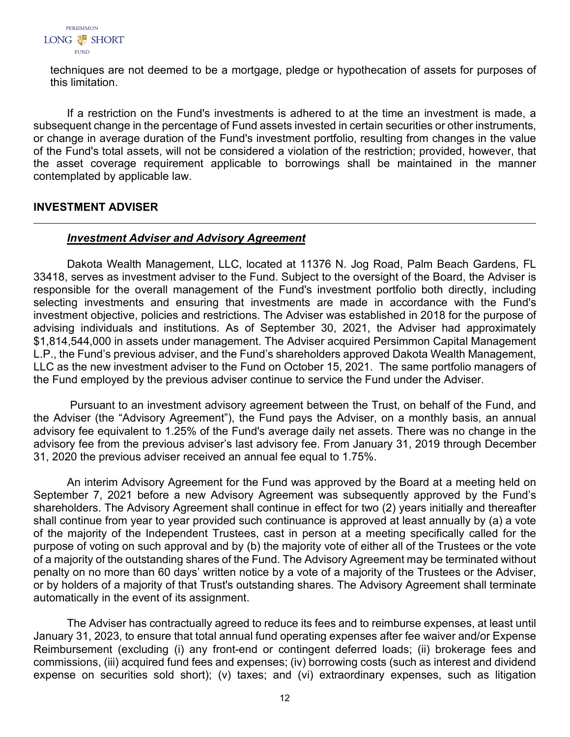techniques are not deemed to be a mortgage, pledge or hypothecation of assets for purposes of this limitation.

If a restriction on the Fund's investments is adhered to at the time an investment is made, a subsequent change in the percentage of Fund assets invested in certain securities or other instruments, or change in average duration of the Fund's investment portfolio, resulting from changes in the value of the Fund's total assets, will not be considered a violation of the restriction; provided, however, that the asset coverage requirement applicable to borrowings shall be maintained in the manner contemplated by applicable law.

## INVESTMENT ADVISER

### ***Investment Adviser and Advisory Agreement***

Dakota Wealth Management, LLC, located at 11376 N. Jog Road, Palm Beach Gardens, FL 33418, serves as investment adviser to the Fund. Subject to the oversight of the Board, the Adviser is responsible for the overall management of the Fund's investment portfolio both directly, including selecting investments and ensuring that investments are made in accordance with the Fund's investment objective, policies and restrictions. The Adviser was established in 2018 for the purpose of advising individuals and institutions. As of September 30, 2021, the Adviser had approximately $1,814,544,000 in assets under management. The Adviser acquired Persimmon Capital Management L.P., the Fund's previous adviser, and the Fund's shareholders approved Dakota Wealth Management, LLC as the new investment adviser to the Fund on October 15, 2021. The same portfolio managers of the Fund employed by the previous adviser continue to service the Fund under the Adviser.

Pursuant to an investment advisory agreement between the Trust, on behalf of the Fund, and the Adviser (the "Advisory Agreement"), the Fund pays the Adviser, on a monthly basis, an annual advisory fee equivalent to 1.25% of the Fund's average daily net assets. There was no change in the advisory fee from the previous adviser's last advisory fee. From January 31, 2019 through December 31, 2020 the previous adviser received an annual fee equal to 1.75%.

An interim Advisory Agreement for the Fund was approved by the Board at a meeting held on September 7, 2021 before a new Advisory Agreement was subsequently approved by the Fund's shareholders. The Advisory Agreement shall continue in effect for two (2) years initially and thereafter shall continue from year to year provided such continuance is approved at least annually by (a) a vote of the majority of the Independent Trustees, cast in person at a meeting specifically called for the purpose of voting on such approval and by (b) the majority vote of either all of the Trustees or the vote of a majority of the outstanding shares of the Fund. The Advisory Agreement may be terminated without penalty on no more than 60 days' written notice by a vote of a majority of the Trustees or the Adviser, or by holders of a majority of that Trust's outstanding shares. The Advisory Agreement shall terminate automatically in the event of its assignment.

The Adviser has contractually agreed to reduce its fees and to reimburse expenses, at least until January 31, 2023, to ensure that total annual fund operating expenses after fee waiver and/or Expense Reimbursement (excluding (i) any front-end or contingent deferred loads; (ii) brokerage fees and commissions, (iii) acquired fund fees and expenses; (iv) borrowing costs (such as interest and dividend expense on securities sold short); (v) taxes; and (vi) extraordinary expenses, such as litigation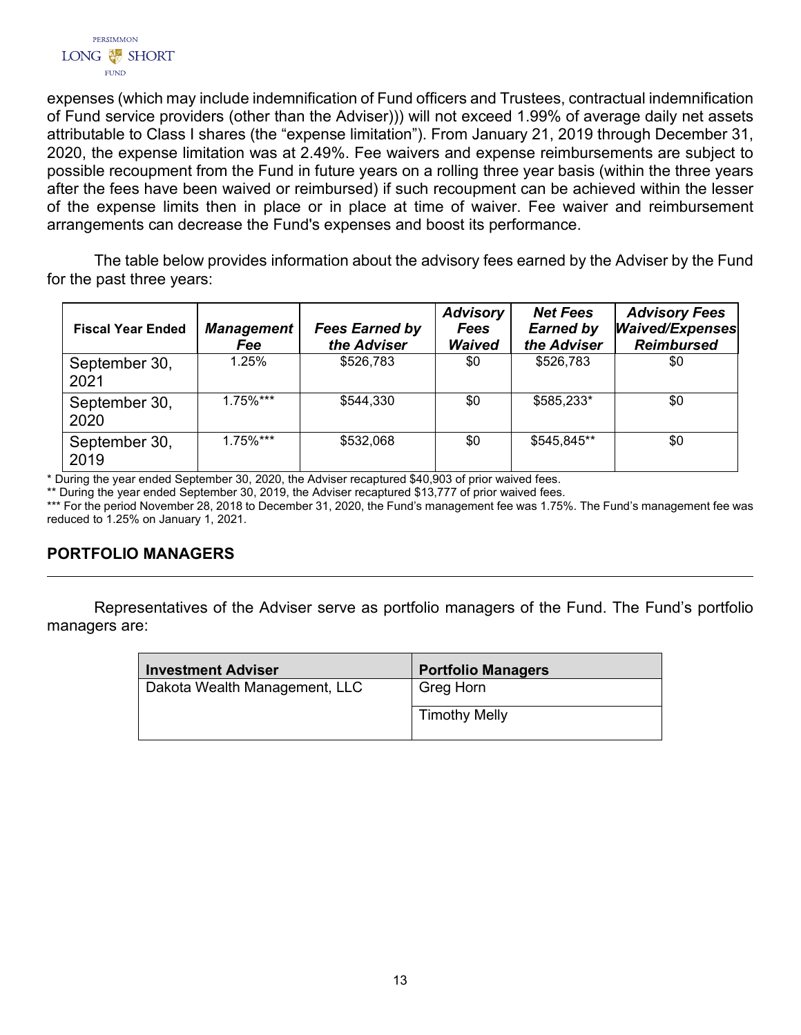expenses (which may include indemnification of Fund officers and Trustees, contractual indemnification of Fund service providers (other than the Adviser))) will not exceed 1.99% of average daily net assets attributable to Class I shares (the "expense limitation"). From January 21, 2019 through December 31, 2020, the expense limitation was at 2.49%. Fee waivers and expense reimbursements are subject to possible recoupment from the Fund in future years on a rolling three year basis (within the three years after the fees have been waived or reimbursed) if such recoupment can be achieved within the lesser of the expense limits then in place or in place at time of waiver. Fee waiver and reimbursement arrangements can decrease the Fund's expenses and boost its performance.

The table below provides information about the advisory fees earned by the Adviser by the Fund for the past three years:

| **Fiscal Year Ended** | ***Management Fee*** | ***Fees Earned by the Adviser*** | ***Advisory Fees Waived*** | ***Net Fees Earned by the Adviser*** | ***Advisory Fees Waived/Expenses Reimbursed*** |
|---|---|---|---|---|---|
| September 30, 2021 | 1.25% | $526,783 | $0 | $526,783 | $0 |
| September 30, 2020 | 1.75%*** | $544,330 | $0 | $585,233* | $0 |
| September 30, 2019 | 1.75%*** | $532,068 | $0 | $545,845** | $0 |

* During the year ended September 30, 2020, the Adviser recaptured $40,903 of prior waived fees.

** During the year ended September 30, 2019, the Adviser recaptured $13,777 of prior waived fees.

*** For the period November 28, 2018 to December 31, 2020, the Fund's management fee was 1.75%. The Fund's management fee was reduced to 1.25% on January 1, 2021.

## PORTFOLIO MANAGERS

Representatives of the Adviser serve as portfolio managers of the Fund. The Fund's portfolio managers are:

| **Investment Adviser** | **Portfolio Managers** |
|---|---|
| Dakota Wealth Management, LLC | Greg Horn |
| | Timothy Melly |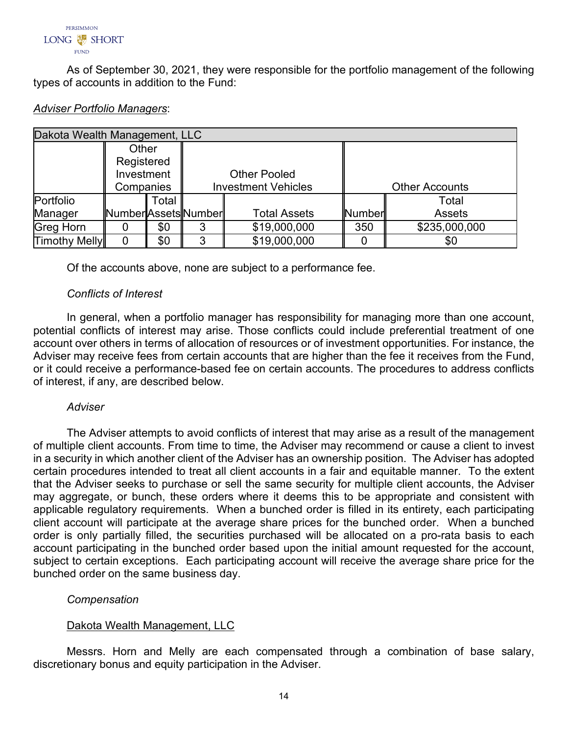As of September 30, 2021, they were responsible for the portfolio management of the following types of accounts in addition to the Fund:

*Adviser Portfolio Managers*:

| Dakota Wealth Management, LLC | | | | | | |
|---|---|---|---|---|---|---|
| | Other Registered Investment Companies | | Other Pooled Investment Vehicles | | Other Accounts | |
| Portfolio Manager | Number | Total Assets | Number | Total Assets | Number | Total Assets |
| Greg Horn | 0 | $0 | 3 | $19,000,000 | 350 | $235,000,000 |
| Timothy Melly | 0 | $0 | 3 | $19,000,000 | 0 | $0 |

Of the accounts above, none are subject to a performance fee.

*Conflicts of Interest*

In general, when a portfolio manager has responsibility for managing more than one account, potential conflicts of interest may arise. Those conflicts could include preferential treatment of one account over others in terms of allocation of resources or of investment opportunities. For instance, the Adviser may receive fees from certain accounts that are higher than the fee it receives from the Fund, or it could receive a performance-based fee on certain accounts. The procedures to address conflicts of interest, if any, are described below.

*Adviser*

The Adviser attempts to avoid conflicts of interest that may arise as a result of the management of multiple client accounts. From time to time, the Adviser may recommend or cause a client to invest in a security in which another client of the Adviser has an ownership position. The Adviser has adopted certain procedures intended to treat all client accounts in a fair and equitable manner. To the extent that the Adviser seeks to purchase or sell the same security for multiple client accounts, the Adviser may aggregate, or bunch, these orders where it deems this to be appropriate and consistent with applicable regulatory requirements. When a bunched order is filled in its entirety, each participating client account will participate at the average share prices for the bunched order. When a bunched order is only partially filled, the securities purchased will be allocated on a pro-rata basis to each account participating in the bunched order based upon the initial amount requested for the account, subject to certain exceptions. Each participating account will receive the average share price for the bunched order on the same business day.

*Compensation*

Dakota Wealth Management, LLC

Messrs. Horn and Melly are each compensated through a combination of base salary, discretionary bonus and equity participation in the Adviser.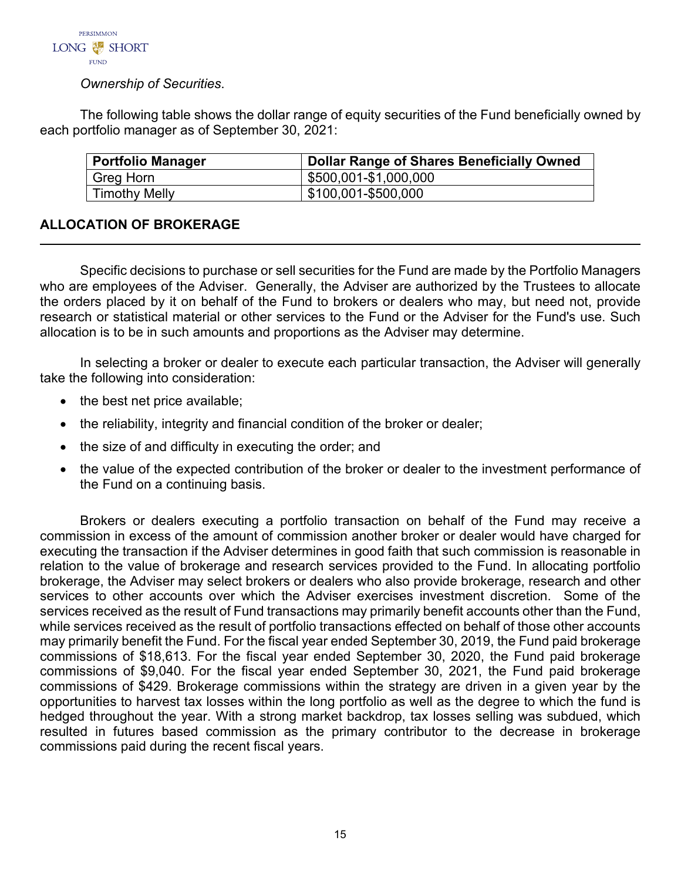*Ownership of Securities*.

The following table shows the dollar range of equity securities of the Fund beneficially owned by each portfolio manager as of September 30, 2021:

| Portfolio Manager | Dollar Range of Shares Beneficially Owned |
|---|---|
| Greg Horn | $500,001-$1,000,000 |
| Timothy Melly | $100,001-$500,000 |

## ALLOCATION OF BROKERAGE

Specific decisions to purchase or sell securities for the Fund are made by the Portfolio Managers who are employees of the Adviser. Generally, the Adviser are authorized by the Trustees to allocate the orders placed by it on behalf of the Fund to brokers or dealers who may, but need not, provide research or statistical material or other services to the Fund or the Adviser for the Fund's use. Such allocation is to be in such amounts and proportions as the Adviser may determine.

In selecting a broker or dealer to execute each particular transaction, the Adviser will generally take the following into consideration:

- the best net price available;
- the reliability, integrity and financial condition of the broker or dealer;
- the size of and difficulty in executing the order; and
- the value of the expected contribution of the broker or dealer to the investment performance of the Fund on a continuing basis.

Brokers or dealers executing a portfolio transaction on behalf of the Fund may receive a commission in excess of the amount of commission another broker or dealer would have charged for executing the transaction if the Adviser determines in good faith that such commission is reasonable in relation to the value of brokerage and research services provided to the Fund. In allocating portfolio brokerage, the Adviser may select brokers or dealers who also provide brokerage, research and other services to other accounts over which the Adviser exercises investment discretion. Some of the services received as the result of Fund transactions may primarily benefit accounts other than the Fund, while services received as the result of portfolio transactions effected on behalf of those other accounts may primarily benefit the Fund. For the fiscal year ended September 30, 2019, the Fund paid brokerage commissions of $18,613. For the fiscal year ended September 30, 2020, the Fund paid brokerage commissions of $9,040. For the fiscal year ended September 30, 2021, the Fund paid brokerage commissions of $429. Brokerage commissions within the strategy are driven in a given year by the opportunities to harvest tax losses within the long portfolio as well as the degree to which the fund is hedged throughout the year. With a strong market backdrop, tax losses selling was subdued, which resulted in futures based commission as the primary contributor to the decrease in brokerage commissions paid during the recent fiscal years.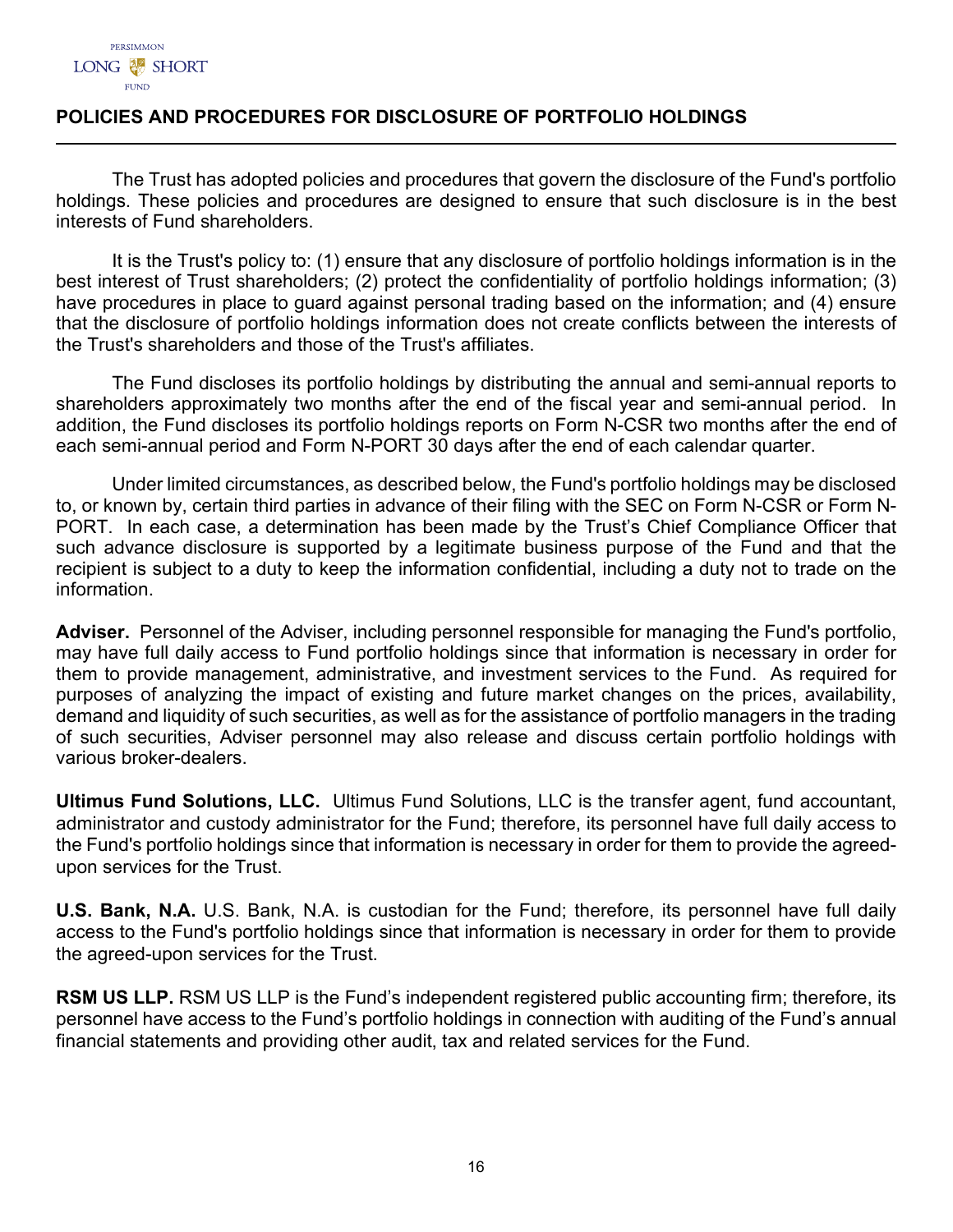## POLICIES AND PROCEDURES FOR DISCLOSURE OF PORTFOLIO HOLDINGS

The Trust has adopted policies and procedures that govern the disclosure of the Fund's portfolio holdings. These policies and procedures are designed to ensure that such disclosure is in the best interests of Fund shareholders.

It is the Trust's policy to: (1) ensure that any disclosure of portfolio holdings information is in the best interest of Trust shareholders; (2) protect the confidentiality of portfolio holdings information; (3) have procedures in place to guard against personal trading based on the information; and (4) ensure that the disclosure of portfolio holdings information does not create conflicts between the interests of the Trust's shareholders and those of the Trust's affiliates.

The Fund discloses its portfolio holdings by distributing the annual and semi-annual reports to shareholders approximately two months after the end of the fiscal year and semi-annual period. In addition, the Fund discloses its portfolio holdings reports on Form N-CSR two months after the end of each semi-annual period and Form N-PORT 30 days after the end of each calendar quarter.

Under limited circumstances, as described below, the Fund's portfolio holdings may be disclosed to, or known by, certain third parties in advance of their filing with the SEC on Form N-CSR or Form N-PORT. In each case, a determination has been made by the Trust's Chief Compliance Officer that such advance disclosure is supported by a legitimate business purpose of the Fund and that the recipient is subject to a duty to keep the information confidential, including a duty not to trade on the information.

**Adviser.** Personnel of the Adviser, including personnel responsible for managing the Fund's portfolio, may have full daily access to Fund portfolio holdings since that information is necessary in order for them to provide management, administrative, and investment services to the Fund. As required for purposes of analyzing the impact of existing and future market changes on the prices, availability, demand and liquidity of such securities, as well as for the assistance of portfolio managers in the trading of such securities, Adviser personnel may also release and discuss certain portfolio holdings with various broker-dealers.

**Ultimus Fund Solutions, LLC.** Ultimus Fund Solutions, LLC is the transfer agent, fund accountant, administrator and custody administrator for the Fund; therefore, its personnel have full daily access to the Fund's portfolio holdings since that information is necessary in order for them to provide the agreed-upon services for the Trust.

**U.S. Bank, N.A.** U.S. Bank, N.A. is custodian for the Fund; therefore, its personnel have full daily access to the Fund's portfolio holdings since that information is necessary in order for them to provide the agreed-upon services for the Trust.

**RSM US LLP.** RSM US LLP is the Fund's independent registered public accounting firm; therefore, its personnel have access to the Fund's portfolio holdings in connection with auditing of the Fund's annual financial statements and providing other audit, tax and related services for the Fund.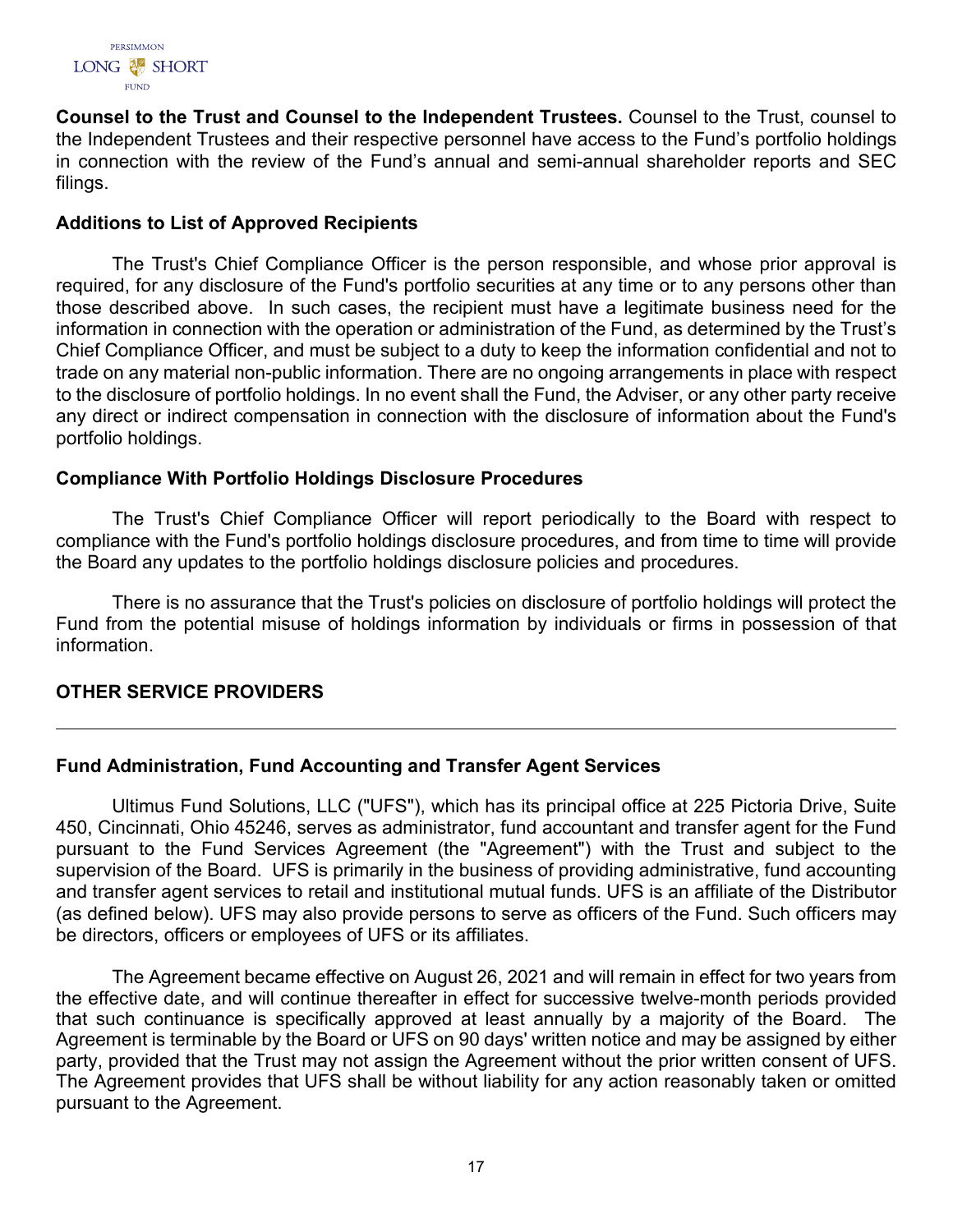**Counsel to the Trust and Counsel to the Independent Trustees.** Counsel to the Trust, counsel to the Independent Trustees and their respective personnel have access to the Fund's portfolio holdings in connection with the review of the Fund's annual and semi-annual shareholder reports and SEC filings.

### Additions to List of Approved Recipients

The Trust's Chief Compliance Officer is the person responsible, and whose prior approval is required, for any disclosure of the Fund's portfolio securities at any time or to any persons other than those described above. In such cases, the recipient must have a legitimate business need for the information in connection with the operation or administration of the Fund, as determined by the Trust's Chief Compliance Officer, and must be subject to a duty to keep the information confidential and not to trade on any material non-public information. There are no ongoing arrangements in place with respect to the disclosure of portfolio holdings. In no event shall the Fund, the Adviser, or any other party receive any direct or indirect compensation in connection with the disclosure of information about the Fund's portfolio holdings.

### Compliance With Portfolio Holdings Disclosure Procedures

The Trust's Chief Compliance Officer will report periodically to the Board with respect to compliance with the Fund's portfolio holdings disclosure procedures, and from time to time will provide the Board any updates to the portfolio holdings disclosure policies and procedures.

There is no assurance that the Trust's policies on disclosure of portfolio holdings will protect the Fund from the potential misuse of holdings information by individuals or firms in possession of that information.

## OTHER SERVICE PROVIDERS

### Fund Administration, Fund Accounting and Transfer Agent Services

Ultimus Fund Solutions, LLC ("UFS"), which has its principal office at 225 Pictoria Drive, Suite 450, Cincinnati, Ohio 45246, serves as administrator, fund accountant and transfer agent for the Fund pursuant to the Fund Services Agreement (the "Agreement") with the Trust and subject to the supervision of the Board. UFS is primarily in the business of providing administrative, fund accounting and transfer agent services to retail and institutional mutual funds. UFS is an affiliate of the Distributor (as defined below). UFS may also provide persons to serve as officers of the Fund. Such officers may be directors, officers or employees of UFS or its affiliates.

The Agreement became effective on August 26, 2021 and will remain in effect for two years from the effective date, and will continue thereafter in effect for successive twelve-month periods provided that such continuance is specifically approved at least annually by a majority of the Board. The Agreement is terminable by the Board or UFS on 90 days' written notice and may be assigned by either party, provided that the Trust may not assign the Agreement without the prior written consent of UFS. The Agreement provides that UFS shall be without liability for any action reasonably taken or omitted pursuant to the Agreement.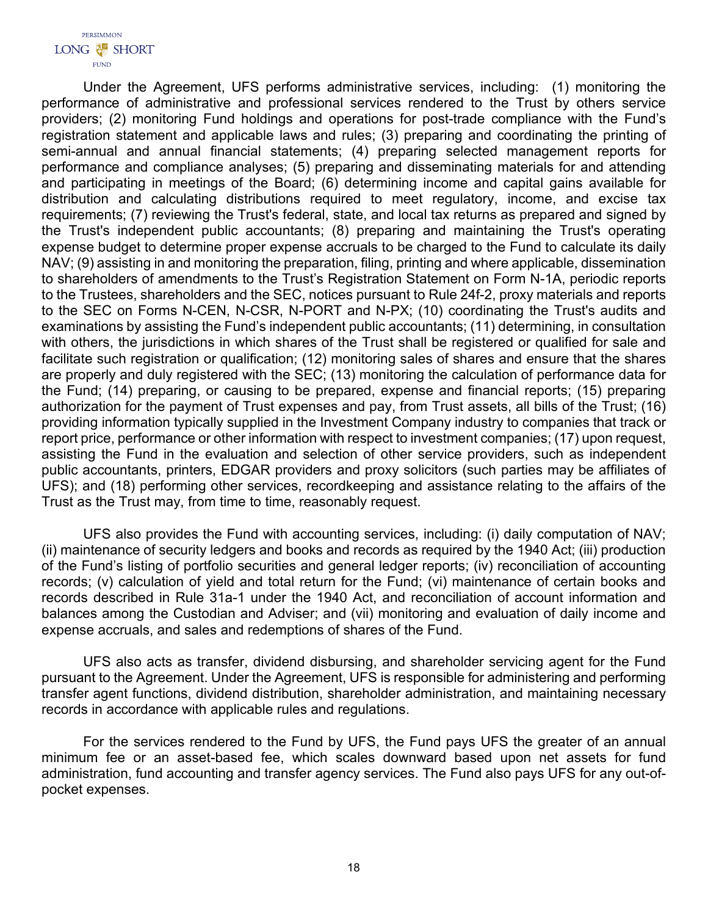Under the Agreement, UFS performs administrative services, including: (1) monitoring the performance of administrative and professional services rendered to the Trust by others service providers; (2) monitoring Fund holdings and operations for post-trade compliance with the Fund's registration statement and applicable laws and rules; (3) preparing and coordinating the printing of semi-annual and annual financial statements; (4) preparing selected management reports for performance and compliance analyses; (5) preparing and disseminating materials for and attending and participating in meetings of the Board; (6) determining income and capital gains available for distribution and calculating distributions required to meet regulatory, income, and excise tax requirements; (7) reviewing the Trust's federal, state, and local tax returns as prepared and signed by the Trust's independent public accountants; (8) preparing and maintaining the Trust's operating expense budget to determine proper expense accruals to be charged to the Fund to calculate its daily NAV; (9) assisting in and monitoring the preparation, filing, printing and where applicable, dissemination to shareholders of amendments to the Trust's Registration Statement on Form N-1A, periodic reports to the Trustees, shareholders and the SEC, notices pursuant to Rule 24f-2, proxy materials and reports to the SEC on Forms N-CEN, N-CSR, N-PORT and N-PX; (10) coordinating the Trust's audits and examinations by assisting the Fund's independent public accountants; (11) determining, in consultation with others, the jurisdictions in which shares of the Trust shall be registered or qualified for sale and facilitate such registration or qualification; (12) monitoring sales of shares and ensure that the shares are properly and duly registered with the SEC; (13) monitoring the calculation of performance data for the Fund; (14) preparing, or causing to be prepared, expense and financial reports; (15) preparing authorization for the payment of Trust expenses and pay, from Trust assets, all bills of the Trust; (16) providing information typically supplied in the Investment Company industry to companies that track or report price, performance or other information with respect to investment companies; (17) upon request, assisting the Fund in the evaluation and selection of other service providers, such as independent public accountants, printers, EDGAR providers and proxy solicitors (such parties may be affiliates of UFS); and (18) performing other services, recordkeeping and assistance relating to the affairs of the Trust as the Trust may, from time to time, reasonably request.

UFS also provides the Fund with accounting services, including: (i) daily computation of NAV; (ii) maintenance of security ledgers and books and records as required by the 1940 Act; (iii) production of the Fund's listing of portfolio securities and general ledger reports; (iv) reconciliation of accounting records; (v) calculation of yield and total return for the Fund; (vi) maintenance of certain books and records described in Rule 31a-1 under the 1940 Act, and reconciliation of account information and balances among the Custodian and Adviser; and (vii) monitoring and evaluation of daily income and expense accruals, and sales and redemptions of shares of the Fund.

UFS also acts as transfer, dividend disbursing, and shareholder servicing agent for the Fund pursuant to the Agreement. Under the Agreement, UFS is responsible for administering and performing transfer agent functions, dividend distribution, shareholder administration, and maintaining necessary records in accordance with applicable rules and regulations.

For the services rendered to the Fund by UFS, the Fund pays UFS the greater of an annual minimum fee or an asset-based fee, which scales downward based upon net assets for fund administration, fund accounting and transfer agency services. The Fund also pays UFS for any out-of-pocket expenses.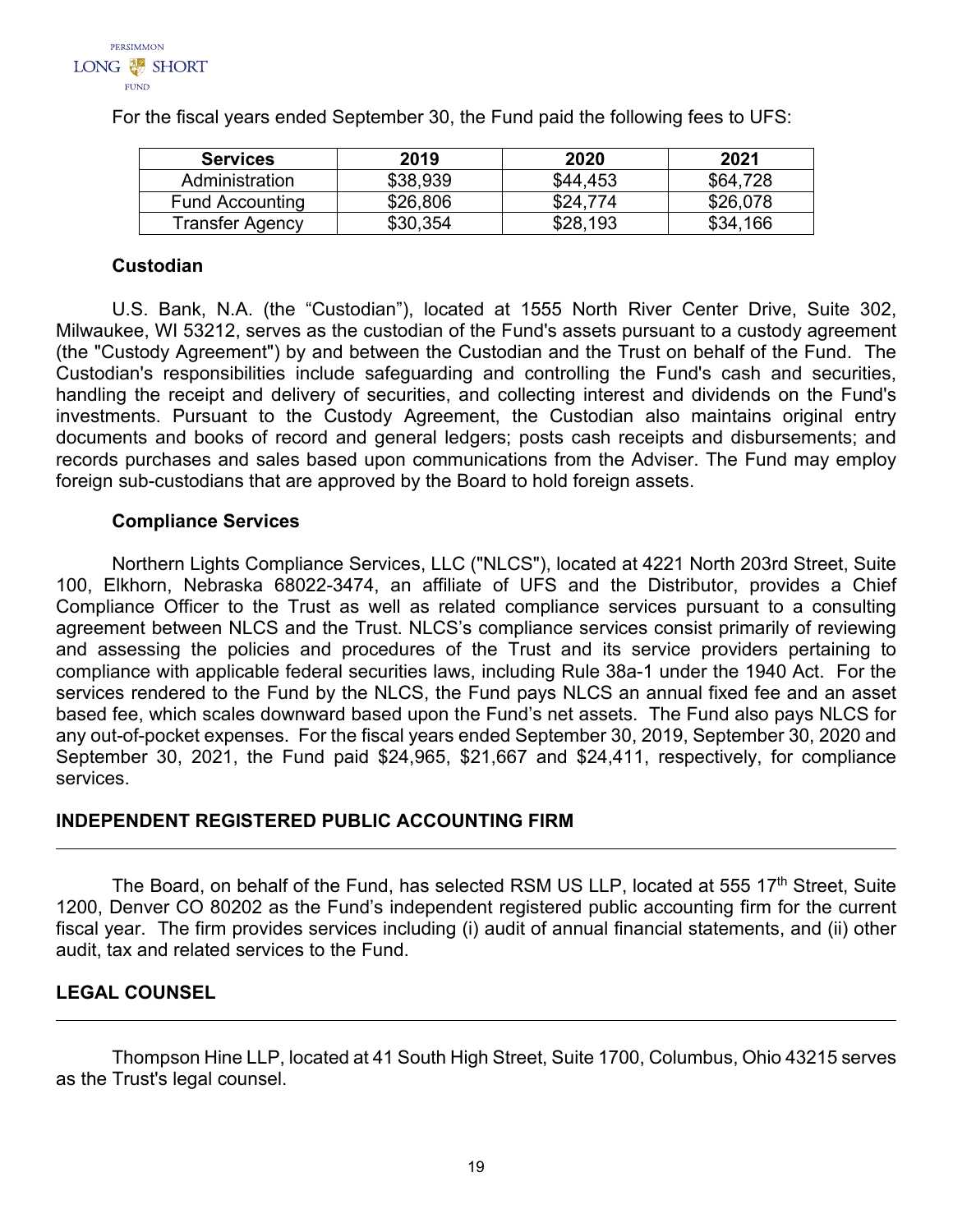For the fiscal years ended September 30, the Fund paid the following fees to UFS:

| Services | 2019 | 2020 | 2021 |
|---|---|---|---|
| Administration | $38,939 | $44,453 | $64,728 |
| Fund Accounting | $26,806 | $24,774 | $26,078 |
| Transfer Agency | $30,354 | $28,193 | $34,166 |

**Custodian**

U.S. Bank, N.A. (the “Custodian”), located at 1555 North River Center Drive, Suite 302, Milwaukee, WI 53212, serves as the custodian of the Fund's assets pursuant to a custody agreement (the "Custody Agreement") by and between the Custodian and the Trust on behalf of the Fund. The Custodian's responsibilities include safeguarding and controlling the Fund's cash and securities, handling the receipt and delivery of securities, and collecting interest and dividends on the Fund's investments. Pursuant to the Custody Agreement, the Custodian also maintains original entry documents and books of record and general ledgers; posts cash receipts and disbursements; and records purchases and sales based upon communications from the Adviser. The Fund may employ foreign sub-custodians that are approved by the Board to hold foreign assets.

**Compliance Services**

Northern Lights Compliance Services, LLC ("NLCS"), located at 4221 North 203rd Street, Suite 100, Elkhorn, Nebraska 68022-3474, an affiliate of UFS and the Distributor, provides a Chief Compliance Officer to the Trust as well as related compliance services pursuant to a consulting agreement between NLCS and the Trust. NLCS’s compliance services consist primarily of reviewing and assessing the policies and procedures of the Trust and its service providers pertaining to compliance with applicable federal securities laws, including Rule 38a-1 under the 1940 Act. For the services rendered to the Fund by the NLCS, the Fund pays NLCS an annual fixed fee and an asset based fee, which scales downward based upon the Fund’s net assets. The Fund also pays NLCS for any out-of-pocket expenses. For the fiscal years ended September 30, 2019, September 30, 2020 and September 30, 2021, the Fund paid $24,965, $21,667 and $24,411, respectively, for compliance services.

## INDEPENDENT REGISTERED PUBLIC ACCOUNTING FIRM

The Board, on behalf of the Fund, has selected RSM US LLP, located at 555 17th Street, Suite 1200, Denver CO 80202 as the Fund’s independent registered public accounting firm for the current fiscal year. The firm provides services including (i) audit of annual financial statements, and (ii) other audit, tax and related services to the Fund.

## LEGAL COUNSEL

Thompson Hine LLP, located at 41 South High Street, Suite 1700, Columbus, Ohio 43215 serves as the Trust's legal counsel.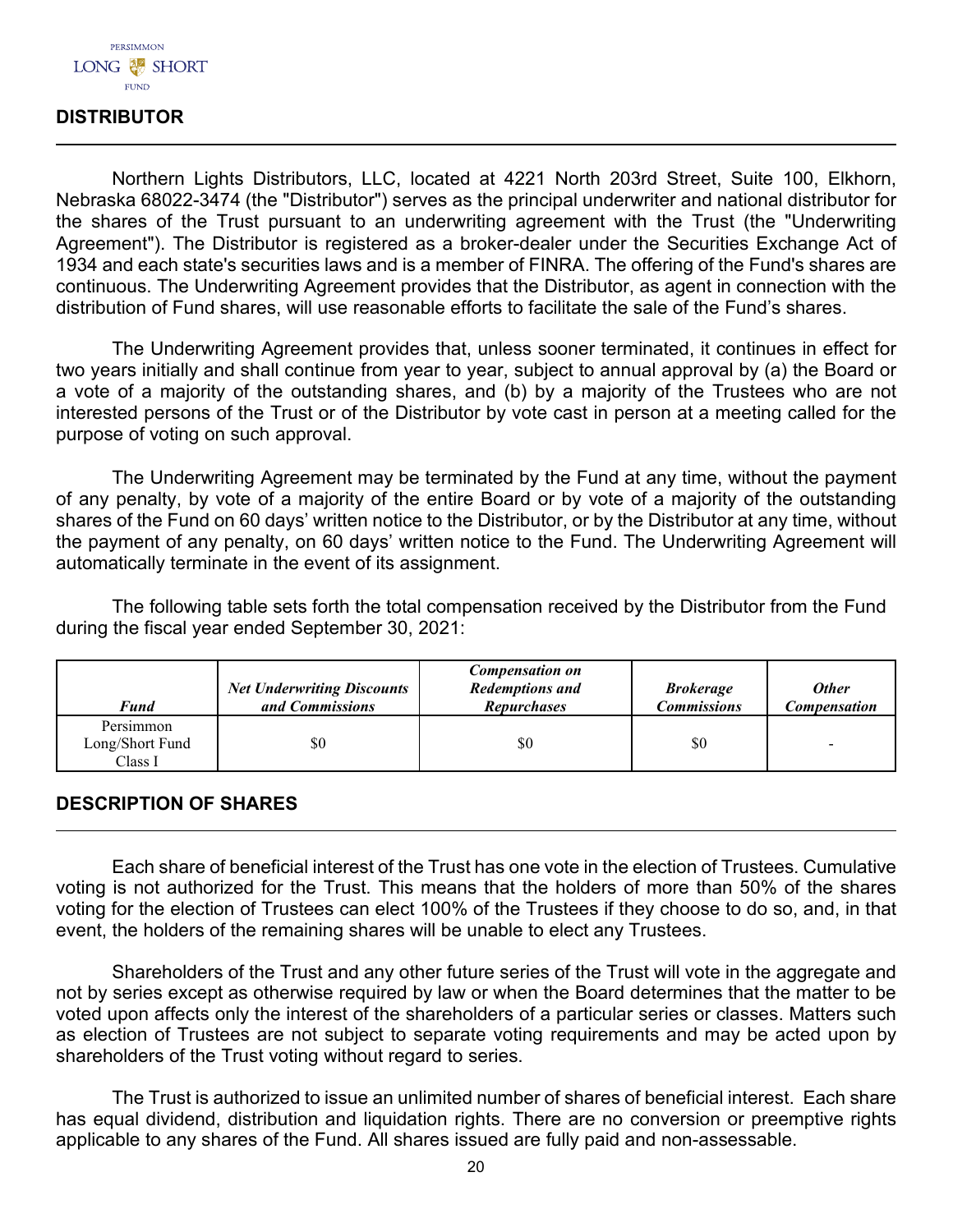## DISTRIBUTOR

Northern Lights Distributors, LLC, located at 4221 North 203rd Street, Suite 100, Elkhorn, Nebraska 68022-3474 (the "Distributor") serves as the principal underwriter and national distributor for the shares of the Trust pursuant to an underwriting agreement with the Trust (the "Underwriting Agreement"). The Distributor is registered as a broker-dealer under the Securities Exchange Act of 1934 and each state's securities laws and is a member of FINRA. The offering of the Fund's shares are continuous. The Underwriting Agreement provides that the Distributor, as agent in connection with the distribution of Fund shares, will use reasonable efforts to facilitate the sale of the Fund's shares.

The Underwriting Agreement provides that, unless sooner terminated, it continues in effect for two years initially and shall continue from year to year, subject to annual approval by (a) the Board or a vote of a majority of the outstanding shares, and (b) by a majority of the Trustees who are not interested persons of the Trust or of the Distributor by vote cast in person at a meeting called for the purpose of voting on such approval.

The Underwriting Agreement may be terminated by the Fund at any time, without the payment of any penalty, by vote of a majority of the entire Board or by vote of a majority of the outstanding shares of the Fund on 60 days' written notice to the Distributor, or by the Distributor at any time, without the payment of any penalty, on 60 days' written notice to the Fund. The Underwriting Agreement will automatically terminate in the event of its assignment.

The following table sets forth the total compensation received by the Distributor from the Fund during the fiscal year ended September 30, 2021:

| *Fund* | *Net Underwriting Discounts and Commissions* | *Compensation on Redemptions and Repurchases* | *Brokerage Commissions* | *Other Compensation* |
|---|---|---|---|---|
| Persimmon Long/Short Fund Class I | $0 | $0 | $0 | - |

## DESCRIPTION OF SHARES

Each share of beneficial interest of the Trust has one vote in the election of Trustees. Cumulative voting is not authorized for the Trust. This means that the holders of more than 50% of the shares voting for the election of Trustees can elect 100% of the Trustees if they choose to do so, and, in that event, the holders of the remaining shares will be unable to elect any Trustees.

Shareholders of the Trust and any other future series of the Trust will vote in the aggregate and not by series except as otherwise required by law or when the Board determines that the matter to be voted upon affects only the interest of the shareholders of a particular series or classes. Matters such as election of Trustees are not subject to separate voting requirements and may be acted upon by shareholders of the Trust voting without regard to series.

The Trust is authorized to issue an unlimited number of shares of beneficial interest. Each share has equal dividend, distribution and liquidation rights. There are no conversion or preemptive rights applicable to any shares of the Fund. All shares issued are fully paid and non-assessable.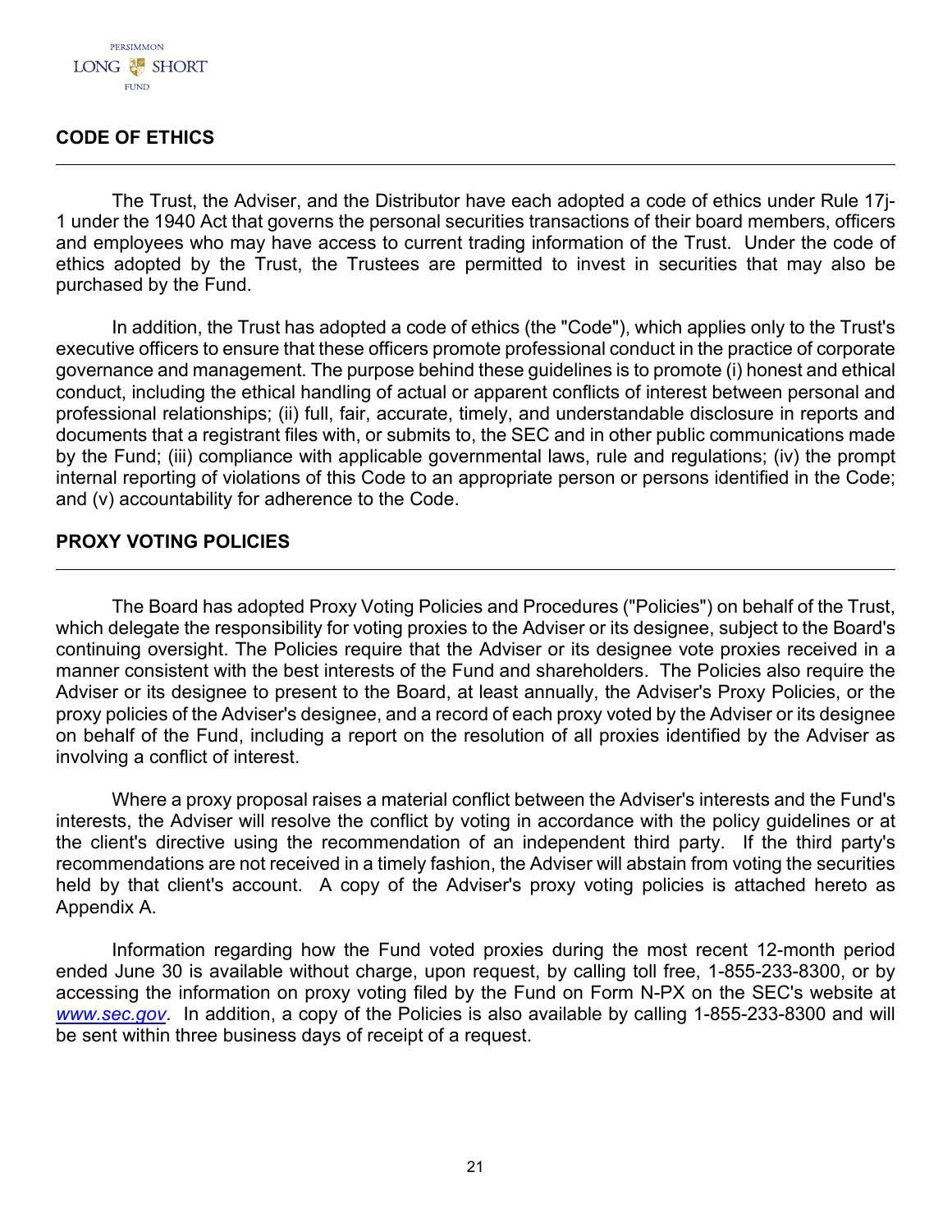## CODE OF ETHICS

The Trust, the Adviser, and the Distributor have each adopted a code of ethics under Rule 17j-1 under the 1940 Act that governs the personal securities transactions of their board members, officers and employees who may have access to current trading information of the Trust. Under the code of ethics adopted by the Trust, the Trustees are permitted to invest in securities that may also be purchased by the Fund.

In addition, the Trust has adopted a code of ethics (the "Code"), which applies only to the Trust's executive officers to ensure that these officers promote professional conduct in the practice of corporate governance and management. The purpose behind these guidelines is to promote (i) honest and ethical conduct, including the ethical handling of actual or apparent conflicts of interest between personal and professional relationships; (ii) full, fair, accurate, timely, and understandable disclosure in reports and documents that a registrant files with, or submits to, the SEC and in other public communications made by the Fund; (iii) compliance with applicable governmental laws, rule and regulations; (iv) the prompt internal reporting of violations of this Code to an appropriate person or persons identified in the Code; and (v) accountability for adherence to the Code.

## PROXY VOTING POLICIES

The Board has adopted Proxy Voting Policies and Procedures ("Policies") on behalf of the Trust, which delegate the responsibility for voting proxies to the Adviser or its designee, subject to the Board's continuing oversight. The Policies require that the Adviser or its designee vote proxies received in a manner consistent with the best interests of the Fund and shareholders. The Policies also require the Adviser or its designee to present to the Board, at least annually, the Adviser's Proxy Policies, or the proxy policies of the Adviser's designee, and a record of each proxy voted by the Adviser or its designee on behalf of the Fund, including a report on the resolution of all proxies identified by the Adviser as involving a conflict of interest.

Where a proxy proposal raises a material conflict between the Adviser's interests and the Fund's interests, the Adviser will resolve the conflict by voting in accordance with the policy guidelines or at the client's directive using the recommendation of an independent third party. If the third party's recommendations are not received in a timely fashion, the Adviser will abstain from voting the securities held by that client's account. A copy of the Adviser's proxy voting policies is attached hereto as Appendix A.

Information regarding how the Fund voted proxies during the most recent 12-month period ended June 30 is available without charge, upon request, by calling toll free, 1-855-233-8300, or by accessing the information on proxy voting filed by the Fund on Form N-PX on the SEC's website at *www.sec.gov*. In addition, a copy of the Policies is also available by calling 1-855-233-8300 and will be sent within three business days of receipt of a request.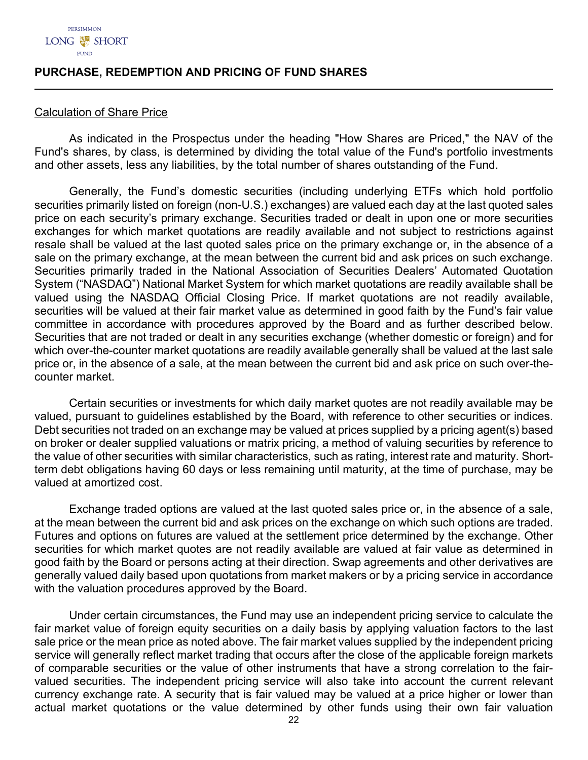## PURCHASE, REDEMPTION AND PRICING OF FUND SHARES

Calculation of Share Price

As indicated in the Prospectus under the heading "How Shares are Priced," the NAV of the Fund's shares, by class, is determined by dividing the total value of the Fund's portfolio investments and other assets, less any liabilities, by the total number of shares outstanding of the Fund.

Generally, the Fund's domestic securities (including underlying ETFs which hold portfolio securities primarily listed on foreign (non-U.S.) exchanges) are valued each day at the last quoted sales price on each security's primary exchange. Securities traded or dealt in upon one or more securities exchanges for which market quotations are readily available and not subject to restrictions against resale shall be valued at the last quoted sales price on the primary exchange or, in the absence of a sale on the primary exchange, at the mean between the current bid and ask prices on such exchange. Securities primarily traded in the National Association of Securities Dealers' Automated Quotation System ("NASDAQ") National Market System for which market quotations are readily available shall be valued using the NASDAQ Official Closing Price. If market quotations are not readily available, securities will be valued at their fair market value as determined in good faith by the Fund's fair value committee in accordance with procedures approved by the Board and as further described below. Securities that are not traded or dealt in any securities exchange (whether domestic or foreign) and for which over-the-counter market quotations are readily available generally shall be valued at the last sale price or, in the absence of a sale, at the mean between the current bid and ask price on such over-the-counter market.

Certain securities or investments for which daily market quotes are not readily available may be valued, pursuant to guidelines established by the Board, with reference to other securities or indices. Debt securities not traded on an exchange may be valued at prices supplied by a pricing agent(s) based on broker or dealer supplied valuations or matrix pricing, a method of valuing securities by reference to the value of other securities with similar characteristics, such as rating, interest rate and maturity. Short-term debt obligations having 60 days or less remaining until maturity, at the time of purchase, may be valued at amortized cost.

Exchange traded options are valued at the last quoted sales price or, in the absence of a sale, at the mean between the current bid and ask prices on the exchange on which such options are traded. Futures and options on futures are valued at the settlement price determined by the exchange. Other securities for which market quotes are not readily available are valued at fair value as determined in good faith by the Board or persons acting at their direction. Swap agreements and other derivatives are generally valued daily based upon quotations from market makers or by a pricing service in accordance with the valuation procedures approved by the Board.

Under certain circumstances, the Fund may use an independent pricing service to calculate the fair market value of foreign equity securities on a daily basis by applying valuation factors to the last sale price or the mean price as noted above. The fair market values supplied by the independent pricing service will generally reflect market trading that occurs after the close of the applicable foreign markets of comparable securities or the value of other instruments that have a strong correlation to the fair-valued securities. The independent pricing service will also take into account the current relevant currency exchange rate. A security that is fair valued may be valued at a price higher or lower than actual market quotations or the value determined by other funds using their own fair valuation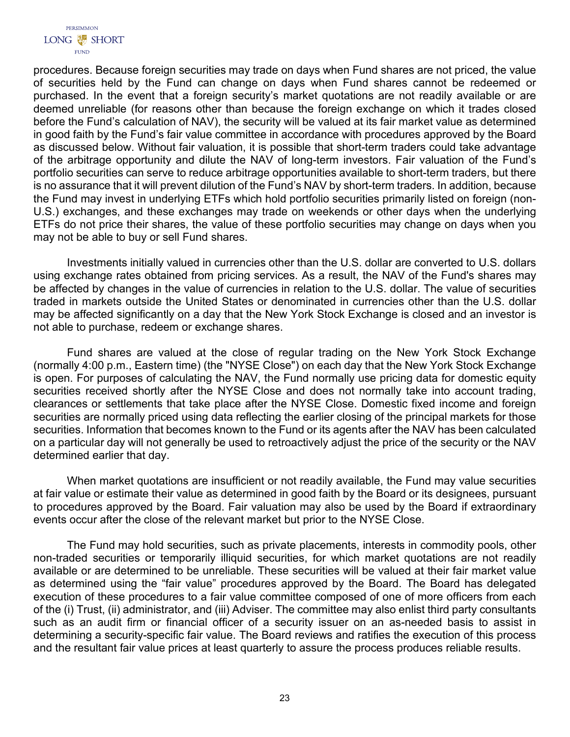procedures. Because foreign securities may trade on days when Fund shares are not priced, the value of securities held by the Fund can change on days when Fund shares cannot be redeemed or purchased. In the event that a foreign security's market quotations are not readily available or are deemed unreliable (for reasons other than because the foreign exchange on which it trades closed before the Fund's calculation of NAV), the security will be valued at its fair market value as determined in good faith by the Fund's fair value committee in accordance with procedures approved by the Board as discussed below. Without fair valuation, it is possible that short-term traders could take advantage of the arbitrage opportunity and dilute the NAV of long-term investors. Fair valuation of the Fund's portfolio securities can serve to reduce arbitrage opportunities available to short-term traders, but there is no assurance that it will prevent dilution of the Fund's NAV by short-term traders. In addition, because the Fund may invest in underlying ETFs which hold portfolio securities primarily listed on foreign (non-U.S.) exchanges, and these exchanges may trade on weekends or other days when the underlying ETFs do not price their shares, the value of these portfolio securities may change on days when you may not be able to buy or sell Fund shares.

Investments initially valued in currencies other than the U.S. dollar are converted to U.S. dollars using exchange rates obtained from pricing services. As a result, the NAV of the Fund's shares may be affected by changes in the value of currencies in relation to the U.S. dollar. The value of securities traded in markets outside the United States or denominated in currencies other than the U.S. dollar may be affected significantly on a day that the New York Stock Exchange is closed and an investor is not able to purchase, redeem or exchange shares.

Fund shares are valued at the close of regular trading on the New York Stock Exchange (normally 4:00 p.m., Eastern time) (the "NYSE Close") on each day that the New York Stock Exchange is open. For purposes of calculating the NAV, the Fund normally use pricing data for domestic equity securities received shortly after the NYSE Close and does not normally take into account trading, clearances or settlements that take place after the NYSE Close. Domestic fixed income and foreign securities are normally priced using data reflecting the earlier closing of the principal markets for those securities. Information that becomes known to the Fund or its agents after the NAV has been calculated on a particular day will not generally be used to retroactively adjust the price of the security or the NAV determined earlier that day.

When market quotations are insufficient or not readily available, the Fund may value securities at fair value or estimate their value as determined in good faith by the Board or its designees, pursuant to procedures approved by the Board. Fair valuation may also be used by the Board if extraordinary events occur after the close of the relevant market but prior to the NYSE Close.

The Fund may hold securities, such as private placements, interests in commodity pools, other non-traded securities or temporarily illiquid securities, for which market quotations are not readily available or are determined to be unreliable. These securities will be valued at their fair market value as determined using the "fair value" procedures approved by the Board. The Board has delegated execution of these procedures to a fair value committee composed of one of more officers from each of the (i) Trust, (ii) administrator, and (iii) Adviser. The committee may also enlist third party consultants such as an audit firm or financial officer of a security issuer on an as-needed basis to assist in determining a security-specific fair value. The Board reviews and ratifies the execution of this process and the resultant fair value prices at least quarterly to assure the process produces reliable results.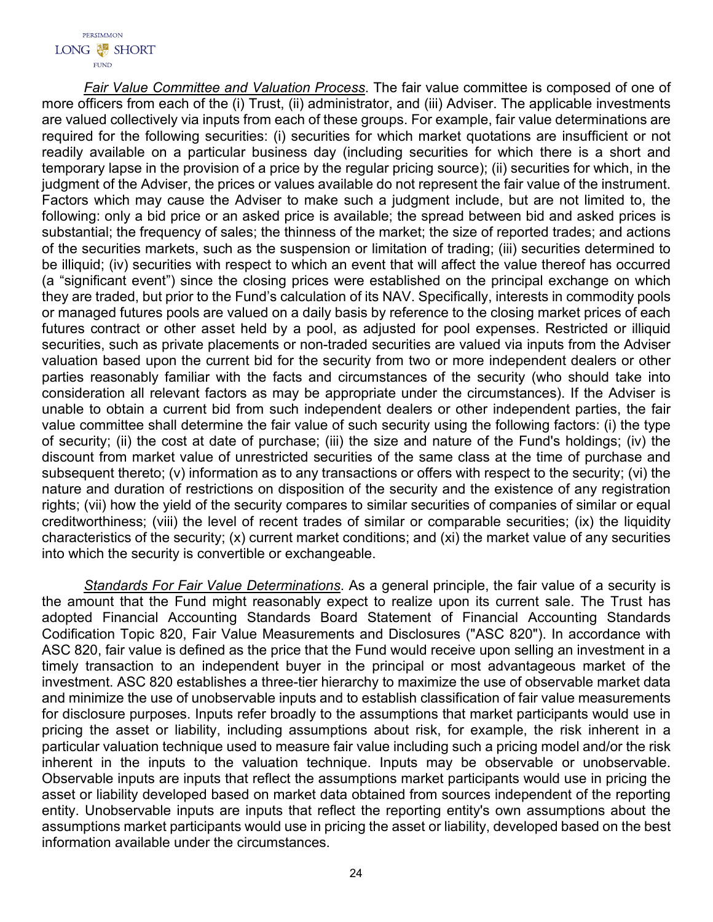*Fair Value Committee and Valuation Process*. The fair value committee is composed of one of more officers from each of the (i) Trust, (ii) administrator, and (iii) Adviser. The applicable investments are valued collectively via inputs from each of these groups. For example, fair value determinations are required for the following securities: (i) securities for which market quotations are insufficient or not readily available on a particular business day (including securities for which there is a short and temporary lapse in the provision of a price by the regular pricing source); (ii) securities for which, in the judgment of the Adviser, the prices or values available do not represent the fair value of the instrument. Factors which may cause the Adviser to make such a judgment include, but are not limited to, the following: only a bid price or an asked price is available; the spread between bid and asked prices is substantial; the frequency of sales; the thinness of the market; the size of reported trades; and actions of the securities markets, such as the suspension or limitation of trading; (iii) securities determined to be illiquid; (iv) securities with respect to which an event that will affect the value thereof has occurred (a "significant event") since the closing prices were established on the principal exchange on which they are traded, but prior to the Fund's calculation of its NAV. Specifically, interests in commodity pools or managed futures pools are valued on a daily basis by reference to the closing market prices of each futures contract or other asset held by a pool, as adjusted for pool expenses. Restricted or illiquid securities, such as private placements or non-traded securities are valued via inputs from the Adviser valuation based upon the current bid for the security from two or more independent dealers or other parties reasonably familiar with the facts and circumstances of the security (who should take into consideration all relevant factors as may be appropriate under the circumstances). If the Adviser is unable to obtain a current bid from such independent dealers or other independent parties, the fair value committee shall determine the fair value of such security using the following factors: (i) the type of security; (ii) the cost at date of purchase; (iii) the size and nature of the Fund's holdings; (iv) the discount from market value of unrestricted securities of the same class at the time of purchase and subsequent thereto; (v) information as to any transactions or offers with respect to the security; (vi) the nature and duration of restrictions on disposition of the security and the existence of any registration rights; (vii) how the yield of the security compares to similar securities of companies of similar or equal creditworthiness; (viii) the level of recent trades of similar or comparable securities; (ix) the liquidity characteristics of the security; (x) current market conditions; and (xi) the market value of any securities into which the security is convertible or exchangeable.

*Standards For Fair Value Determinations*. As a general principle, the fair value of a security is the amount that the Fund might reasonably expect to realize upon its current sale. The Trust has adopted Financial Accounting Standards Board Statement of Financial Accounting Standards Codification Topic 820, Fair Value Measurements and Disclosures ("ASC 820"). In accordance with ASC 820, fair value is defined as the price that the Fund would receive upon selling an investment in a timely transaction to an independent buyer in the principal or most advantageous market of the investment. ASC 820 establishes a three-tier hierarchy to maximize the use of observable market data and minimize the use of unobservable inputs and to establish classification of fair value measurements for disclosure purposes. Inputs refer broadly to the assumptions that market participants would use in pricing the asset or liability, including assumptions about risk, for example, the risk inherent in a particular valuation technique used to measure fair value including such a pricing model and/or the risk inherent in the inputs to the valuation technique. Inputs may be observable or unobservable. Observable inputs are inputs that reflect the assumptions market participants would use in pricing the asset or liability developed based on market data obtained from sources independent of the reporting entity. Unobservable inputs are inputs that reflect the reporting entity's own assumptions about the assumptions market participants would use in pricing the asset or liability, developed based on the best information available under the circumstances.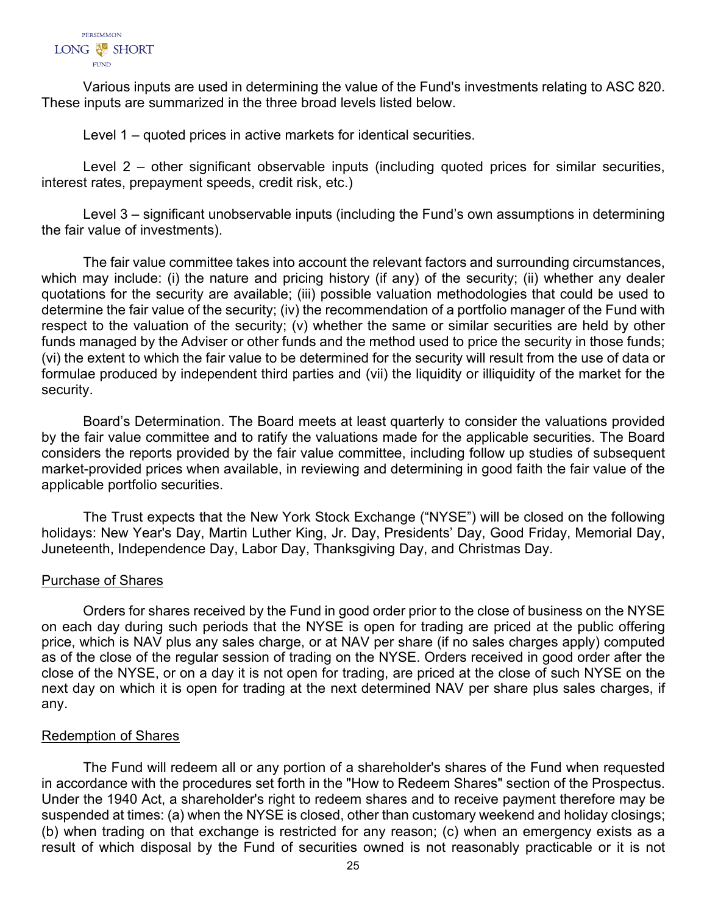Various inputs are used in determining the value of the Fund's investments relating to ASC 820. These inputs are summarized in the three broad levels listed below.

Level 1 – quoted prices in active markets for identical securities.

Level 2 – other significant observable inputs (including quoted prices for similar securities, interest rates, prepayment speeds, credit risk, etc.)

Level 3 – significant unobservable inputs (including the Fund's own assumptions in determining the fair value of investments).

The fair value committee takes into account the relevant factors and surrounding circumstances, which may include: (i) the nature and pricing history (if any) of the security; (ii) whether any dealer quotations for the security are available; (iii) possible valuation methodologies that could be used to determine the fair value of the security; (iv) the recommendation of a portfolio manager of the Fund with respect to the valuation of the security; (v) whether the same or similar securities are held by other funds managed by the Adviser or other funds and the method used to price the security in those funds; (vi) the extent to which the fair value to be determined for the security will result from the use of data or formulae produced by independent third parties and (vii) the liquidity or illiquidity of the market for the security.

Board's Determination. The Board meets at least quarterly to consider the valuations provided by the fair value committee and to ratify the valuations made for the applicable securities. The Board considers the reports provided by the fair value committee, including follow up studies of subsequent market-provided prices when available, in reviewing and determining in good faith the fair value of the applicable portfolio securities.

The Trust expects that the New York Stock Exchange ("NYSE") will be closed on the following holidays: New Year's Day, Martin Luther King, Jr. Day, Presidents' Day, Good Friday, Memorial Day, Juneteenth, Independence Day, Labor Day, Thanksgiving Day, and Christmas Day.

## Purchase of Shares

Orders for shares received by the Fund in good order prior to the close of business on the NYSE on each day during such periods that the NYSE is open for trading are priced at the public offering price, which is NAV plus any sales charge, or at NAV per share (if no sales charges apply) computed as of the close of the regular session of trading on the NYSE. Orders received in good order after the close of the NYSE, or on a day it is not open for trading, are priced at the close of such NYSE on the next day on which it is open for trading at the next determined NAV per share plus sales charges, if any.

## Redemption of Shares

The Fund will redeem all or any portion of a shareholder's shares of the Fund when requested in accordance with the procedures set forth in the "How to Redeem Shares" section of the Prospectus. Under the 1940 Act, a shareholder's right to redeem shares and to receive payment therefore may be suspended at times: (a) when the NYSE is closed, other than customary weekend and holiday closings; (b) when trading on that exchange is restricted for any reason; (c) when an emergency exists as a result of which disposal by the Fund of securities owned is not reasonably practicable or it is not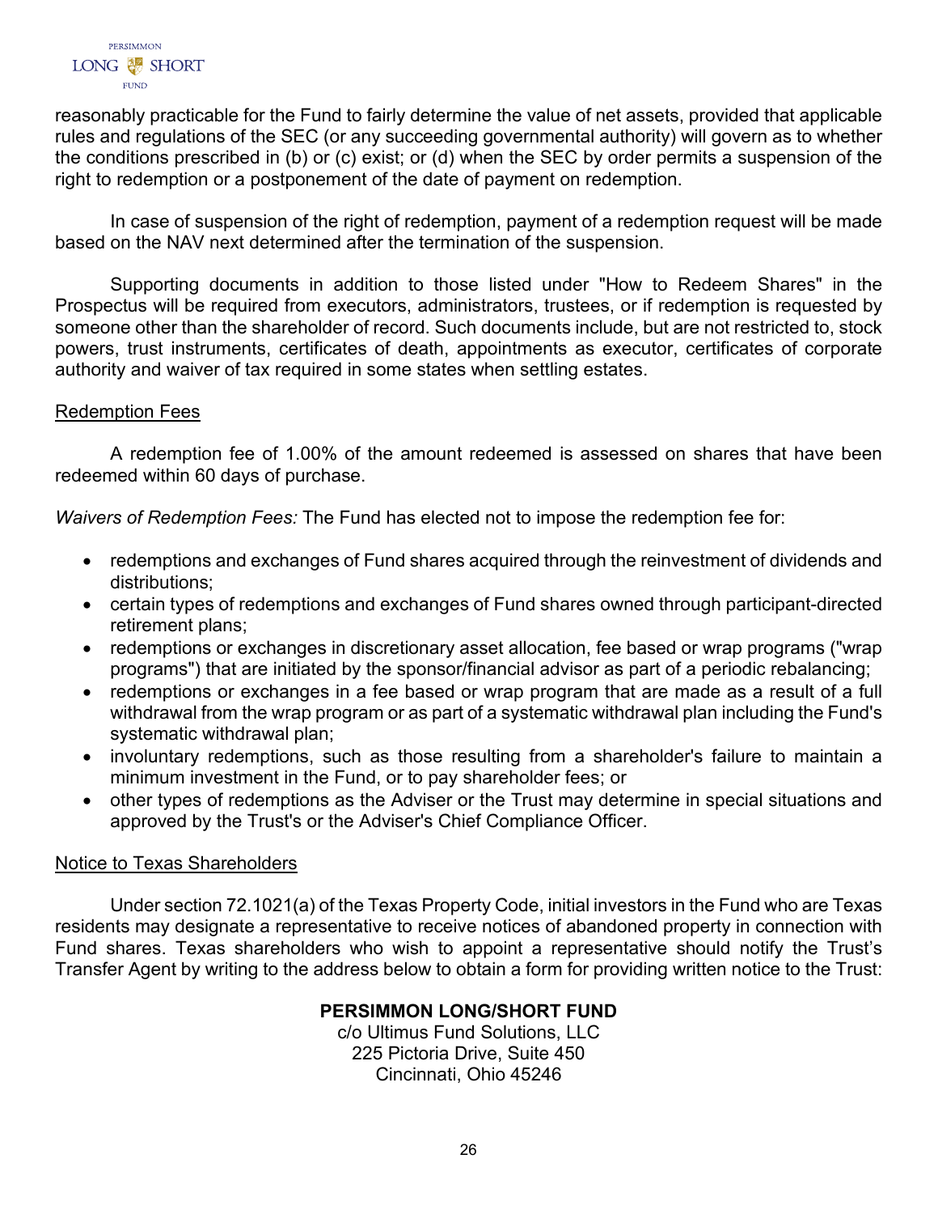reasonably practicable for the Fund to fairly determine the value of net assets, provided that applicable rules and regulations of the SEC (or any succeeding governmental authority) will govern as to whether the conditions prescribed in (b) or (c) exist; or (d) when the SEC by order permits a suspension of the right to redemption or a postponement of the date of payment on redemption.

In case of suspension of the right of redemption, payment of a redemption request will be made based on the NAV next determined after the termination of the suspension.

Supporting documents in addition to those listed under "How to Redeem Shares" in the Prospectus will be required from executors, administrators, trustees, or if redemption is requested by someone other than the shareholder of record. Such documents include, but are not restricted to, stock powers, trust instruments, certificates of death, appointments as executor, certificates of corporate authority and waiver of tax required in some states when settling estates.

Redemption Fees

A redemption fee of 1.00% of the amount redeemed is assessed on shares that have been redeemed within 60 days of purchase.

*Waivers of Redemption Fees:* The Fund has elected not to impose the redemption fee for:

- redemptions and exchanges of Fund shares acquired through the reinvestment of dividends and distributions;
- certain types of redemptions and exchanges of Fund shares owned through participant-directed retirement plans;
- redemptions or exchanges in discretionary asset allocation, fee based or wrap programs ("wrap programs") that are initiated by the sponsor/financial advisor as part of a periodic rebalancing;
- redemptions or exchanges in a fee based or wrap program that are made as a result of a full withdrawal from the wrap program or as part of a systematic withdrawal plan including the Fund's systematic withdrawal plan;
- involuntary redemptions, such as those resulting from a shareholder's failure to maintain a minimum investment in the Fund, or to pay shareholder fees; or
- other types of redemptions as the Adviser or the Trust may determine in special situations and approved by the Trust's or the Adviser's Chief Compliance Officer.

Notice to Texas Shareholders

Under section 72.1021(a) of the Texas Property Code, initial investors in the Fund who are Texas residents may designate a representative to receive notices of abandoned property in connection with Fund shares. Texas shareholders who wish to appoint a representative should notify the Trust's Transfer Agent by writing to the address below to obtain a form for providing written notice to the Trust:

**PERSIMMON LONG/SHORT FUND**
c/o Ultimus Fund Solutions, LLC
225 Pictoria Drive, Suite 450
Cincinnati, Ohio 45246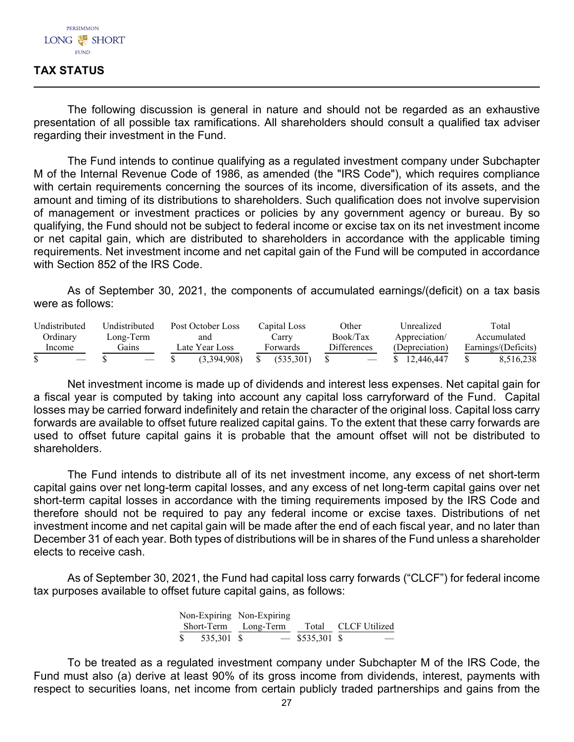## TAX STATUS

The following discussion is general in nature and should not be regarded as an exhaustive presentation of all possible tax ramifications. All shareholders should consult a qualified tax adviser regarding their investment in the Fund.

The Fund intends to continue qualifying as a regulated investment company under Subchapter M of the Internal Revenue Code of 1986, as amended (the "IRS Code"), which requires compliance with certain requirements concerning the sources of its income, diversification of its assets, and the amount and timing of its distributions to shareholders. Such qualification does not involve supervision of management or investment practices or policies by any government agency or bureau. By so qualifying, the Fund should not be subject to federal income or excise tax on its net investment income or net capital gain, which are distributed to shareholders in accordance with the applicable timing requirements. Net investment income and net capital gain of the Fund will be computed in accordance with Section 852 of the IRS Code.

As of September 30, 2021, the components of accumulated earnings/(deficit) on a tax basis were as follows:

| Undistributed Ordinary Income | Undistributed Long-Term Gains | Post October Loss and Late Year Loss | Capital Loss Carry Forwards | Other Book/Tax Differences | Unrealized Appreciation/ (Depreciation) | Total Accumulated Earnings/(Deficits) |
|---|---|---|---|---|---|---|
| $ — | $ — | $ (3,394,908) | $ (535,301) | $ — | $ 12,446,447 | $ 8,516,238 |

Net investment income is made up of dividends and interest less expenses. Net capital gain for a fiscal year is computed by taking into account any capital loss carryforward of the Fund. Capital losses may be carried forward indefinitely and retain the character of the original loss. Capital loss carry forwards are available to offset future realized capital gains. To the extent that these carry forwards are used to offset future capital gains it is probable that the amount offset will not be distributed to shareholders.

The Fund intends to distribute all of its net investment income, any excess of net short-term capital gains over net long-term capital losses, and any excess of net long-term capital gains over net short-term capital losses in accordance with the timing requirements imposed by the IRS Code and therefore should not be required to pay any federal income or excise taxes. Distributions of net investment income and net capital gain will be made after the end of each fiscal year, and no later than December 31 of each year. Both types of distributions will be in shares of the Fund unless a shareholder elects to receive cash.

As of September 30, 2021, the Fund had capital loss carry forwards ("CLCF") for federal income tax purposes available to offset future capital gains, as follows:

| Non-Expiring Short-Term | Non-Expiring Long-Term | Total | CLCF Utilized |
|---|---|---|---|
| $ 535,301 | $ — | $535,301 | $ — |

To be treated as a regulated investment company under Subchapter M of the IRS Code, the Fund must also (a) derive at least 90% of its gross income from dividends, interest, payments with respect to securities loans, net income from certain publicly traded partnerships and gains from the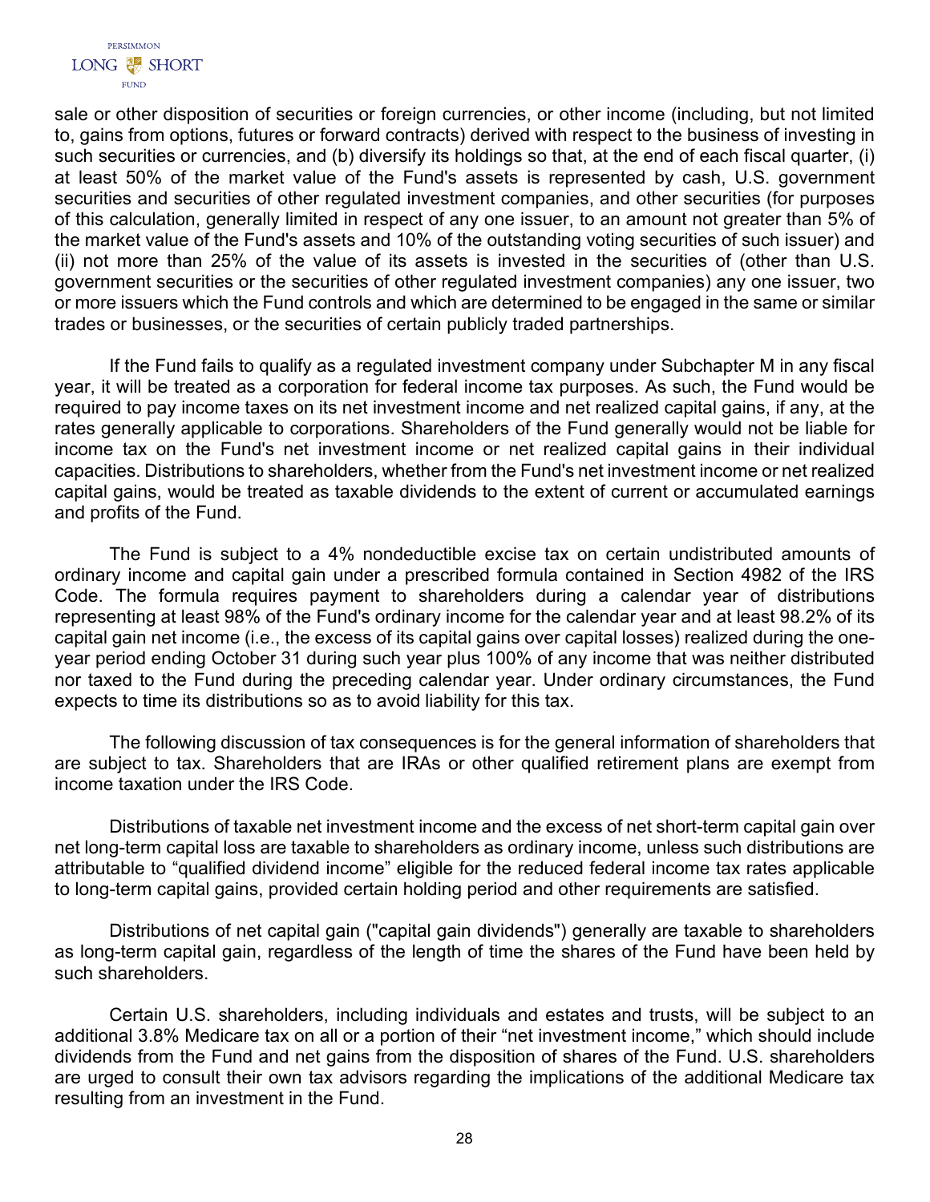sale or other disposition of securities or foreign currencies, or other income (including, but not limited to, gains from options, futures or forward contracts) derived with respect to the business of investing in such securities or currencies, and (b) diversify its holdings so that, at the end of each fiscal quarter, (i) at least 50% of the market value of the Fund's assets is represented by cash, U.S. government securities and securities of other regulated investment companies, and other securities (for purposes of this calculation, generally limited in respect of any one issuer, to an amount not greater than 5% of the market value of the Fund's assets and 10% of the outstanding voting securities of such issuer) and (ii) not more than 25% of the value of its assets is invested in the securities of (other than U.S. government securities or the securities of other regulated investment companies) any one issuer, two or more issuers which the Fund controls and which are determined to be engaged in the same or similar trades or businesses, or the securities of certain publicly traded partnerships.

If the Fund fails to qualify as a regulated investment company under Subchapter M in any fiscal year, it will be treated as a corporation for federal income tax purposes. As such, the Fund would be required to pay income taxes on its net investment income and net realized capital gains, if any, at the rates generally applicable to corporations. Shareholders of the Fund generally would not be liable for income tax on the Fund's net investment income or net realized capital gains in their individual capacities. Distributions to shareholders, whether from the Fund's net investment income or net realized capital gains, would be treated as taxable dividends to the extent of current or accumulated earnings and profits of the Fund.

The Fund is subject to a 4% nondeductible excise tax on certain undistributed amounts of ordinary income and capital gain under a prescribed formula contained in Section 4982 of the IRS Code. The formula requires payment to shareholders during a calendar year of distributions representing at least 98% of the Fund's ordinary income for the calendar year and at least 98.2% of its capital gain net income (i.e., the excess of its capital gains over capital losses) realized during the one-year period ending October 31 during such year plus 100% of any income that was neither distributed nor taxed to the Fund during the preceding calendar year. Under ordinary circumstances, the Fund expects to time its distributions so as to avoid liability for this tax.

The following discussion of tax consequences is for the general information of shareholders that are subject to tax. Shareholders that are IRAs or other qualified retirement plans are exempt from income taxation under the IRS Code.

Distributions of taxable net investment income and the excess of net short-term capital gain over net long-term capital loss are taxable to shareholders as ordinary income, unless such distributions are attributable to “qualified dividend income” eligible for the reduced federal income tax rates applicable to long-term capital gains, provided certain holding period and other requirements are satisfied.

Distributions of net capital gain ("capital gain dividends") generally are taxable to shareholders as long-term capital gain, regardless of the length of time the shares of the Fund have been held by such shareholders.

Certain U.S. shareholders, including individuals and estates and trusts, will be subject to an additional 3.8% Medicare tax on all or a portion of their “net investment income,” which should include dividends from the Fund and net gains from the disposition of shares of the Fund. U.S. shareholders are urged to consult their own tax advisors regarding the implications of the additional Medicare tax resulting from an investment in the Fund.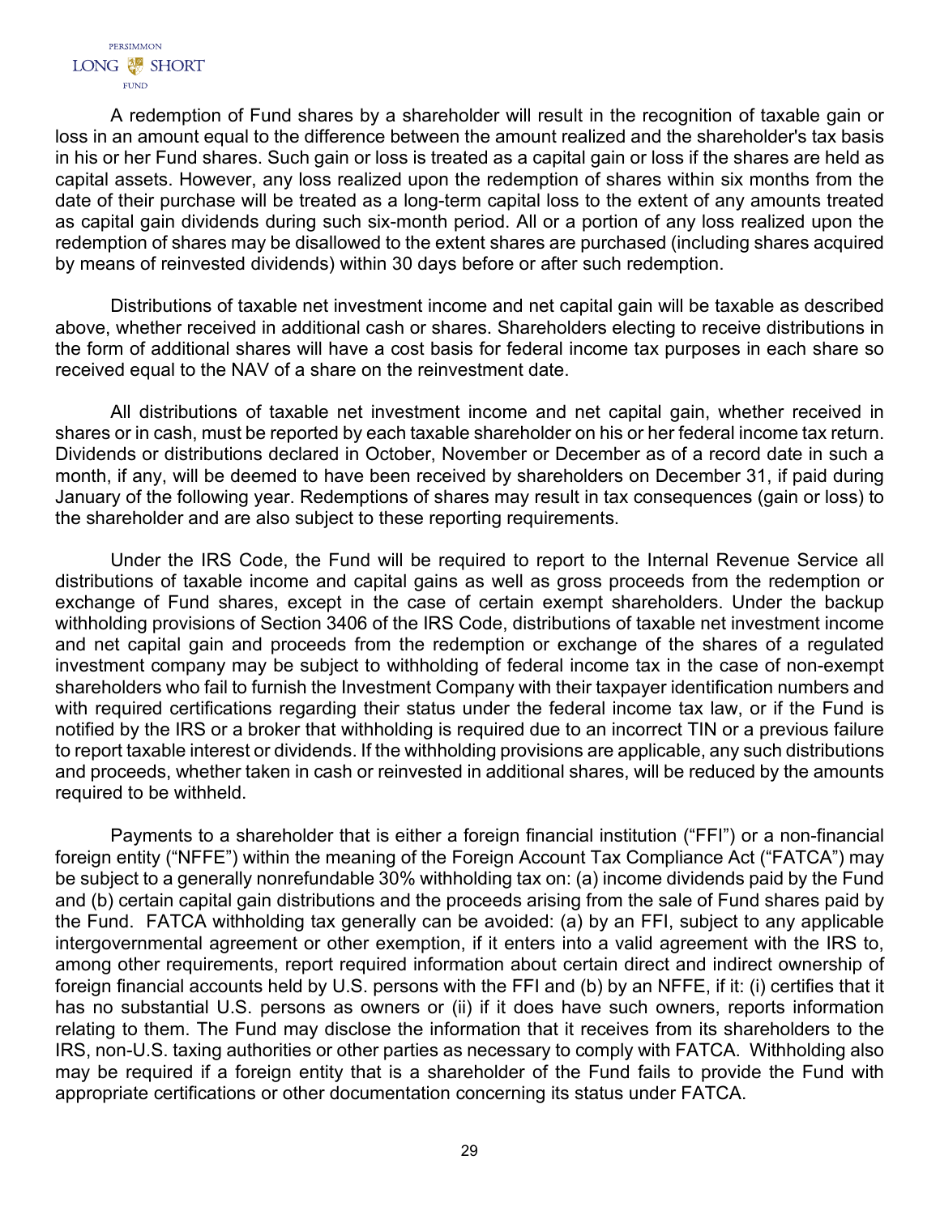A redemption of Fund shares by a shareholder will result in the recognition of taxable gain or loss in an amount equal to the difference between the amount realized and the shareholder's tax basis in his or her Fund shares. Such gain or loss is treated as a capital gain or loss if the shares are held as capital assets. However, any loss realized upon the redemption of shares within six months from the date of their purchase will be treated as a long-term capital loss to the extent of any amounts treated as capital gain dividends during such six-month period. All or a portion of any loss realized upon the redemption of shares may be disallowed to the extent shares are purchased (including shares acquired by means of reinvested dividends) within 30 days before or after such redemption.

Distributions of taxable net investment income and net capital gain will be taxable as described above, whether received in additional cash or shares. Shareholders electing to receive distributions in the form of additional shares will have a cost basis for federal income tax purposes in each share so received equal to the NAV of a share on the reinvestment date.

All distributions of taxable net investment income and net capital gain, whether received in shares or in cash, must be reported by each taxable shareholder on his or her federal income tax return. Dividends or distributions declared in October, November or December as of a record date in such a month, if any, will be deemed to have been received by shareholders on December 31, if paid during January of the following year. Redemptions of shares may result in tax consequences (gain or loss) to the shareholder and are also subject to these reporting requirements.

Under the IRS Code, the Fund will be required to report to the Internal Revenue Service all distributions of taxable income and capital gains as well as gross proceeds from the redemption or exchange of Fund shares, except in the case of certain exempt shareholders. Under the backup withholding provisions of Section 3406 of the IRS Code, distributions of taxable net investment income and net capital gain and proceeds from the redemption or exchange of the shares of a regulated investment company may be subject to withholding of federal income tax in the case of non-exempt shareholders who fail to furnish the Investment Company with their taxpayer identification numbers and with required certifications regarding their status under the federal income tax law, or if the Fund is notified by the IRS or a broker that withholding is required due to an incorrect TIN or a previous failure to report taxable interest or dividends. If the withholding provisions are applicable, any such distributions and proceeds, whether taken in cash or reinvested in additional shares, will be reduced by the amounts required to be withheld.

Payments to a shareholder that is either a foreign financial institution ("FFI") or a non-financial foreign entity ("NFFE") within the meaning of the Foreign Account Tax Compliance Act ("FATCA") may be subject to a generally nonrefundable 30% withholding tax on: (a) income dividends paid by the Fund and (b) certain capital gain distributions and the proceeds arising from the sale of Fund shares paid by the Fund. FATCA withholding tax generally can be avoided: (a) by an FFI, subject to any applicable intergovernmental agreement or other exemption, if it enters into a valid agreement with the IRS to, among other requirements, report required information about certain direct and indirect ownership of foreign financial accounts held by U.S. persons with the FFI and (b) by an NFFE, if it: (i) certifies that it has no substantial U.S. persons as owners or (ii) if it does have such owners, reports information relating to them. The Fund may disclose the information that it receives from its shareholders to the IRS, non-U.S. taxing authorities or other parties as necessary to comply with FATCA. Withholding also may be required if a foreign entity that is a shareholder of the Fund fails to provide the Fund with appropriate certifications or other documentation concerning its status under FATCA.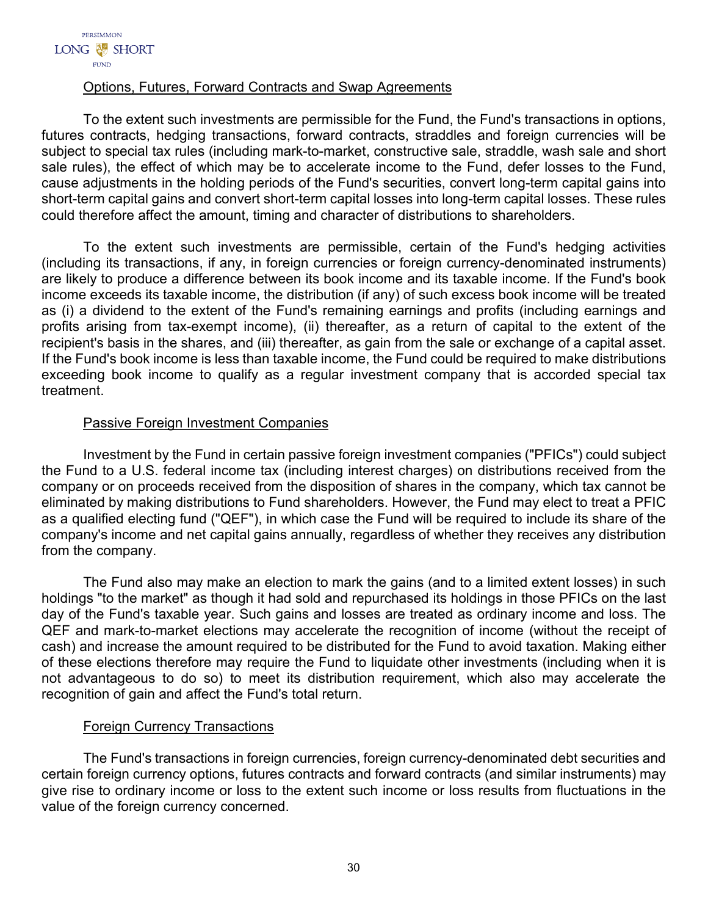### Options, Futures, Forward Contracts and Swap Agreements

To the extent such investments are permissible for the Fund, the Fund's transactions in options, futures contracts, hedging transactions, forward contracts, straddles and foreign currencies will be subject to special tax rules (including mark-to-market, constructive sale, straddle, wash sale and short sale rules), the effect of which may be to accelerate income to the Fund, defer losses to the Fund, cause adjustments in the holding periods of the Fund's securities, convert long-term capital gains into short-term capital gains and convert short-term capital losses into long-term capital losses. These rules could therefore affect the amount, timing and character of distributions to shareholders.

To the extent such investments are permissible, certain of the Fund's hedging activities (including its transactions, if any, in foreign currencies or foreign currency-denominated instruments) are likely to produce a difference between its book income and its taxable income. If the Fund's book income exceeds its taxable income, the distribution (if any) of such excess book income will be treated as (i) a dividend to the extent of the Fund's remaining earnings and profits (including earnings and profits arising from tax-exempt income), (ii) thereafter, as a return of capital to the extent of the recipient's basis in the shares, and (iii) thereafter, as gain from the sale or exchange of a capital asset. If the Fund's book income is less than taxable income, the Fund could be required to make distributions exceeding book income to qualify as a regular investment company that is accorded special tax treatment.

### Passive Foreign Investment Companies

Investment by the Fund in certain passive foreign investment companies ("PFICs") could subject the Fund to a U.S. federal income tax (including interest charges) on distributions received from the company or on proceeds received from the disposition of shares in the company, which tax cannot be eliminated by making distributions to Fund shareholders. However, the Fund may elect to treat a PFIC as a qualified electing fund ("QEF"), in which case the Fund will be required to include its share of the company's income and net capital gains annually, regardless of whether they receives any distribution from the company.

The Fund also may make an election to mark the gains (and to a limited extent losses) in such holdings "to the market" as though it had sold and repurchased its holdings in those PFICs on the last day of the Fund's taxable year. Such gains and losses are treated as ordinary income and loss. The QEF and mark-to-market elections may accelerate the recognition of income (without the receipt of cash) and increase the amount required to be distributed for the Fund to avoid taxation. Making either of these elections therefore may require the Fund to liquidate other investments (including when it is not advantageous to do so) to meet its distribution requirement, which also may accelerate the recognition of gain and affect the Fund's total return.

### Foreign Currency Transactions

The Fund's transactions in foreign currencies, foreign currency-denominated debt securities and certain foreign currency options, futures contracts and forward contracts (and similar instruments) may give rise to ordinary income or loss to the extent such income or loss results from fluctuations in the value of the foreign currency concerned.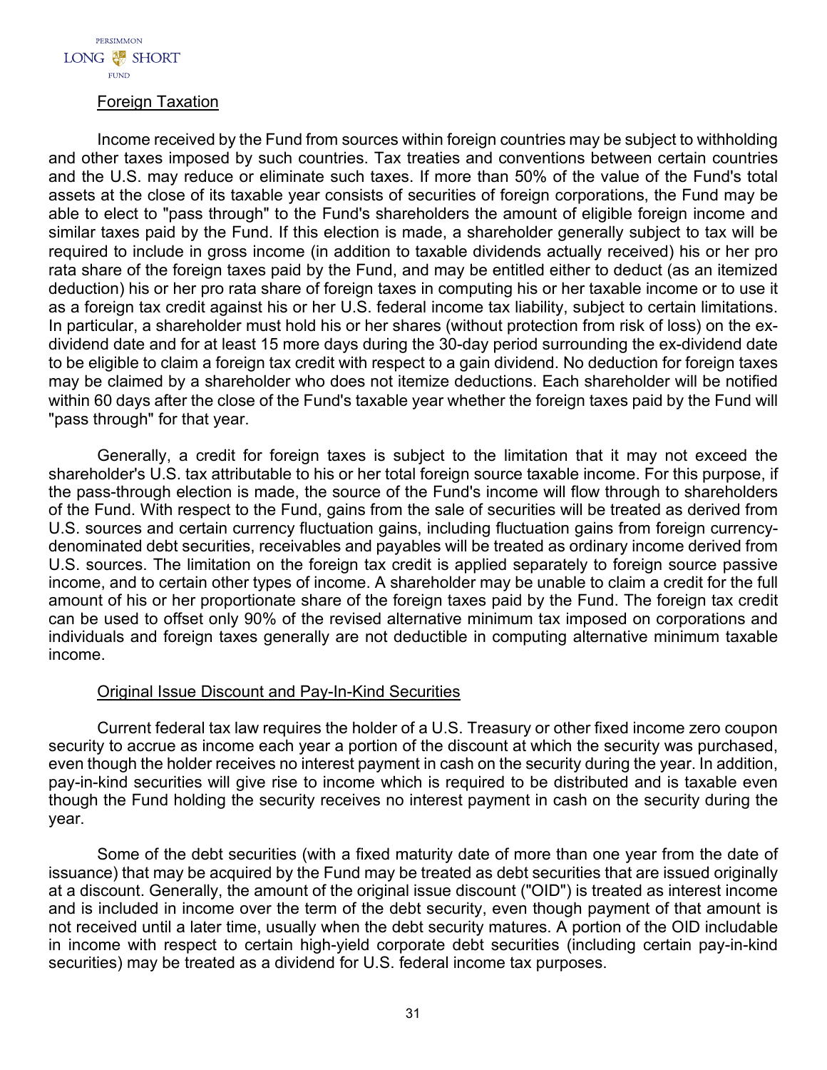## Foreign Taxation

Income received by the Fund from sources within foreign countries may be subject to withholding and other taxes imposed by such countries. Tax treaties and conventions between certain countries and the U.S. may reduce or eliminate such taxes. If more than 50% of the value of the Fund's total assets at the close of its taxable year consists of securities of foreign corporations, the Fund may be able to elect to "pass through" to the Fund's shareholders the amount of eligible foreign income and similar taxes paid by the Fund. If this election is made, a shareholder generally subject to tax will be required to include in gross income (in addition to taxable dividends actually received) his or her pro rata share of the foreign taxes paid by the Fund, and may be entitled either to deduct (as an itemized deduction) his or her pro rata share of foreign taxes in computing his or her taxable income or to use it as a foreign tax credit against his or her U.S. federal income tax liability, subject to certain limitations. In particular, a shareholder must hold his or her shares (without protection from risk of loss) on the ex-dividend date and for at least 15 more days during the 30-day period surrounding the ex-dividend date to be eligible to claim a foreign tax credit with respect to a gain dividend. No deduction for foreign taxes may be claimed by a shareholder who does not itemize deductions. Each shareholder will be notified within 60 days after the close of the Fund's taxable year whether the foreign taxes paid by the Fund will "pass through" for that year.

Generally, a credit for foreign taxes is subject to the limitation that it may not exceed the shareholder's U.S. tax attributable to his or her total foreign source taxable income. For this purpose, if the pass-through election is made, the source of the Fund's income will flow through to shareholders of the Fund. With respect to the Fund, gains from the sale of securities will be treated as derived from U.S. sources and certain currency fluctuation gains, including fluctuation gains from foreign currency-denominated debt securities, receivables and payables will be treated as ordinary income derived from U.S. sources. The limitation on the foreign tax credit is applied separately to foreign source passive income, and to certain other types of income. A shareholder may be unable to claim a credit for the full amount of his or her proportionate share of the foreign taxes paid by the Fund. The foreign tax credit can be used to offset only 90% of the revised alternative minimum tax imposed on corporations and individuals and foreign taxes generally are not deductible in computing alternative minimum taxable income.

## Original Issue Discount and Pay-In-Kind Securities

Current federal tax law requires the holder of a U.S. Treasury or other fixed income zero coupon security to accrue as income each year a portion of the discount at which the security was purchased, even though the holder receives no interest payment in cash on the security during the year. In addition, pay-in-kind securities will give rise to income which is required to be distributed and is taxable even though the Fund holding the security receives no interest payment in cash on the security during the year.

Some of the debt securities (with a fixed maturity date of more than one year from the date of issuance) that may be acquired by the Fund may be treated as debt securities that are issued originally at a discount. Generally, the amount of the original issue discount ("OID") is treated as interest income and is included in income over the term of the debt security, even though payment of that amount is not received until a later time, usually when the debt security matures. A portion of the OID includable in income with respect to certain high-yield corporate debt securities (including certain pay-in-kind securities) may be treated as a dividend for U.S. federal income tax purposes.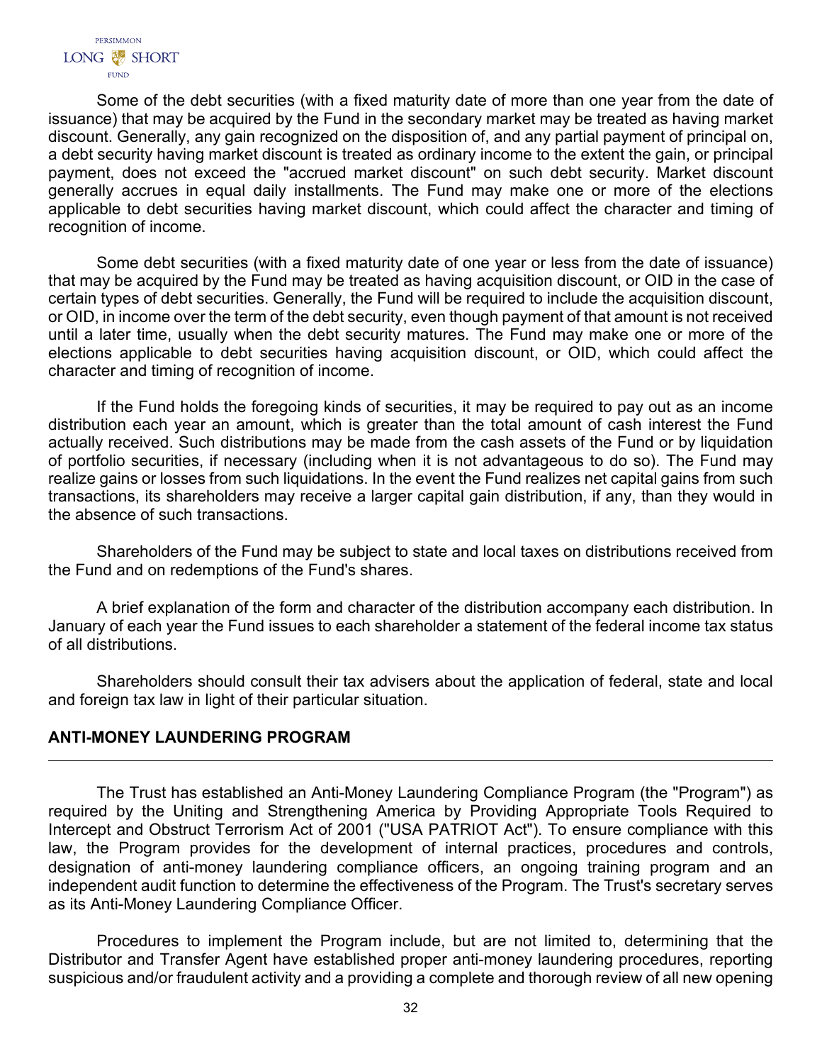Some of the debt securities (with a fixed maturity date of more than one year from the date of issuance) that may be acquired by the Fund in the secondary market may be treated as having market discount. Generally, any gain recognized on the disposition of, and any partial payment of principal on, a debt security having market discount is treated as ordinary income to the extent the gain, or principal payment, does not exceed the "accrued market discount" on such debt security. Market discount generally accrues in equal daily installments. The Fund may make one or more of the elections applicable to debt securities having market discount, which could affect the character and timing of recognition of income.

Some debt securities (with a fixed maturity date of one year or less from the date of issuance) that may be acquired by the Fund may be treated as having acquisition discount, or OID in the case of certain types of debt securities. Generally, the Fund will be required to include the acquisition discount, or OID, in income over the term of the debt security, even though payment of that amount is not received until a later time, usually when the debt security matures. The Fund may make one or more of the elections applicable to debt securities having acquisition discount, or OID, which could affect the character and timing of recognition of income.

If the Fund holds the foregoing kinds of securities, it may be required to pay out as an income distribution each year an amount, which is greater than the total amount of cash interest the Fund actually received. Such distributions may be made from the cash assets of the Fund or by liquidation of portfolio securities, if necessary (including when it is not advantageous to do so). The Fund may realize gains or losses from such liquidations. In the event the Fund realizes net capital gains from such transactions, its shareholders may receive a larger capital gain distribution, if any, than they would in the absence of such transactions.

Shareholders of the Fund may be subject to state and local taxes on distributions received from the Fund and on redemptions of the Fund's shares.

A brief explanation of the form and character of the distribution accompany each distribution. In January of each year the Fund issues to each shareholder a statement of the federal income tax status of all distributions.

Shareholders should consult their tax advisers about the application of federal, state and local and foreign tax law in light of their particular situation.

## ANTI-MONEY LAUNDERING PROGRAM

The Trust has established an Anti-Money Laundering Compliance Program (the "Program") as required by the Uniting and Strengthening America by Providing Appropriate Tools Required to Intercept and Obstruct Terrorism Act of 2001 ("USA PATRIOT Act"). To ensure compliance with this law, the Program provides for the development of internal practices, procedures and controls, designation of anti-money laundering compliance officers, an ongoing training program and an independent audit function to determine the effectiveness of the Program. The Trust's secretary serves as its Anti-Money Laundering Compliance Officer.

Procedures to implement the Program include, but are not limited to, determining that the Distributor and Transfer Agent have established proper anti-money laundering procedures, reporting suspicious and/or fraudulent activity and a providing a complete and thorough review of all new opening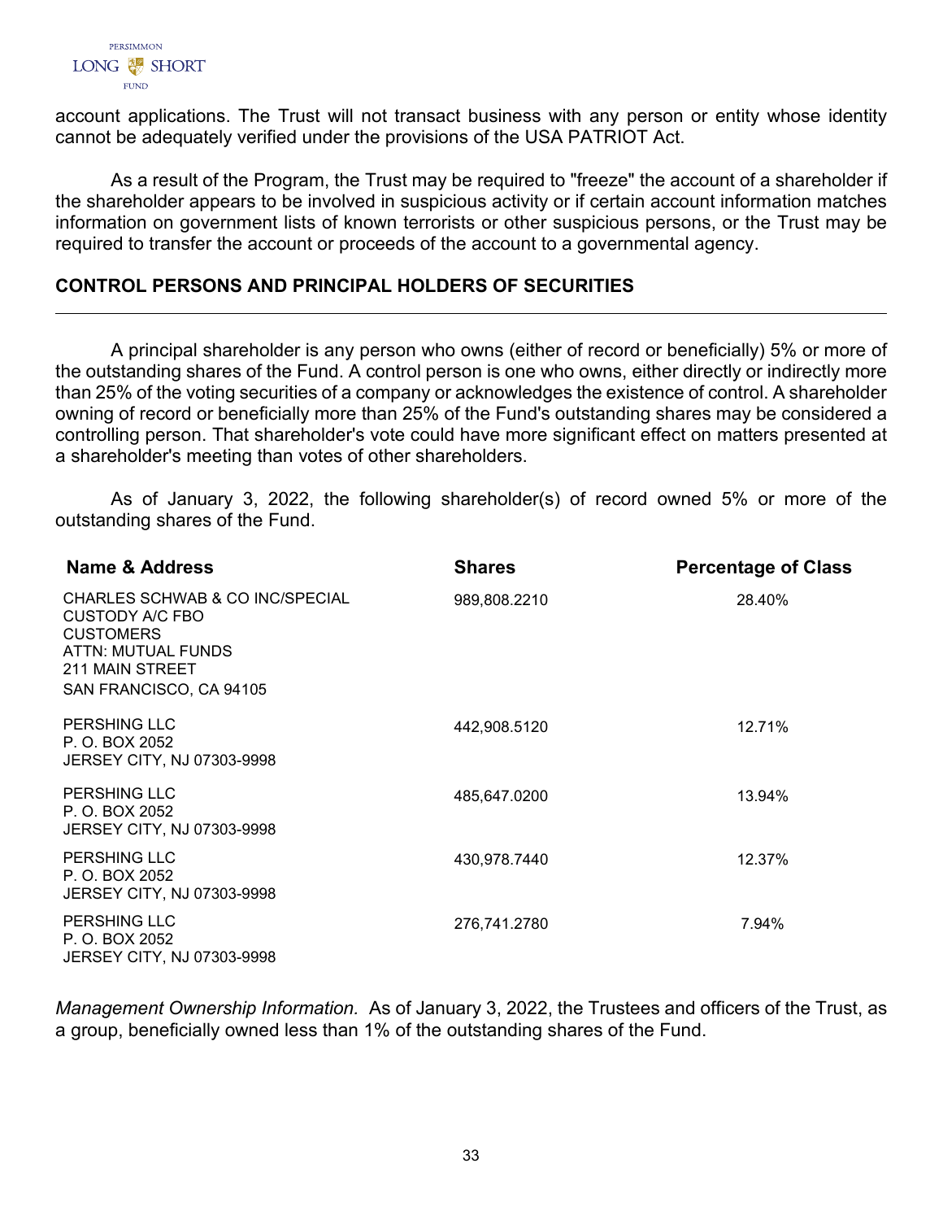account applications. The Trust will not transact business with any person or entity whose identity cannot be adequately verified under the provisions of the USA PATRIOT Act.

As a result of the Program, the Trust may be required to "freeze" the account of a shareholder if the shareholder appears to be involved in suspicious activity or if certain account information matches information on government lists of known terrorists or other suspicious persons, or the Trust may be required to transfer the account or proceeds of the account to a governmental agency.

## CONTROL PERSONS AND PRINCIPAL HOLDERS OF SECURITIES

A principal shareholder is any person who owns (either of record or beneficially) 5% or more of the outstanding shares of the Fund. A control person is one who owns, either directly or indirectly more than 25% of the voting securities of a company or acknowledges the existence of control. A shareholder owning of record or beneficially more than 25% of the Fund's outstanding shares may be considered a controlling person. That shareholder's vote could have more significant effect on matters presented at a shareholder's meeting than votes of other shareholders.

As of January 3, 2022, the following shareholder(s) of record owned 5% or more of the outstanding shares of the Fund.

| Name & Address | Shares | Percentage of Class |
|---|---|---|
| CHARLES SCHWAB & CO INC/SPECIAL CUSTODY A/C FBO CUSTOMERS ATTN: MUTUAL FUNDS 211 MAIN STREET SAN FRANCISCO, CA 94105 | 989,808.2210 | 28.40% |
| PERSHING LLC P. O. BOX 2052 JERSEY CITY, NJ 07303-9998 | 442,908.5120 | 12.71% |
| PERSHING LLC P. O. BOX 2052 JERSEY CITY, NJ 07303-9998 | 485,647.0200 | 13.94% |
| PERSHING LLC P. O. BOX 2052 JERSEY CITY, NJ 07303-9998 | 430,978.7440 | 12.37% |
| PERSHING LLC P. O. BOX 2052 JERSEY CITY, NJ 07303-9998 | 276,741.2780 | 7.94% |

*Management Ownership Information.* As of January 3, 2022, the Trustees and officers of the Trust, as a group, beneficially owned less than 1% of the outstanding shares of the Fund.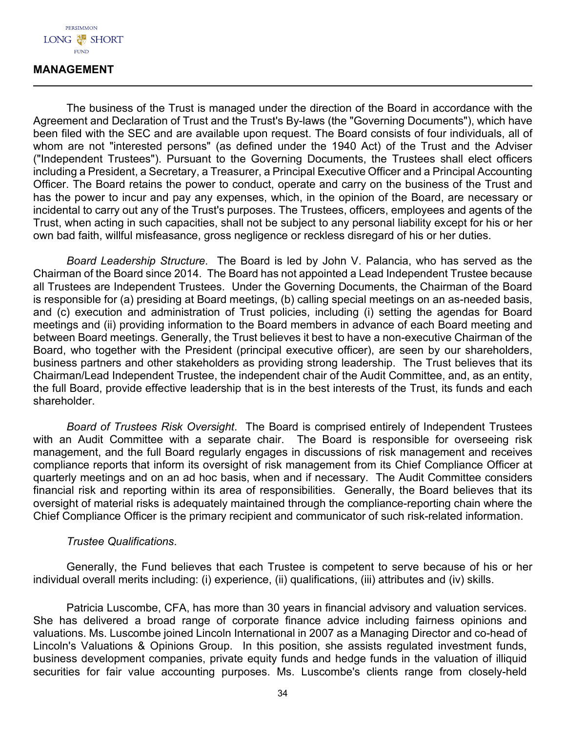## MANAGEMENT

The business of the Trust is managed under the direction of the Board in accordance with the Agreement and Declaration of Trust and the Trust's By-laws (the "Governing Documents"), which have been filed with the SEC and are available upon request. The Board consists of four individuals, all of whom are not "interested persons" (as defined under the 1940 Act) of the Trust and the Adviser ("Independent Trustees"). Pursuant to the Governing Documents, the Trustees shall elect officers including a President, a Secretary, a Treasurer, a Principal Executive Officer and a Principal Accounting Officer. The Board retains the power to conduct, operate and carry on the business of the Trust and has the power to incur and pay any expenses, which, in the opinion of the Board, are necessary or incidental to carry out any of the Trust's purposes. The Trustees, officers, employees and agents of the Trust, when acting in such capacities, shall not be subject to any personal liability except for his or her own bad faith, willful misfeasance, gross negligence or reckless disregard of his or her duties.

*Board Leadership Structure*. The Board is led by John V. Palancia, who has served as the Chairman of the Board since 2014. The Board has not appointed a Lead Independent Trustee because all Trustees are Independent Trustees. Under the Governing Documents, the Chairman of the Board is responsible for (a) presiding at Board meetings, (b) calling special meetings on an as-needed basis, and (c) execution and administration of Trust policies, including (i) setting the agendas for Board meetings and (ii) providing information to the Board members in advance of each Board meeting and between Board meetings. Generally, the Trust believes it best to have a non-executive Chairman of the Board, who together with the President (principal executive officer), are seen by our shareholders, business partners and other stakeholders as providing strong leadership. The Trust believes that its Chairman/Lead Independent Trustee, the independent chair of the Audit Committee, and, as an entity, the full Board, provide effective leadership that is in the best interests of the Trust, its funds and each shareholder.

*Board of Trustees Risk Oversight*. The Board is comprised entirely of Independent Trustees with an Audit Committee with a separate chair. The Board is responsible for overseeing risk management, and the full Board regularly engages in discussions of risk management and receives compliance reports that inform its oversight of risk management from its Chief Compliance Officer at quarterly meetings and on an ad hoc basis, when and if necessary. The Audit Committee considers financial risk and reporting within its area of responsibilities. Generally, the Board believes that its oversight of material risks is adequately maintained through the compliance-reporting chain where the Chief Compliance Officer is the primary recipient and communicator of such risk-related information.

*Trustee Qualifications*.

Generally, the Fund believes that each Trustee is competent to serve because of his or her individual overall merits including: (i) experience, (ii) qualifications, (iii) attributes and (iv) skills.

Patricia Luscombe, CFA, has more than 30 years in financial advisory and valuation services. She has delivered a broad range of corporate finance advice including fairness opinions and valuations. Ms. Luscombe joined Lincoln International in 2007 as a Managing Director and co-head of Lincoln's Valuations & Opinions Group. In this position, she assists regulated investment funds, business development companies, private equity funds and hedge funds in the valuation of illiquid securities for fair value accounting purposes. Ms. Luscombe's clients range from closely-held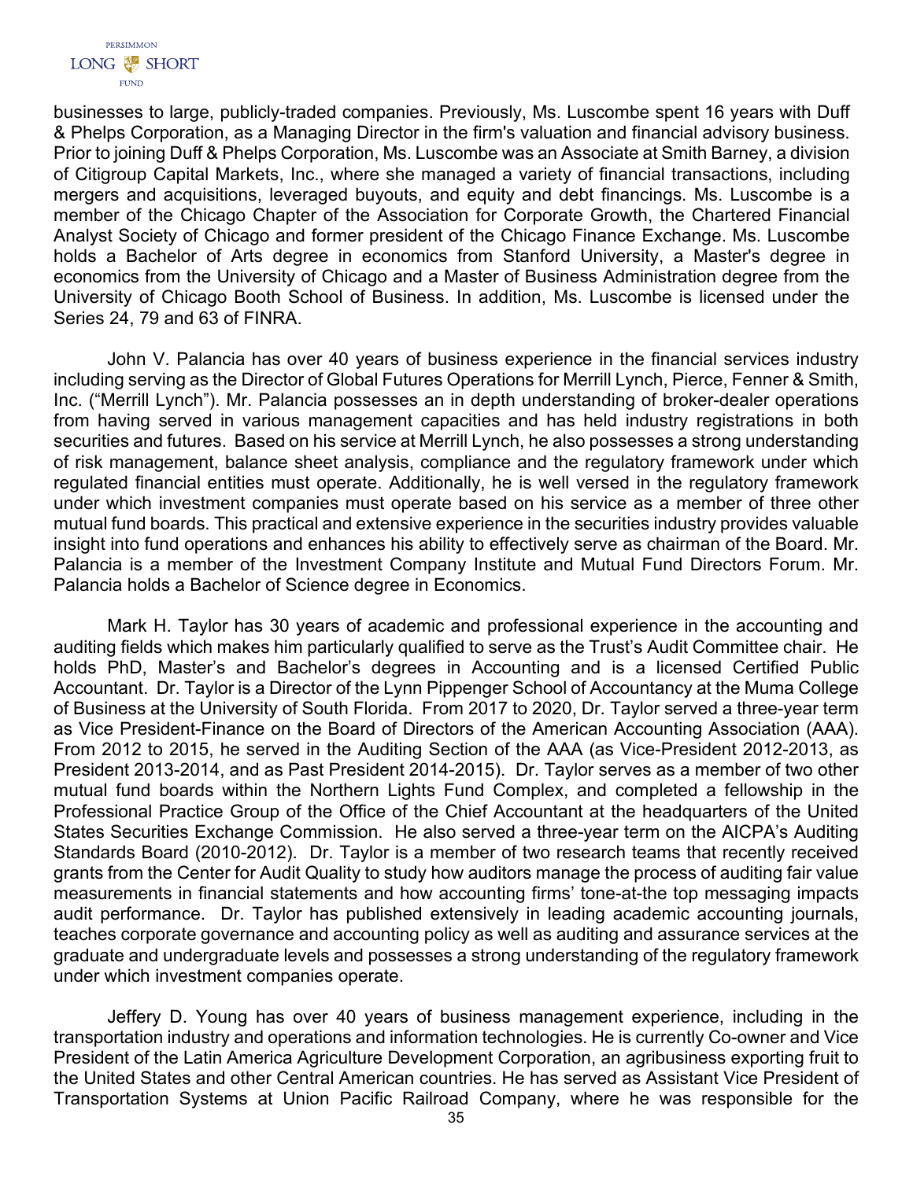businesses to large, publicly-traded companies. Previously, Ms. Luscombe spent 16 years with Duff & Phelps Corporation, as a Managing Director in the firm's valuation and financial advisory business. Prior to joining Duff & Phelps Corporation, Ms. Luscombe was an Associate at Smith Barney, a division of Citigroup Capital Markets, Inc., where she managed a variety of financial transactions, including mergers and acquisitions, leveraged buyouts, and equity and debt financings. Ms. Luscombe is a member of the Chicago Chapter of the Association for Corporate Growth, the Chartered Financial Analyst Society of Chicago and former president of the Chicago Finance Exchange. Ms. Luscombe holds a Bachelor of Arts degree in economics from Stanford University, a Master's degree in economics from the University of Chicago and a Master of Business Administration degree from the University of Chicago Booth School of Business. In addition, Ms. Luscombe is licensed under the Series 24, 79 and 63 of FINRA.

John V. Palancia has over 40 years of business experience in the financial services industry including serving as the Director of Global Futures Operations for Merrill Lynch, Pierce, Fenner & Smith, Inc. ("Merrill Lynch"). Mr. Palancia possesses an in depth understanding of broker-dealer operations from having served in various management capacities and has held industry registrations in both securities and futures. Based on his service at Merrill Lynch, he also possesses a strong understanding of risk management, balance sheet analysis, compliance and the regulatory framework under which regulated financial entities must operate. Additionally, he is well versed in the regulatory framework under which investment companies must operate based on his service as a member of three other mutual fund boards. This practical and extensive experience in the securities industry provides valuable insight into fund operations and enhances his ability to effectively serve as chairman of the Board. Mr. Palancia is a member of the Investment Company Institute and Mutual Fund Directors Forum. Mr. Palancia holds a Bachelor of Science degree in Economics.

Mark H. Taylor has 30 years of academic and professional experience in the accounting and auditing fields which makes him particularly qualified to serve as the Trust's Audit Committee chair. He holds PhD, Master's and Bachelor's degrees in Accounting and is a licensed Certified Public Accountant. Dr. Taylor is a Director of the Lynn Pippenger School of Accountancy at the Muma College of Business at the University of South Florida. From 2017 to 2020, Dr. Taylor served a three-year term as Vice President-Finance on the Board of Directors of the American Accounting Association (AAA). From 2012 to 2015, he served in the Auditing Section of the AAA (as Vice-President 2012-2013, as President 2013-2014, and as Past President 2014-2015). Dr. Taylor serves as a member of two other mutual fund boards within the Northern Lights Fund Complex, and completed a fellowship in the Professional Practice Group of the Office of the Chief Accountant at the headquarters of the United States Securities Exchange Commission. He also served a three-year term on the AICPA's Auditing Standards Board (2010-2012). Dr. Taylor is a member of two research teams that recently received grants from the Center for Audit Quality to study how auditors manage the process of auditing fair value measurements in financial statements and how accounting firms' tone-at-the top messaging impacts audit performance. Dr. Taylor has published extensively in leading academic accounting journals, teaches corporate governance and accounting policy as well as auditing and assurance services at the graduate and undergraduate levels and possesses a strong understanding of the regulatory framework under which investment companies operate.

Jeffery D. Young has over 40 years of business management experience, including in the transportation industry and operations and information technologies. He is currently Co-owner and Vice President of the Latin America Agriculture Development Corporation, an agribusiness exporting fruit to the United States and other Central American countries. He has served as Assistant Vice President of Transportation Systems at Union Pacific Railroad Company, where he was responsible for the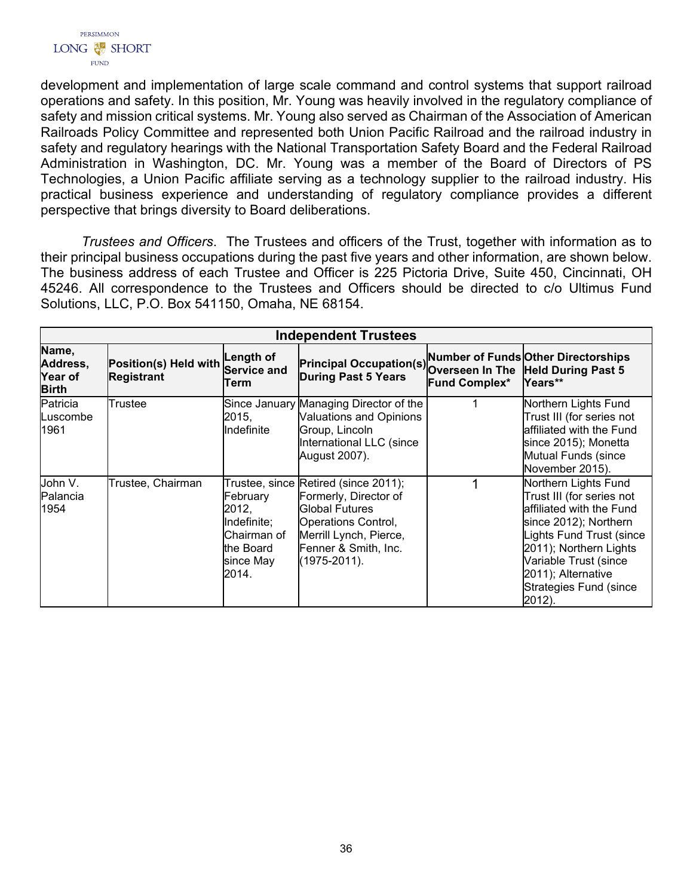development and implementation of large scale command and control systems that support railroad operations and safety. In this position, Mr. Young was heavily involved in the regulatory compliance of safety and mission critical systems. Mr. Young also served as Chairman of the Association of American Railroads Policy Committee and represented both Union Pacific Railroad and the railroad industry in safety and regulatory hearings with the National Transportation Safety Board and the Federal Railroad Administration in Washington, DC. Mr. Young was a member of the Board of Directors of PS Technologies, a Union Pacific affiliate serving as a technology supplier to the railroad industry. His practical business experience and understanding of regulatory compliance provides a different perspective that brings diversity to Board deliberations.

*Trustees and Officers*. The Trustees and officers of the Trust, together with information as to their principal business occupations during the past five years and other information, are shown below. The business address of each Trustee and Officer is 225 Pictoria Drive, Suite 450, Cincinnati, OH 45246. All correspondence to the Trustees and Officers should be directed to c/o Ultimus Fund Solutions, LLC, P.O. Box 541150, Omaha, NE 68154.

| **Independent Trustees** | | | | | |
|---|---|---|---|---|---|
| **Name, Address, Year of Birth** | **Position(s) Held with Registrant** | **Length of Service and Term** | **Principal Occupation(s) During Past 5 Years** | **Number of Funds Overseen In The Fund Complex*** | **Other Directorships Held During Past 5 Years**** |
| Patricia Luscombe 1961 | Trustee | Since January 2015, Indefinite | Managing Director of the Valuations and Opinions Group, Lincoln International LLC (since August 2007). | 1 | Northern Lights Fund Trust III (for series not affiliated with the Fund since 2015); Monetta Mutual Funds (since November 2015). |
| John V. Palancia 1954 | Trustee, Chairman | Trustee, since February 2012, Indefinite; Chairman of the Board since May 2014. | Retired (since 2011); Formerly, Director of Global Futures Operations Control, Merrill Lynch, Pierce, Fenner & Smith, Inc. (1975-2011). | 1 | Northern Lights Fund Trust III (for series not affiliated with the Fund since 2012); Northern Lights Fund Trust (since 2011); Northern Lights Variable Trust (since 2011); Alternative Strategies Fund (since 2012). |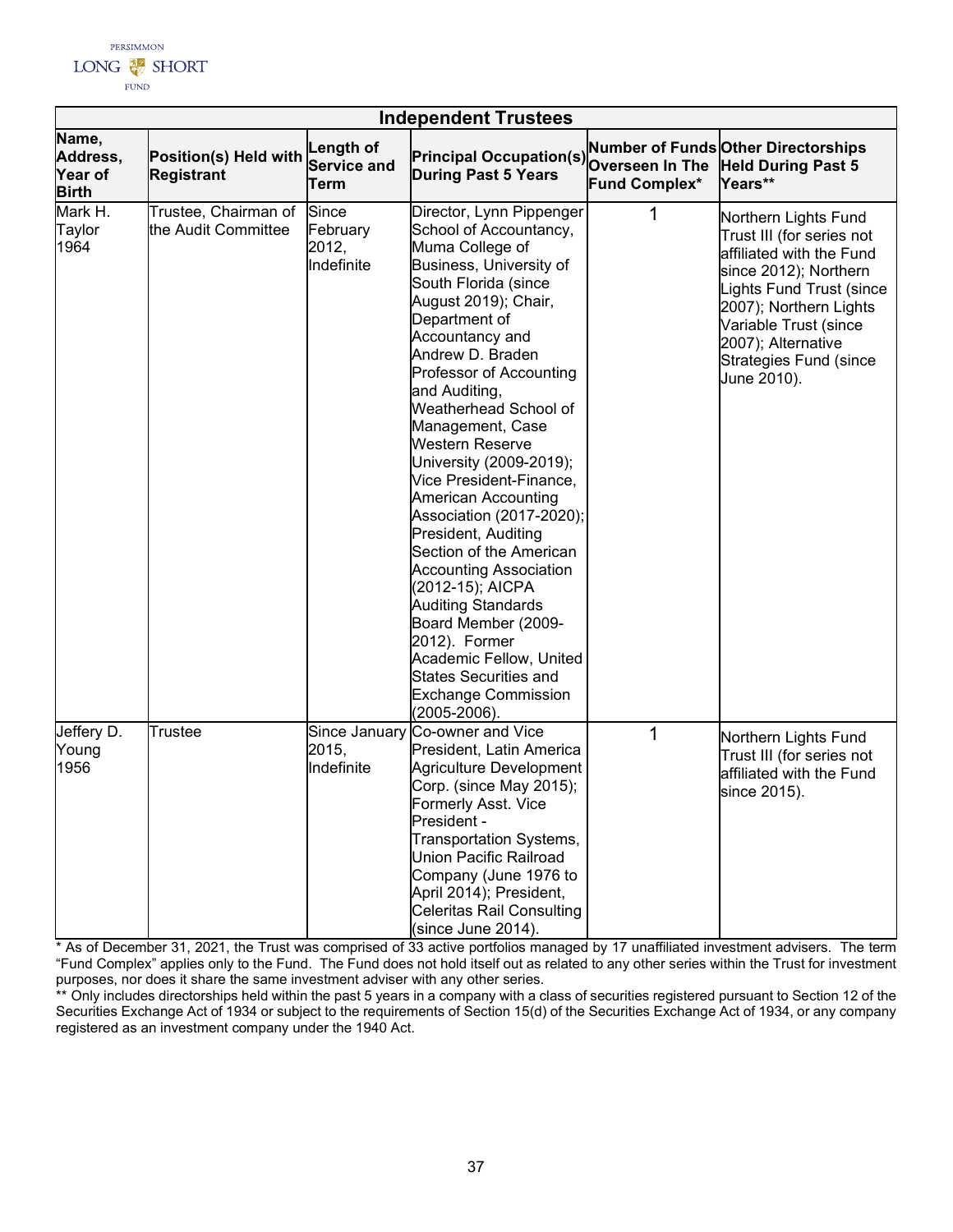| Independent Trustees | | | | | |
|---|---|---|---|---|---|
| **Name, Address, Year of Birth** | **Position(s) Held with Registrant** | **Length of Service and Term** | **Principal Occupation(s) During Past 5 Years** | **Number of Funds Overseen In The Fund Complex*** | **Other Directorships Held During Past 5 Years**** |
| Mark H. Taylor 1964 | Trustee, Chairman of the Audit Committee | Since February 2012, Indefinite | Director, Lynn Pippenger School of Accountancy, Muma College of Business, University of South Florida (since August 2019); Chair, Department of Accountancy and Andrew D. Braden Professor of Accounting and Auditing, Weatherhead School of Management, Case Western Reserve University (2009-2019); Vice President-Finance, American Accounting Association (2017-2020); President, Auditing Section of the American Accounting Association (2012-15); AICPA Auditing Standards Board Member (2009-2012). Former Academic Fellow, United States Securities and Exchange Commission (2005-2006). | 1 | Northern Lights Fund Trust III (for series not affiliated with the Fund since 2012); Northern Lights Fund Trust (since 2007); Northern Lights Variable Trust (since 2007); Alternative Strategies Fund (since June 2010). |
| Jeffery D. Young 1956 | Trustee | Since January 2015, Indefinite | Co-owner and Vice President, Latin America Agriculture Development Corp. (since May 2015); Formerly Asst. Vice President - Transportation Systems, Union Pacific Railroad Company (June 1976 to April 2014); President, Celeritas Rail Consulting (since June 2014). | 1 | Northern Lights Fund Trust III (for series not affiliated with the Fund since 2015). |

* As of December 31, 2021, the Trust was comprised of 33 active portfolios managed by 17 unaffiliated investment advisers. The term "Fund Complex" applies only to the Fund. The Fund does not hold itself out as related to any other series within the Trust for investment purposes, nor does it share the same investment adviser with any other series.

** Only includes directorships held within the past 5 years in a company with a class of securities registered pursuant to Section 12 of the Securities Exchange Act of 1934 or subject to the requirements of Section 15(d) of the Securities Exchange Act of 1934, or any company registered as an investment company under the 1940 Act.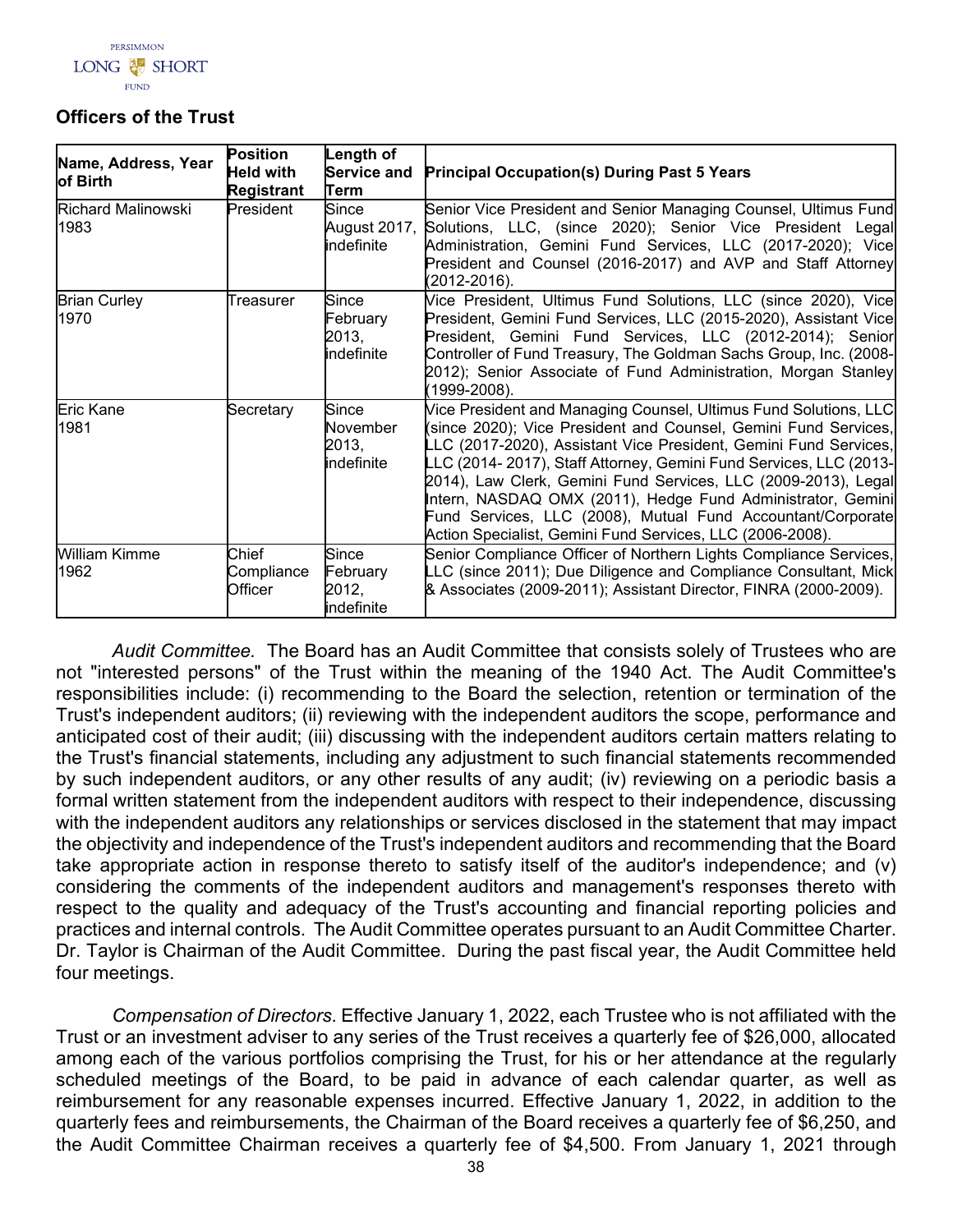## Officers of the Trust

| Name, Address, Year of Birth | Position Held with Registrant | Length of Service and Term | Principal Occupation(s) During Past 5 Years |
|---|---|---|---|
| Richard Malinowski 1983 | President | Since August 2017, indefinite | Senior Vice President and Senior Managing Counsel, Ultimus Fund Solutions, LLC, (since 2020); Senior Vice President Legal Administration, Gemini Fund Services, LLC (2017-2020); Vice President and Counsel (2016-2017) and AVP and Staff Attorney (2012-2016). |
| Brian Curley 1970 | Treasurer | Since February 2013, indefinite | Vice President, Ultimus Fund Solutions, LLC (since 2020), Vice President, Gemini Fund Services, LLC (2015-2020), Assistant Vice President, Gemini Fund Services, LLC (2012-2014); Senior Controller of Fund Treasury, The Goldman Sachs Group, Inc. (2008-2012); Senior Associate of Fund Administration, Morgan Stanley (1999-2008). |
| Eric Kane 1981 | Secretary | Since November 2013, indefinite | Vice President and Managing Counsel, Ultimus Fund Solutions, LLC (since 2020); Vice President and Counsel, Gemini Fund Services, LLC (2017-2020), Assistant Vice President, Gemini Fund Services, LLC (2014- 2017), Staff Attorney, Gemini Fund Services, LLC (2013-2014), Law Clerk, Gemini Fund Services, LLC (2009-2013), Legal Intern, NASDAQ OMX (2011), Hedge Fund Administrator, Gemini Fund Services, LLC (2008), Mutual Fund Accountant/Corporate Action Specialist, Gemini Fund Services, LLC (2006-2008). |
| William Kimme 1962 | Chief Compliance Officer | Since February 2012, indefinite | Senior Compliance Officer of Northern Lights Compliance Services, LLC (since 2011); Due Diligence and Compliance Consultant, Mick & Associates (2009-2011); Assistant Director, FINRA (2000-2009). |

*Audit Committee.* The Board has an Audit Committee that consists solely of Trustees who are not "interested persons" of the Trust within the meaning of the 1940 Act. The Audit Committee's responsibilities include: (i) recommending to the Board the selection, retention or termination of the Trust's independent auditors; (ii) reviewing with the independent auditors the scope, performance and anticipated cost of their audit; (iii) discussing with the independent auditors certain matters relating to the Trust's financial statements, including any adjustment to such financial statements recommended by such independent auditors, or any other results of any audit; (iv) reviewing on a periodic basis a formal written statement from the independent auditors with respect to their independence, discussing with the independent auditors any relationships or services disclosed in the statement that may impact the objectivity and independence of the Trust's independent auditors and recommending that the Board take appropriate action in response thereto to satisfy itself of the auditor's independence; and (v) considering the comments of the independent auditors and management's responses thereto with respect to the quality and adequacy of the Trust's accounting and financial reporting policies and practices and internal controls. The Audit Committee operates pursuant to an Audit Committee Charter. Dr. Taylor is Chairman of the Audit Committee. During the past fiscal year, the Audit Committee held four meetings.

*Compensation of Directors*. Effective January 1, 2022, each Trustee who is not affiliated with the Trust or an investment adviser to any series of the Trust receives a quarterly fee of $26,000, allocated among each of the various portfolios comprising the Trust, for his or her attendance at the regularly scheduled meetings of the Board, to be paid in advance of each calendar quarter, as well as reimbursement for any reasonable expenses incurred. Effective January 1, 2022, in addition to the quarterly fees and reimbursements, the Chairman of the Board receives a quarterly fee of $6,250, and the Audit Committee Chairman receives a quarterly fee of $4,500. From January 1, 2021 through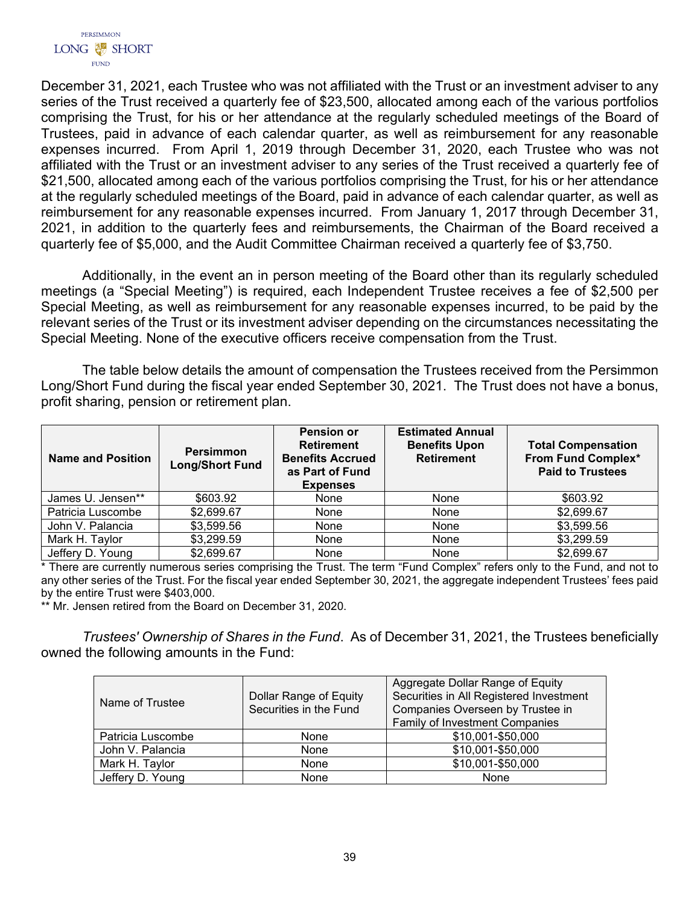December 31, 2021, each Trustee who was not affiliated with the Trust or an investment adviser to any series of the Trust received a quarterly fee of $23,500, allocated among each of the various portfolios comprising the Trust, for his or her attendance at the regularly scheduled meetings of the Board of Trustees, paid in advance of each calendar quarter, as well as reimbursement for any reasonable expenses incurred. From April 1, 2019 through December 31, 2020, each Trustee who was not affiliated with the Trust or an investment adviser to any series of the Trust received a quarterly fee of $21,500, allocated among each of the various portfolios comprising the Trust, for his or her attendance at the regularly scheduled meetings of the Board, paid in advance of each calendar quarter, as well as reimbursement for any reasonable expenses incurred. From January 1, 2017 through December 31, 2021, in addition to the quarterly fees and reimbursements, the Chairman of the Board received a quarterly fee of $5,000, and the Audit Committee Chairman received a quarterly fee of $3,750.

Additionally, in the event an in person meeting of the Board other than its regularly scheduled meetings (a "Special Meeting") is required, each Independent Trustee receives a fee of $2,500 per Special Meeting, as well as reimbursement for any reasonable expenses incurred, to be paid by the relevant series of the Trust or its investment adviser depending on the circumstances necessitating the Special Meeting. None of the executive officers receive compensation from the Trust.

The table below details the amount of compensation the Trustees received from the Persimmon Long/Short Fund during the fiscal year ended September 30, 2021. The Trust does not have a bonus, profit sharing, pension or retirement plan.

| Name and Position | Persimmon Long/Short Fund | Pension or Retirement Benefits Accrued as Part of Fund Expenses | Estimated Annual Benefits Upon Retirement | Total Compensation From Fund Complex* Paid to Trustees |
|---|---|---|---|---|
| James U. Jensen** | $603.92 | None | None | $603.92 |
| Patricia Luscombe | $2,699.67 | None | None | $2,699.67 |
| John V. Palancia | $3,599.56 | None | None | $3,599.56 |
| Mark H. Taylor | $3,299.59 | None | None | $3,299.59 |
| Jeffery D. Young | $2,699.67 | None | None | $2,699.67 |

\* There are currently numerous series comprising the Trust. The term "Fund Complex" refers only to the Fund, and not to any other series of the Trust. For the fiscal year ended September 30, 2021, the aggregate independent Trustees' fees paid by the entire Trust were $403,000.

\** Mr. Jensen retired from the Board on December 31, 2020.

*Trustees' Ownership of Shares in the Fund*. As of December 31, 2021, the Trustees beneficially owned the following amounts in the Fund:

| Name of Trustee | Dollar Range of Equity Securities in the Fund | Aggregate Dollar Range of Equity Securities in All Registered Investment Companies Overseen by Trustee in Family of Investment Companies |
|---|---|---|
| Patricia Luscombe | None | $10,001-$50,000 |
| John V. Palancia | None | $10,001-$50,000 |
| Mark H. Taylor | None | $10,001-$50,000 |
| Jeffery D. Young | None | None |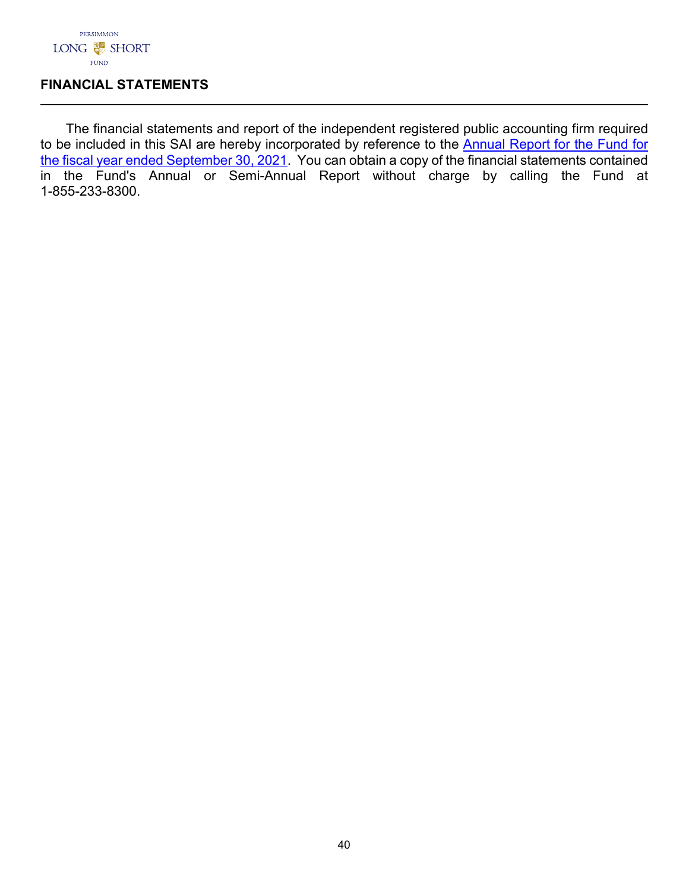## FINANCIAL STATEMENTS

The financial statements and report of the independent registered public accounting firm required to be included in this SAI are hereby incorporated by reference to the Annual Report for the Fund for the fiscal year ended September 30, 2021. You can obtain a copy of the financial statements contained in the Fund's Annual or Semi-Annual Report without charge by calling the Fund at 1-855-233-8300.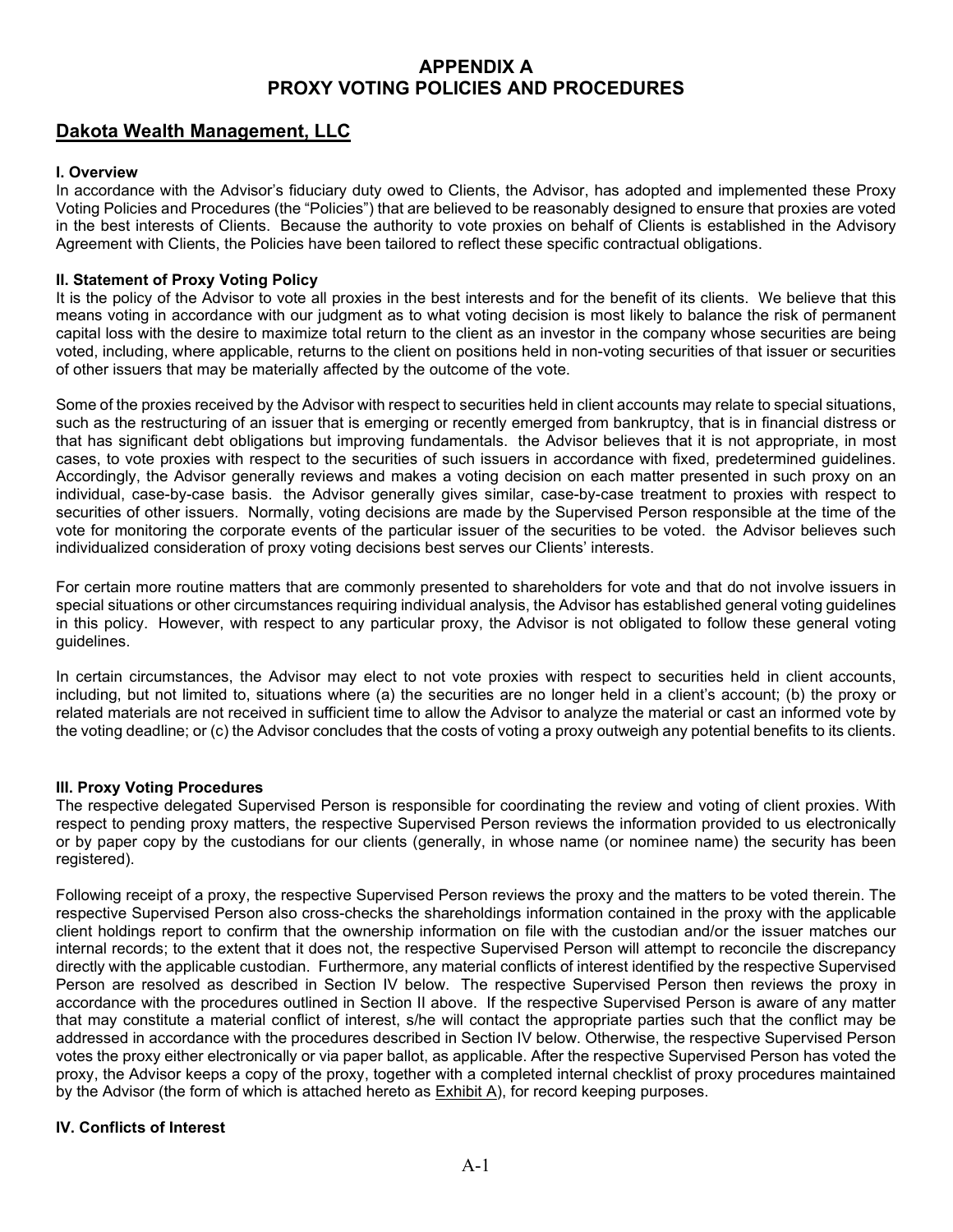# APPENDIX A
# PROXY VOTING POLICIES AND PROCEDURES

## Dakota Wealth Management, LLC

### I. Overview

In accordance with the Advisor's fiduciary duty owed to Clients, the Advisor, has adopted and implemented these Proxy Voting Policies and Procedures (the "Policies") that are believed to be reasonably designed to ensure that proxies are voted in the best interests of Clients. Because the authority to vote proxies on behalf of Clients is established in the Advisory Agreement with Clients, the Policies have been tailored to reflect these specific contractual obligations.

### II. Statement of Proxy Voting Policy

It is the policy of the Advisor to vote all proxies in the best interests and for the benefit of its clients. We believe that this means voting in accordance with our judgment as to what voting decision is most likely to balance the risk of permanent capital loss with the desire to maximize total return to the client as an investor in the company whose securities are being voted, including, where applicable, returns to the client on positions held in non-voting securities of that issuer or securities of other issuers that may be materially affected by the outcome of the vote.

Some of the proxies received by the Advisor with respect to securities held in client accounts may relate to special situations, such as the restructuring of an issuer that is emerging or recently emerged from bankruptcy, that is in financial distress or that has significant debt obligations but improving fundamentals. the Advisor believes that it is not appropriate, in most cases, to vote proxies with respect to the securities of such issuers in accordance with fixed, predetermined guidelines. Accordingly, the Advisor generally reviews and makes a voting decision on each matter presented in such proxy on an individual, case-by-case basis. the Advisor generally gives similar, case-by-case treatment to proxies with respect to securities of other issuers. Normally, voting decisions are made by the Supervised Person responsible at the time of the vote for monitoring the corporate events of the particular issuer of the securities to be voted. the Advisor believes such individualized consideration of proxy voting decisions best serves our Clients' interests.

For certain more routine matters that are commonly presented to shareholders for vote and that do not involve issuers in special situations or other circumstances requiring individual analysis, the Advisor has established general voting guidelines in this policy. However, with respect to any particular proxy, the Advisor is not obligated to follow these general voting guidelines.

In certain circumstances, the Advisor may elect to not vote proxies with respect to securities held in client accounts, including, but not limited to, situations where (a) the securities are no longer held in a client's account; (b) the proxy or related materials are not received in sufficient time to allow the Advisor to analyze the material or cast an informed vote by the voting deadline; or (c) the Advisor concludes that the costs of voting a proxy outweigh any potential benefits to its clients.

### III. Proxy Voting Procedures

The respective delegated Supervised Person is responsible for coordinating the review and voting of client proxies. With respect to pending proxy matters, the respective Supervised Person reviews the information provided to us electronically or by paper copy by the custodians for our clients (generally, in whose name (or nominee name) the security has been registered).

Following receipt of a proxy, the respective Supervised Person reviews the proxy and the matters to be voted therein. The respective Supervised Person also cross-checks the shareholdings information contained in the proxy with the applicable client holdings report to confirm that the ownership information on file with the custodian and/or the issuer matches our internal records; to the extent that it does not, the respective Supervised Person will attempt to reconcile the discrepancy directly with the applicable custodian. Furthermore, any material conflicts of interest identified by the respective Supervised Person are resolved as described in Section IV below. The respective Supervised Person then reviews the proxy in accordance with the procedures outlined in Section II above. If the respective Supervised Person is aware of any matter that may constitute a material conflict of interest, s/he will contact the appropriate parties such that the conflict may be addressed in accordance with the procedures described in Section IV below. Otherwise, the respective Supervised Person votes the proxy either electronically or via paper ballot, as applicable. After the respective Supervised Person has voted the proxy, the Advisor keeps a copy of the proxy, together with a completed internal checklist of proxy procedures maintained by the Advisor (the form of which is attached hereto as Exhibit A), for record keeping purposes.

### IV. Conflicts of Interest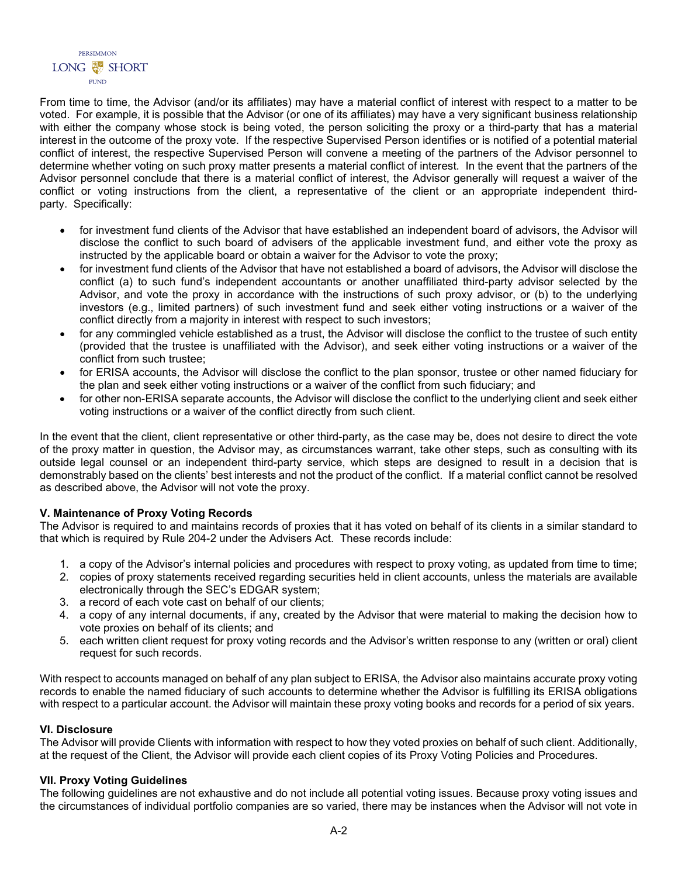From time to time, the Advisor (and/or its affiliates) may have a material conflict of interest with respect to a matter to be voted. For example, it is possible that the Advisor (or one of its affiliates) may have a very significant business relationship with either the company whose stock is being voted, the person soliciting the proxy or a third-party that has a material interest in the outcome of the proxy vote. If the respective Supervised Person identifies or is notified of a potential material conflict of interest, the respective Supervised Person will convene a meeting of the partners of the Advisor personnel to determine whether voting on such proxy matter presents a material conflict of interest. In the event that the partners of the Advisor personnel conclude that there is a material conflict of interest, the Advisor generally will request a waiver of the conflict or voting instructions from the client, a representative of the client or an appropriate independent third-party. Specifically:

- for investment fund clients of the Advisor that have established an independent board of advisors, the Advisor will disclose the conflict to such board of advisers of the applicable investment fund, and either vote the proxy as instructed by the applicable board or obtain a waiver for the Advisor to vote the proxy;
- for investment fund clients of the Advisor that have not established a board of advisors, the Advisor will disclose the conflict (a) to such fund's independent accountants or another unaffiliated third-party advisor selected by the Advisor, and vote the proxy in accordance with the instructions of such proxy advisor, or (b) to the underlying investors (e.g., limited partners) of such investment fund and seek either voting instructions or a waiver of the conflict directly from a majority in interest with respect to such investors;
- for any commingled vehicle established as a trust, the Advisor will disclose the conflict to the trustee of such entity (provided that the trustee is unaffiliated with the Advisor), and seek either voting instructions or a waiver of the conflict from such trustee;
- for ERISA accounts, the Advisor will disclose the conflict to the plan sponsor, trustee or other named fiduciary for the plan and seek either voting instructions or a waiver of the conflict from such fiduciary; and
- for other non-ERISA separate accounts, the Advisor will disclose the conflict to the underlying client and seek either voting instructions or a waiver of the conflict directly from such client.

In the event that the client, client representative or other third-party, as the case may be, does not desire to direct the vote of the proxy matter in question, the Advisor may, as circumstances warrant, take other steps, such as consulting with its outside legal counsel or an independent third-party service, which steps are designed to result in a decision that is demonstrably based on the clients' best interests and not the product of the conflict. If a material conflict cannot be resolved as described above, the Advisor will not vote the proxy.

**V. Maintenance of Proxy Voting Records**

The Advisor is required to and maintains records of proxies that it has voted on behalf of its clients in a similar standard to that which is required by Rule 204-2 under the Advisers Act. These records include:

1. a copy of the Advisor's internal policies and procedures with respect to proxy voting, as updated from time to time;
2. copies of proxy statements received regarding securities held in client accounts, unless the materials are available electronically through the SEC's EDGAR system;
3. a record of each vote cast on behalf of our clients;
4. a copy of any internal documents, if any, created by the Advisor that were material to making the decision how to vote proxies on behalf of its clients; and
5. each written client request for proxy voting records and the Advisor's written response to any (written or oral) client request for such records.

With respect to accounts managed on behalf of any plan subject to ERISA, the Advisor also maintains accurate proxy voting records to enable the named fiduciary of such accounts to determine whether the Advisor is fulfilling its ERISA obligations with respect to a particular account. the Advisor will maintain these proxy voting books and records for a period of six years.

**VI. Disclosure**

The Advisor will provide Clients with information with respect to how they voted proxies on behalf of such client. Additionally, at the request of the Client, the Advisor will provide each client copies of its Proxy Voting Policies and Procedures.

**VII. Proxy Voting Guidelines**

The following guidelines are not exhaustive and do not include all potential voting issues. Because proxy voting issues and the circumstances of individual portfolio companies are so varied, there may be instances when the Advisor will not vote in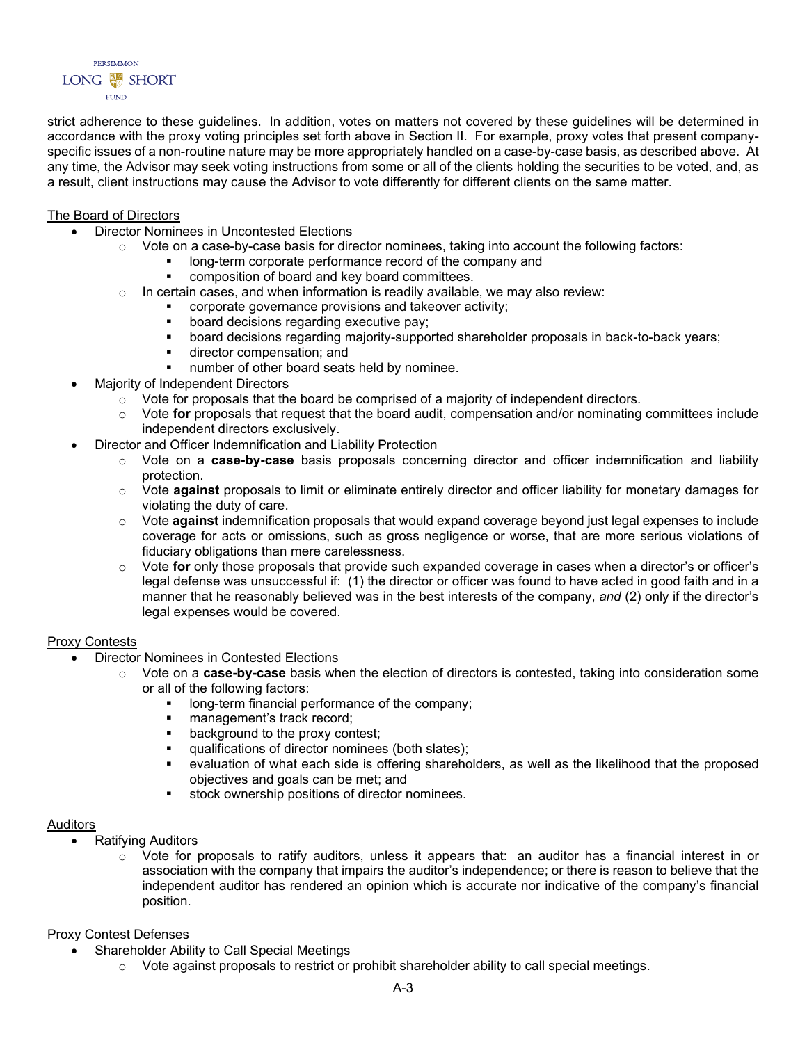strict adherence to these guidelines. In addition, votes on matters not covered by these guidelines will be determined in accordance with the proxy voting principles set forth above in Section II. For example, proxy votes that present company-specific issues of a non-routine nature may be more appropriately handled on a case-by-case basis, as described above. At any time, the Advisor may seek voting instructions from some or all of the clients holding the securities to be voted, and, as a result, client instructions may cause the Advisor to vote differently for different clients on the same matter.

<u>The Board of Directors</u>

- Director Nominees in Uncontested Elections
  - Vote on a case-by-case basis for director nominees, taking into account the following factors:
    - long-term corporate performance record of the company and
    - composition of board and key board committees.
  - In certain cases, and when information is readily available, we may also review:
    - corporate governance provisions and takeover activity;
    - board decisions regarding executive pay;
    - board decisions regarding majority-supported shareholder proposals in back-to-back years;
    - director compensation; and
    - number of other board seats held by nominee.
- Majority of Independent Directors
  - Vote for proposals that the board be comprised of a majority of independent directors.
  - Vote **for** proposals that request that the board audit, compensation and/or nominating committees include independent directors exclusively.
- Director and Officer Indemnification and Liability Protection
  - Vote on a **case-by-case** basis proposals concerning director and officer indemnification and liability protection.
  - Vote **against** proposals to limit or eliminate entirely director and officer liability for monetary damages for violating the duty of care.
  - Vote **against** indemnification proposals that would expand coverage beyond just legal expenses to include coverage for acts or omissions, such as gross negligence or worse, that are more serious violations of fiduciary obligations than mere carelessness.
  - Vote **for** only those proposals that provide such expanded coverage in cases when a director's or officer's legal defense was unsuccessful if: (1) the director or officer was found to have acted in good faith and in a manner that he reasonably believed was in the best interests of the company, *and* (2) only if the director's legal expenses would be covered.

<u>Proxy Contests</u>

- Director Nominees in Contested Elections
  - Vote on a **case-by-case** basis when the election of directors is contested, taking into consideration some or all of the following factors:
    - long-term financial performance of the company;
    - management's track record;
    - background to the proxy contest;
    - qualifications of director nominees (both slates);
    - evaluation of what each side is offering shareholders, as well as the likelihood that the proposed objectives and goals can be met; and
    - stock ownership positions of director nominees.

<u>Auditors</u>

- Ratifying Auditors
  - Vote for proposals to ratify auditors, unless it appears that: an auditor has a financial interest in or association with the company that impairs the auditor's independence; or there is reason to believe that the independent auditor has rendered an opinion which is accurate nor indicative of the company's financial position.

<u>Proxy Contest Defenses</u>

- Shareholder Ability to Call Special Meetings
  - Vote against proposals to restrict or prohibit shareholder ability to call special meetings.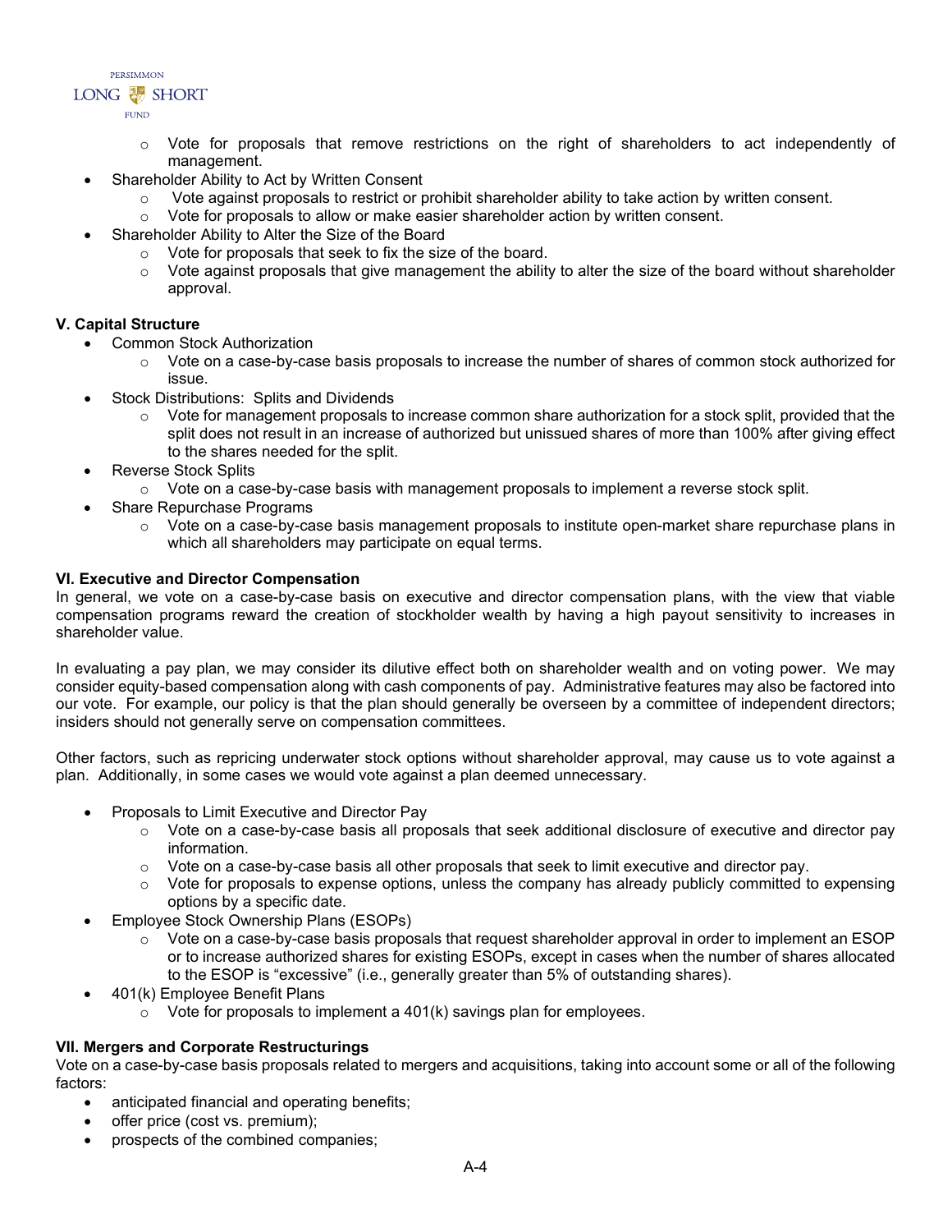- Vote for proposals that remove restrictions on the right of shareholders to act independently of management.
- Shareholder Ability to Act by Written Consent
  - Vote against proposals to restrict or prohibit shareholder ability to take action by written consent.
  - Vote for proposals to allow or make easier shareholder action by written consent.
- Shareholder Ability to Alter the Size of the Board
  - Vote for proposals that seek to fix the size of the board.
  - Vote against proposals that give management the ability to alter the size of the board without shareholder approval.

**V. Capital Structure**

- Common Stock Authorization
  - Vote on a case-by-case basis proposals to increase the number of shares of common stock authorized for issue.
- Stock Distributions: Splits and Dividends
  - Vote for management proposals to increase common share authorization for a stock split, provided that the split does not result in an increase of authorized but unissued shares of more than 100% after giving effect to the shares needed for the split.
- Reverse Stock Splits
  - Vote on a case-by-case basis with management proposals to implement a reverse stock split.
- Share Repurchase Programs
  - Vote on a case-by-case basis management proposals to institute open-market share repurchase plans in which all shareholders may participate on equal terms.

**VI. Executive and Director Compensation**

In general, we vote on a case-by-case basis on executive and director compensation plans, with the view that viable compensation programs reward the creation of stockholder wealth by having a high payout sensitivity to increases in shareholder value.

In evaluating a pay plan, we may consider its dilutive effect both on shareholder wealth and on voting power. We may consider equity-based compensation along with cash components of pay. Administrative features may also be factored into our vote. For example, our policy is that the plan should generally be overseen by a committee of independent directors; insiders should not generally serve on compensation committees.

Other factors, such as repricing underwater stock options without shareholder approval, may cause us to vote against a plan. Additionally, in some cases we would vote against a plan deemed unnecessary.

- Proposals to Limit Executive and Director Pay
  - Vote on a case-by-case basis all proposals that seek additional disclosure of executive and director pay information.
  - Vote on a case-by-case basis all other proposals that seek to limit executive and director pay.
  - Vote for proposals to expense options, unless the company has already publicly committed to expensing options by a specific date.
- Employee Stock Ownership Plans (ESOPs)
  - Vote on a case-by-case basis proposals that request shareholder approval in order to implement an ESOP or to increase authorized shares for existing ESOPs, except in cases when the number of shares allocated to the ESOP is "excessive" (i.e., generally greater than 5% of outstanding shares).
- 401(k) Employee Benefit Plans
  - Vote for proposals to implement a 401(k) savings plan for employees.

**VII. Mergers and Corporate Restructurings**

Vote on a case-by-case basis proposals related to mergers and acquisitions, taking into account some or all of the following factors:

- anticipated financial and operating benefits;
- offer price (cost vs. premium);
- prospects of the combined companies;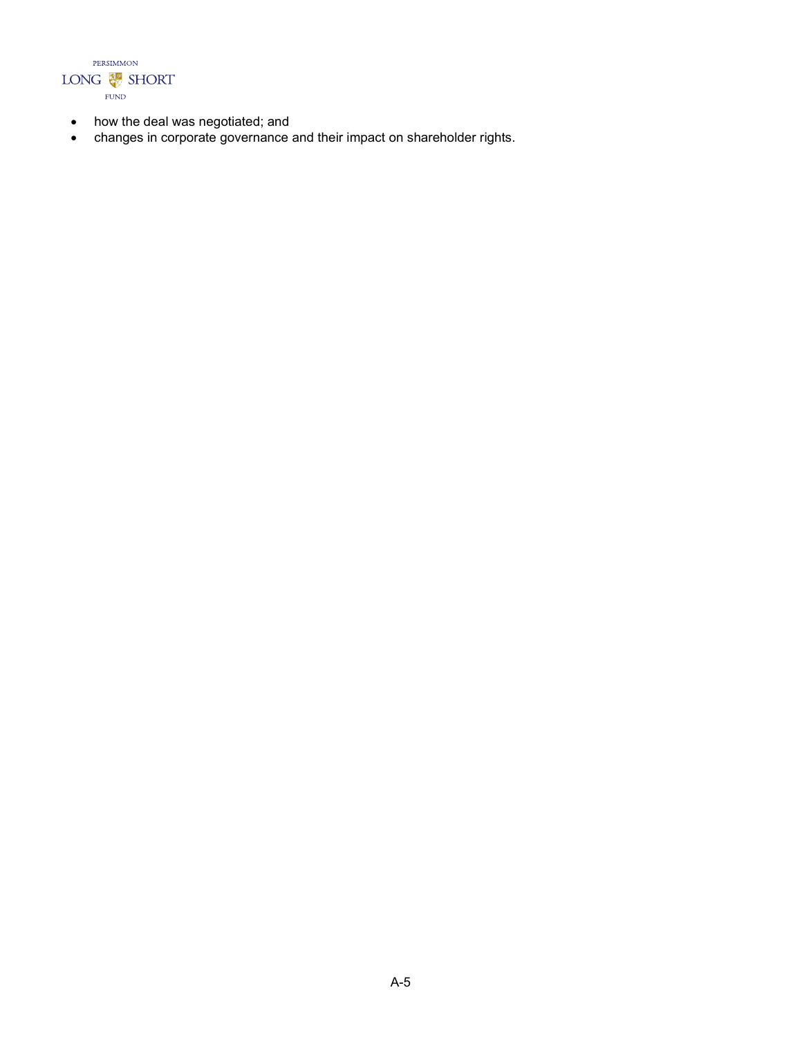- how the deal was negotiated; and
- changes in corporate governance and their impact on shareholder rights.